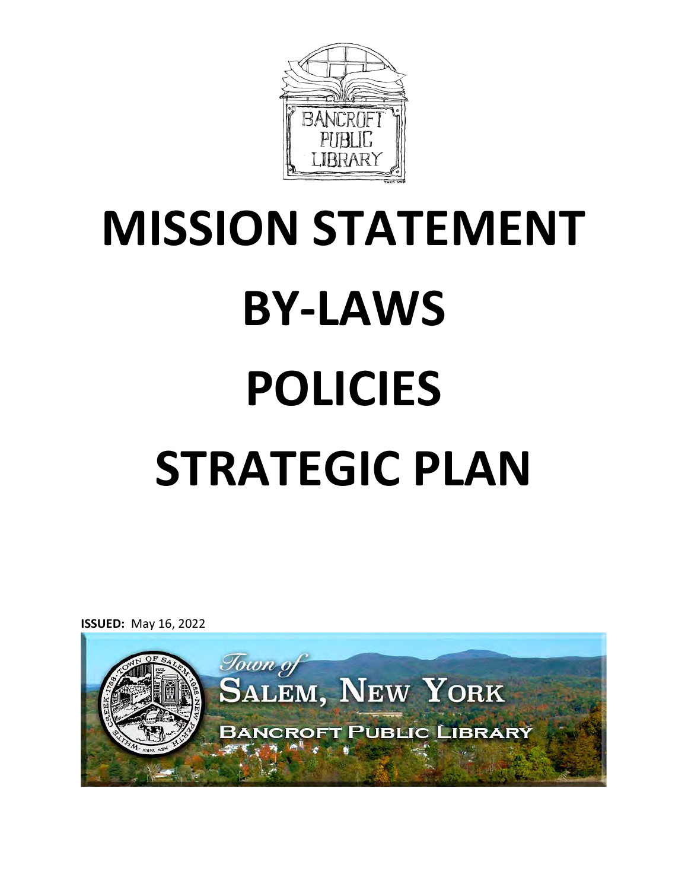# MISSION STATEMENT

# BY-LAWS

# POLICIES

# STRATEGIC PLAN

**ISSUED:** May 16, 2022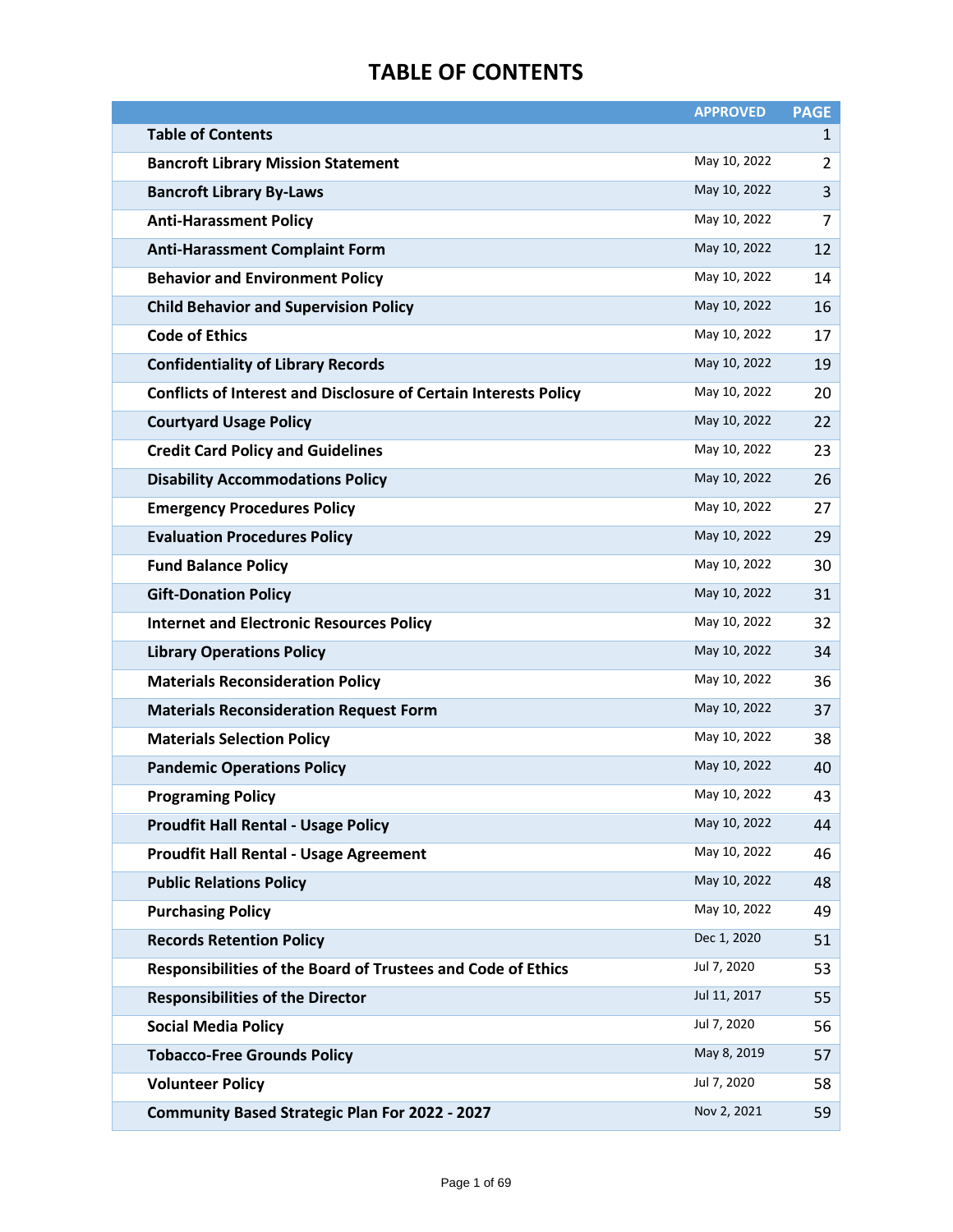# TABLE OF CONTENTS

| | APPROVED | PAGE |
|---|---|---|
| **Table of Contents** | | 1 |
| **Bancroft Library Mission Statement** | May 10, 2022 | 2 |
| **Bancroft Library By-Laws** | May 10, 2022 | 3 |
| **Anti-Harassment Policy** | May 10, 2022 | 7 |
| **Anti-Harassment Complaint Form** | May 10, 2022 | 12 |
| **Behavior and Environment Policy** | May 10, 2022 | 14 |
| **Child Behavior and Supervision Policy** | May 10, 2022 | 16 |
| **Code of Ethics** | May 10, 2022 | 17 |
| **Confidentiality of Library Records** | May 10, 2022 | 19 |
| **Conflicts of Interest and Disclosure of Certain Interests Policy** | May 10, 2022 | 20 |
| **Courtyard Usage Policy** | May 10, 2022 | 22 |
| **Credit Card Policy and Guidelines** | May 10, 2022 | 23 |
| **Disability Accommodations Policy** | May 10, 2022 | 26 |
| **Emergency Procedures Policy** | May 10, 2022 | 27 |
| **Evaluation Procedures Policy** | May 10, 2022 | 29 |
| **Fund Balance Policy** | May 10, 2022 | 30 |
| **Gift-Donation Policy** | May 10, 2022 | 31 |
| **Internet and Electronic Resources Policy** | May 10, 2022 | 32 |
| **Library Operations Policy** | May 10, 2022 | 34 |
| **Materials Reconsideration Policy** | May 10, 2022 | 36 |
| **Materials Reconsideration Request Form** | May 10, 2022 | 37 |
| **Materials Selection Policy** | May 10, 2022 | 38 |
| **Pandemic Operations Policy** | May 10, 2022 | 40 |
| **Programing Policy** | May 10, 2022 | 43 |
| **Proudfit Hall Rental - Usage Policy** | May 10, 2022 | 44 |
| **Proudfit Hall Rental - Usage Agreement** | May 10, 2022 | 46 |
| **Public Relations Policy** | May 10, 2022 | 48 |
| **Purchasing Policy** | May 10, 2022 | 49 |
| **Records Retention Policy** | Dec 1, 2020 | 51 |
| **Responsibilities of the Board of Trustees and Code of Ethics** | Jul 7, 2020 | 53 |
| **Responsibilities of the Director** | Jul 11, 2017 | 55 |
| **Social Media Policy** | Jul 7, 2020 | 56 |
| **Tobacco-Free Grounds Policy** | May 8, 2019 | 57 |
| **Volunteer Policy** | Jul 7, 2020 | 58 |
| **Community Based Strategic Plan For 2022 - 2027** | Nov 2, 2021 | 59 |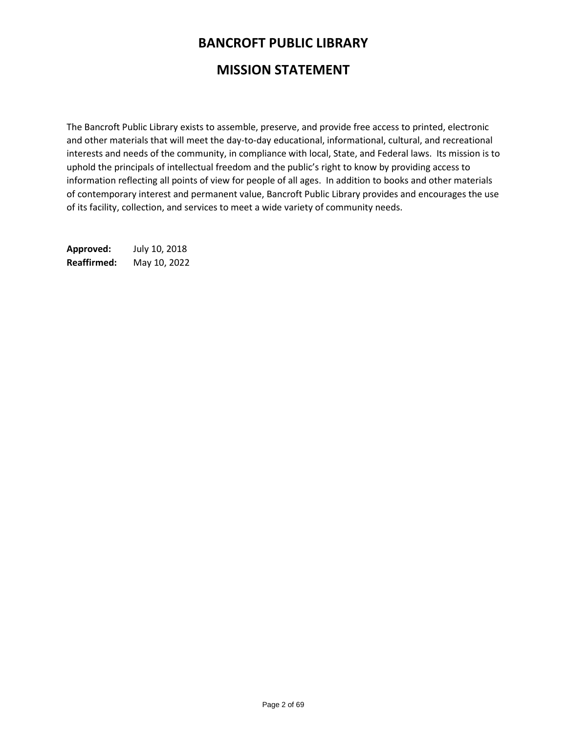# BANCROFT PUBLIC LIBRARY

## MISSION STATEMENT

The Bancroft Public Library exists to assemble, preserve, and provide free access to printed, electronic and other materials that will meet the day-to-day educational, informational, cultural, and recreational interests and needs of the community, in compliance with local, State, and Federal laws. Its mission is to uphold the principals of intellectual freedom and the public's right to know by providing access to information reflecting all points of view for people of all ages. In addition to books and other materials of contemporary interest and permanent value, Bancroft Public Library provides and encourages the use of its facility, collection, and services to meet a wide variety of community needs.

**Approved:** July 10, 2018
**Reaffirmed:** May 10, 2022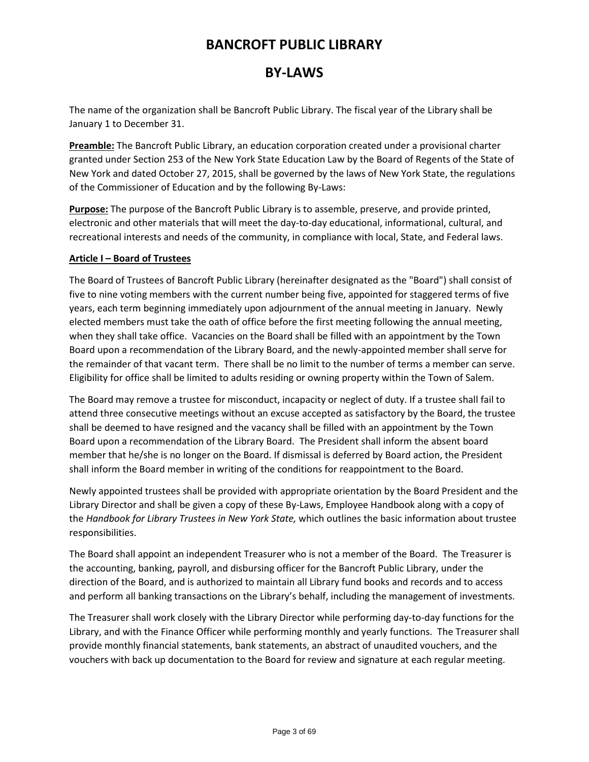# BANCROFT PUBLIC LIBRARY

# BY-LAWS

The name of the organization shall be Bancroft Public Library. The fiscal year of the Library shall be January 1 to December 31.

**Preamble:** The Bancroft Public Library, an education corporation created under a provisional charter granted under Section 253 of the New York State Education Law by the Board of Regents of the State of New York and dated October 27, 2015, shall be governed by the laws of New York State, the regulations of the Commissioner of Education and by the following By-Laws:

**Purpose:** The purpose of the Bancroft Public Library is to assemble, preserve, and provide printed, electronic and other materials that will meet the day-to-day educational, informational, cultural, and recreational interests and needs of the community, in compliance with local, State, and Federal laws.

## Article I – Board of Trustees

The Board of Trustees of Bancroft Public Library (hereinafter designated as the "Board") shall consist of five to nine voting members with the current number being five, appointed for staggered terms of five years, each term beginning immediately upon adjournment of the annual meeting in January. Newly elected members must take the oath of office before the first meeting following the annual meeting, when they shall take office. Vacancies on the Board shall be filled with an appointment by the Town Board upon a recommendation of the Library Board, and the newly-appointed member shall serve for the remainder of that vacant term. There shall be no limit to the number of terms a member can serve. Eligibility for office shall be limited to adults residing or owning property within the Town of Salem.

The Board may remove a trustee for misconduct, incapacity or neglect of duty. If a trustee shall fail to attend three consecutive meetings without an excuse accepted as satisfactory by the Board, the trustee shall be deemed to have resigned and the vacancy shall be filled with an appointment by the Town Board upon a recommendation of the Library Board. The President shall inform the absent board member that he/she is no longer on the Board. If dismissal is deferred by Board action, the President shall inform the Board member in writing of the conditions for reappointment to the Board.

Newly appointed trustees shall be provided with appropriate orientation by the Board President and the Library Director and shall be given a copy of these By-Laws, Employee Handbook along with a copy of the *Handbook for Library Trustees in New York State,* which outlines the basic information about trustee responsibilities.

The Board shall appoint an independent Treasurer who is not a member of the Board. The Treasurer is the accounting, banking, payroll, and disbursing officer for the Bancroft Public Library, under the direction of the Board, and is authorized to maintain all Library fund books and records and to access and perform all banking transactions on the Library's behalf, including the management of investments.

The Treasurer shall work closely with the Library Director while performing day-to-day functions for the Library, and with the Finance Officer while performing monthly and yearly functions. The Treasurer shall provide monthly financial statements, bank statements, an abstract of unaudited vouchers, and the vouchers with back up documentation to the Board for review and signature at each regular meeting.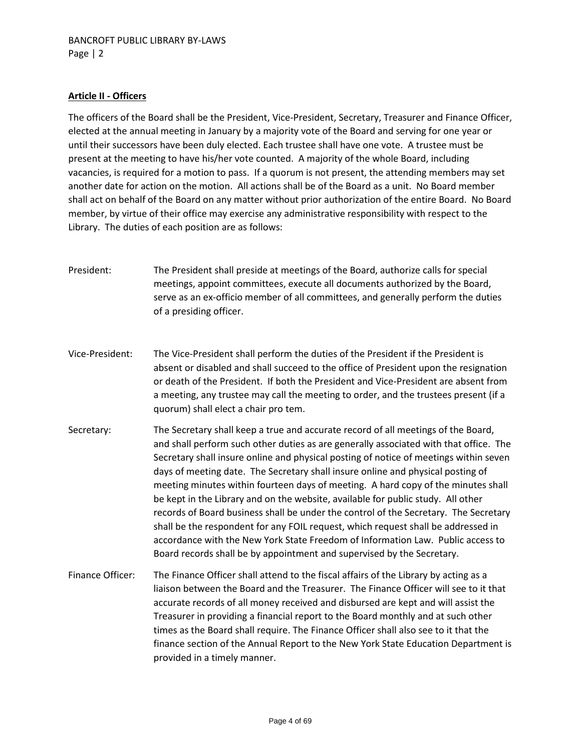## Article II - Officers

The officers of the Board shall be the President, Vice-President, Secretary, Treasurer and Finance Officer, elected at the annual meeting in January by a majority vote of the Board and serving for one year or until their successors have been duly elected. Each trustee shall have one vote. A trustee must be present at the meeting to have his/her vote counted. A majority of the whole Board, including vacancies, is required for a motion to pass. If a quorum is not present, the attending members may set another date for action on the motion. All actions shall be of the Board as a unit. No Board member shall act on behalf of the Board on any matter without prior authorization of the entire Board. No Board member, by virtue of their office may exercise any administrative responsibility with respect to the Library. The duties of each position are as follows:

President: The President shall preside at meetings of the Board, authorize calls for special meetings, appoint committees, execute all documents authorized by the Board, serve as an ex-officio member of all committees, and generally perform the duties of a presiding officer.

Vice-President: The Vice-President shall perform the duties of the President if the President is absent or disabled and shall succeed to the office of President upon the resignation or death of the President. If both the President and Vice-President are absent from a meeting, any trustee may call the meeting to order, and the trustees present (if a quorum) shall elect a chair pro tem.

Secretary: The Secretary shall keep a true and accurate record of all meetings of the Board, and shall perform such other duties as are generally associated with that office. The Secretary shall insure online and physical posting of notice of meetings within seven days of meeting date. The Secretary shall insure online and physical posting of meeting minutes within fourteen days of meeting. A hard copy of the minutes shall be kept in the Library and on the website, available for public study. All other records of Board business shall be under the control of the Secretary. The Secretary shall be the respondent for any FOIL request, which request shall be addressed in accordance with the New York State Freedom of Information Law. Public access to Board records shall be by appointment and supervised by the Secretary.

Finance Officer: The Finance Officer shall attend to the fiscal affairs of the Library by acting as a liaison between the Board and the Treasurer. The Finance Officer will see to it that accurate records of all money received and disbursed are kept and will assist the Treasurer in providing a financial report to the Board monthly and at such other times as the Board shall require. The Finance Officer shall also see to it that the finance section of the Annual Report to the New York State Education Department is provided in a timely manner.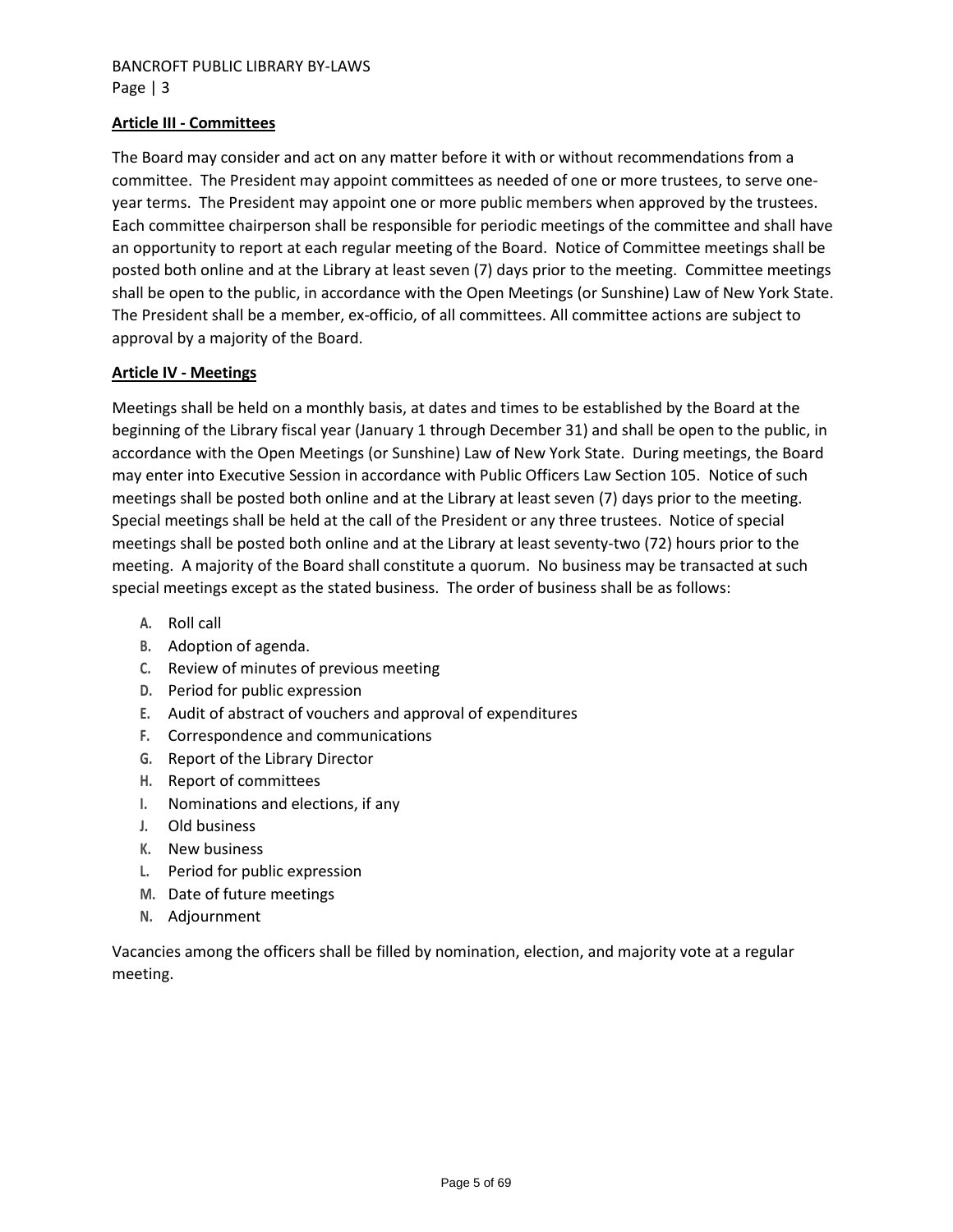**Article III - Committees**

The Board may consider and act on any matter before it with or without recommendations from a committee. The President may appoint committees as needed of one or more trustees, to serve one-year terms. The President may appoint one or more public members when approved by the trustees. Each committee chairperson shall be responsible for periodic meetings of the committee and shall have an opportunity to report at each regular meeting of the Board. Notice of Committee meetings shall be posted both online and at the Library at least seven (7) days prior to the meeting. Committee meetings shall be open to the public, in accordance with the Open Meetings (or Sunshine) Law of New York State. The President shall be a member, ex-officio, of all committees. All committee actions are subject to approval by a majority of the Board.

**Article IV - Meetings**

Meetings shall be held on a monthly basis, at dates and times to be established by the Board at the beginning of the Library fiscal year (January 1 through December 31) and shall be open to the public, in accordance with the Open Meetings (or Sunshine) Law of New York State. During meetings, the Board may enter into Executive Session in accordance with Public Officers Law Section 105. Notice of such meetings shall be posted both online and at the Library at least seven (7) days prior to the meeting. Special meetings shall be held at the call of the President or any three trustees. Notice of special meetings shall be posted both online and at the Library at least seventy-two (72) hours prior to the meeting. A majority of the Board shall constitute a quorum. No business may be transacted at such special meetings except as the stated business. The order of business shall be as follows:

A. Roll call
B. Adoption of agenda.
C. Review of minutes of previous meeting
D. Period for public expression
E. Audit of abstract of vouchers and approval of expenditures
F. Correspondence and communications
G. Report of the Library Director
H. Report of committees
I. Nominations and elections, if any
J. Old business
K. New business
L. Period for public expression
M. Date of future meetings
N. Adjournment

Vacancies among the officers shall be filled by nomination, election, and majority vote at a regular meeting.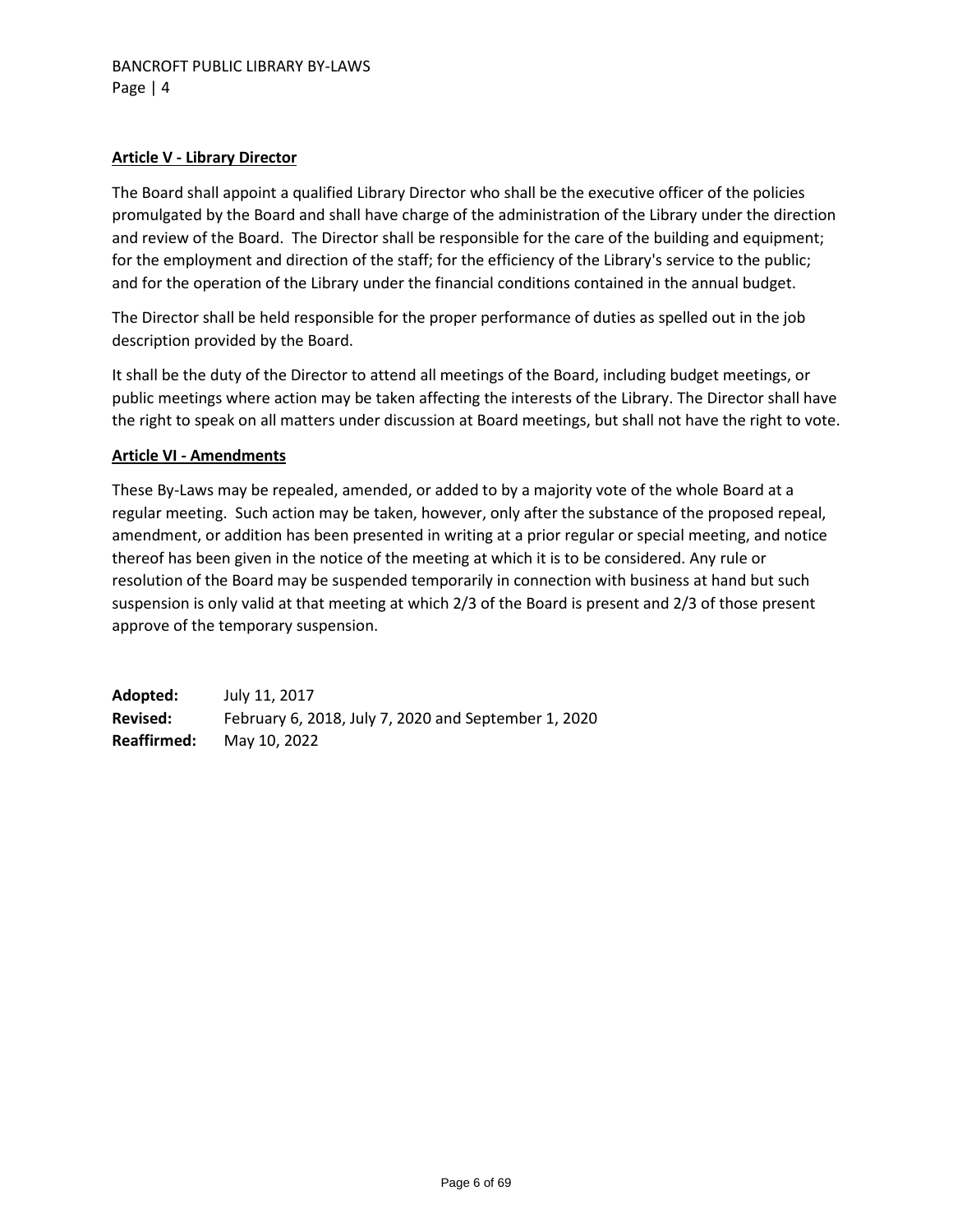## Article V - Library Director

The Board shall appoint a qualified Library Director who shall be the executive officer of the policies promulgated by the Board and shall have charge of the administration of the Library under the direction and review of the Board. The Director shall be responsible for the care of the building and equipment; for the employment and direction of the staff; for the efficiency of the Library's service to the public; and for the operation of the Library under the financial conditions contained in the annual budget.

The Director shall be held responsible for the proper performance of duties as spelled out in the job description provided by the Board.

It shall be the duty of the Director to attend all meetings of the Board, including budget meetings, or public meetings where action may be taken affecting the interests of the Library. The Director shall have the right to speak on all matters under discussion at Board meetings, but shall not have the right to vote.

## Article VI - Amendments

These By-Laws may be repealed, amended, or added to by a majority vote of the whole Board at a regular meeting. Such action may be taken, however, only after the substance of the proposed repeal, amendment, or addition has been presented in writing at a prior regular or special meeting, and notice thereof has been given in the notice of the meeting at which it is to be considered. Any rule or resolution of the Board may be suspended temporarily in connection with business at hand but such suspension is only valid at that meeting at which 2/3 of the Board is present and 2/3 of those present approve of the temporary suspension.

**Adopted:** July 11, 2017
**Revised:** February 6, 2018, July 7, 2020 and September 1, 2020
**Reaffirmed:** May 10, 2022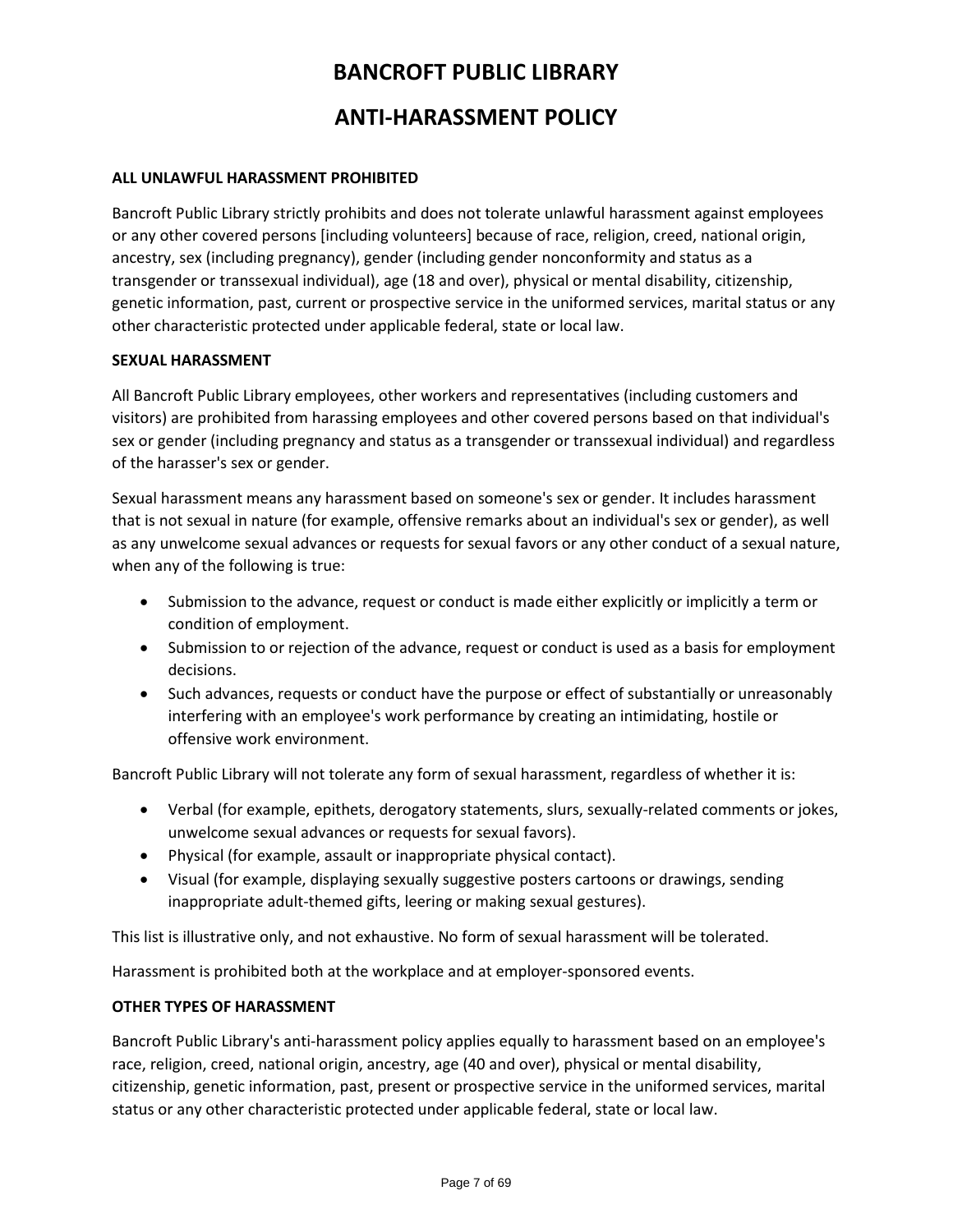# BANCROFT PUBLIC LIBRARY

# ANTI-HARASSMENT POLICY

**ALL UNLAWFUL HARASSMENT PROHIBITED**

Bancroft Public Library strictly prohibits and does not tolerate unlawful harassment against employees or any other covered persons [including volunteers] because of race, religion, creed, national origin, ancestry, sex (including pregnancy), gender (including gender nonconformity and status as a transgender or transsexual individual), age (18 and over), physical or mental disability, citizenship, genetic information, past, current or prospective service in the uniformed services, marital status or any other characteristic protected under applicable federal, state or local law.

**SEXUAL HARASSMENT**

All Bancroft Public Library employees, other workers and representatives (including customers and visitors) are prohibited from harassing employees and other covered persons based on that individual's sex or gender (including pregnancy and status as a transgender or transsexual individual) and regardless of the harasser's sex or gender.

Sexual harassment means any harassment based on someone's sex or gender. It includes harassment that is not sexual in nature (for example, offensive remarks about an individual's sex or gender), as well as any unwelcome sexual advances or requests for sexual favors or any other conduct of a sexual nature, when any of the following is true:

- Submission to the advance, request or conduct is made either explicitly or implicitly a term or condition of employment.
- Submission to or rejection of the advance, request or conduct is used as a basis for employment decisions.
- Such advances, requests or conduct have the purpose or effect of substantially or unreasonably interfering with an employee's work performance by creating an intimidating, hostile or offensive work environment.

Bancroft Public Library will not tolerate any form of sexual harassment, regardless of whether it is:

- Verbal (for example, epithets, derogatory statements, slurs, sexually-related comments or jokes, unwelcome sexual advances or requests for sexual favors).
- Physical (for example, assault or inappropriate physical contact).
- Visual (for example, displaying sexually suggestive posters cartoons or drawings, sending inappropriate adult-themed gifts, leering or making sexual gestures).

This list is illustrative only, and not exhaustive. No form of sexual harassment will be tolerated.

Harassment is prohibited both at the workplace and at employer-sponsored events.

**OTHER TYPES OF HARASSMENT**

Bancroft Public Library's anti-harassment policy applies equally to harassment based on an employee's race, religion, creed, national origin, ancestry, age (40 and over), physical or mental disability, citizenship, genetic information, past, present or prospective service in the uniformed services, marital status or any other characteristic protected under applicable federal, state or local law.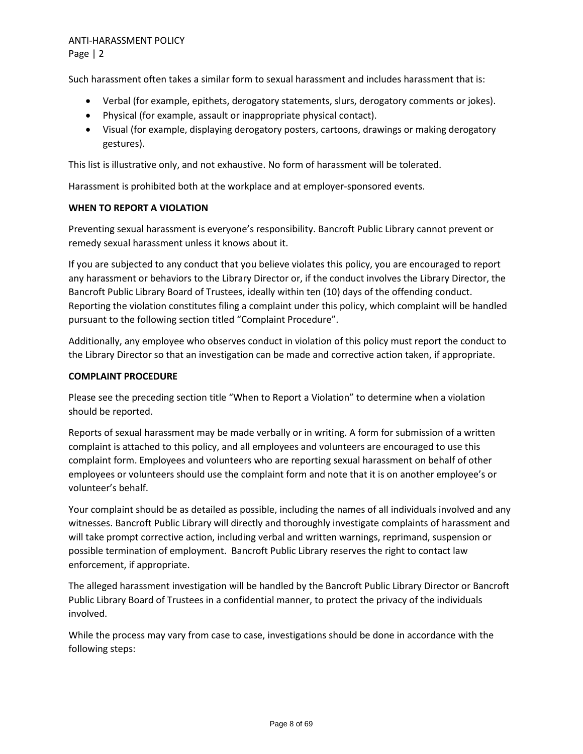Such harassment often takes a similar form to sexual harassment and includes harassment that is:

- Verbal (for example, epithets, derogatory statements, slurs, derogatory comments or jokes).
- Physical (for example, assault or inappropriate physical contact).
- Visual (for example, displaying derogatory posters, cartoons, drawings or making derogatory gestures).

This list is illustrative only, and not exhaustive. No form of harassment will be tolerated.

Harassment is prohibited both at the workplace and at employer-sponsored events.

**WHEN TO REPORT A VIOLATION**

Preventing sexual harassment is everyone's responsibility. Bancroft Public Library cannot prevent or remedy sexual harassment unless it knows about it.

If you are subjected to any conduct that you believe violates this policy, you are encouraged to report any harassment or behaviors to the Library Director or, if the conduct involves the Library Director, the Bancroft Public Library Board of Trustees, ideally within ten (10) days of the offending conduct. Reporting the violation constitutes filing a complaint under this policy, which complaint will be handled pursuant to the following section titled "Complaint Procedure".

Additionally, any employee who observes conduct in violation of this policy must report the conduct to the Library Director so that an investigation can be made and corrective action taken, if appropriate.

**COMPLAINT PROCEDURE**

Please see the preceding section title "When to Report a Violation" to determine when a violation should be reported.

Reports of sexual harassment may be made verbally or in writing. A form for submission of a written complaint is attached to this policy, and all employees and volunteers are encouraged to use this complaint form. Employees and volunteers who are reporting sexual harassment on behalf of other employees or volunteers should use the complaint form and note that it is on another employee's or volunteer's behalf.

Your complaint should be as detailed as possible, including the names of all individuals involved and any witnesses. Bancroft Public Library will directly and thoroughly investigate complaints of harassment and will take prompt corrective action, including verbal and written warnings, reprimand, suspension or possible termination of employment. Bancroft Public Library reserves the right to contact law enforcement, if appropriate.

The alleged harassment investigation will be handled by the Bancroft Public Library Director or Bancroft Public Library Board of Trustees in a confidential manner, to protect the privacy of the individuals involved.

While the process may vary from case to case, investigations should be done in accordance with the following steps: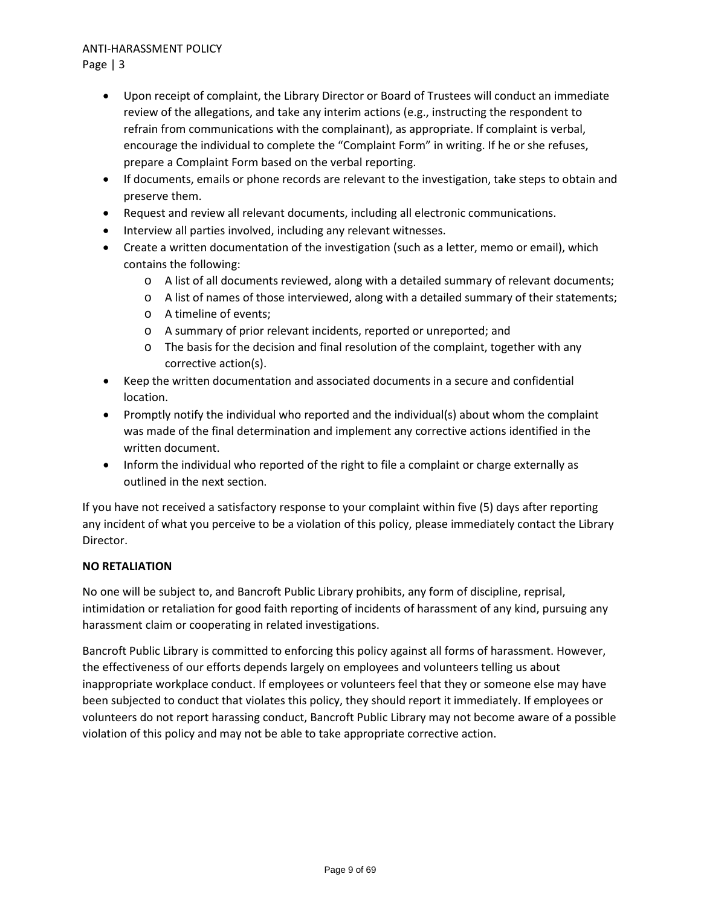- Upon receipt of complaint, the Library Director or Board of Trustees will conduct an immediate review of the allegations, and take any interim actions (e.g., instructing the respondent to refrain from communications with the complainant), as appropriate. If complaint is verbal, encourage the individual to complete the "Complaint Form" in writing. If he or she refuses, prepare a Complaint Form based on the verbal reporting.
- If documents, emails or phone records are relevant to the investigation, take steps to obtain and preserve them.
- Request and review all relevant documents, including all electronic communications.
- Interview all parties involved, including any relevant witnesses.
- Create a written documentation of the investigation (such as a letter, memo or email), which contains the following:
  - A list of all documents reviewed, along with a detailed summary of relevant documents;
  - A list of names of those interviewed, along with a detailed summary of their statements;
  - A timeline of events;
  - A summary of prior relevant incidents, reported or unreported; and
  - The basis for the decision and final resolution of the complaint, together with any corrective action(s).
- Keep the written documentation and associated documents in a secure and confidential location.
- Promptly notify the individual who reported and the individual(s) about whom the complaint was made of the final determination and implement any corrective actions identified in the written document.
- Inform the individual who reported of the right to file a complaint or charge externally as outlined in the next section.

If you have not received a satisfactory response to your complaint within five (5) days after reporting any incident of what you perceive to be a violation of this policy, please immediately contact the Library Director.

**NO RETALIATION**

No one will be subject to, and Bancroft Public Library prohibits, any form of discipline, reprisal, intimidation or retaliation for good faith reporting of incidents of harassment of any kind, pursuing any harassment claim or cooperating in related investigations.

Bancroft Public Library is committed to enforcing this policy against all forms of harassment. However, the effectiveness of our efforts depends largely on employees and volunteers telling us about inappropriate workplace conduct. If employees or volunteers feel that they or someone else may have been subjected to conduct that violates this policy, they should report it immediately. If employees or volunteers do not report harassing conduct, Bancroft Public Library may not become aware of a possible violation of this policy and may not be able to take appropriate corrective action.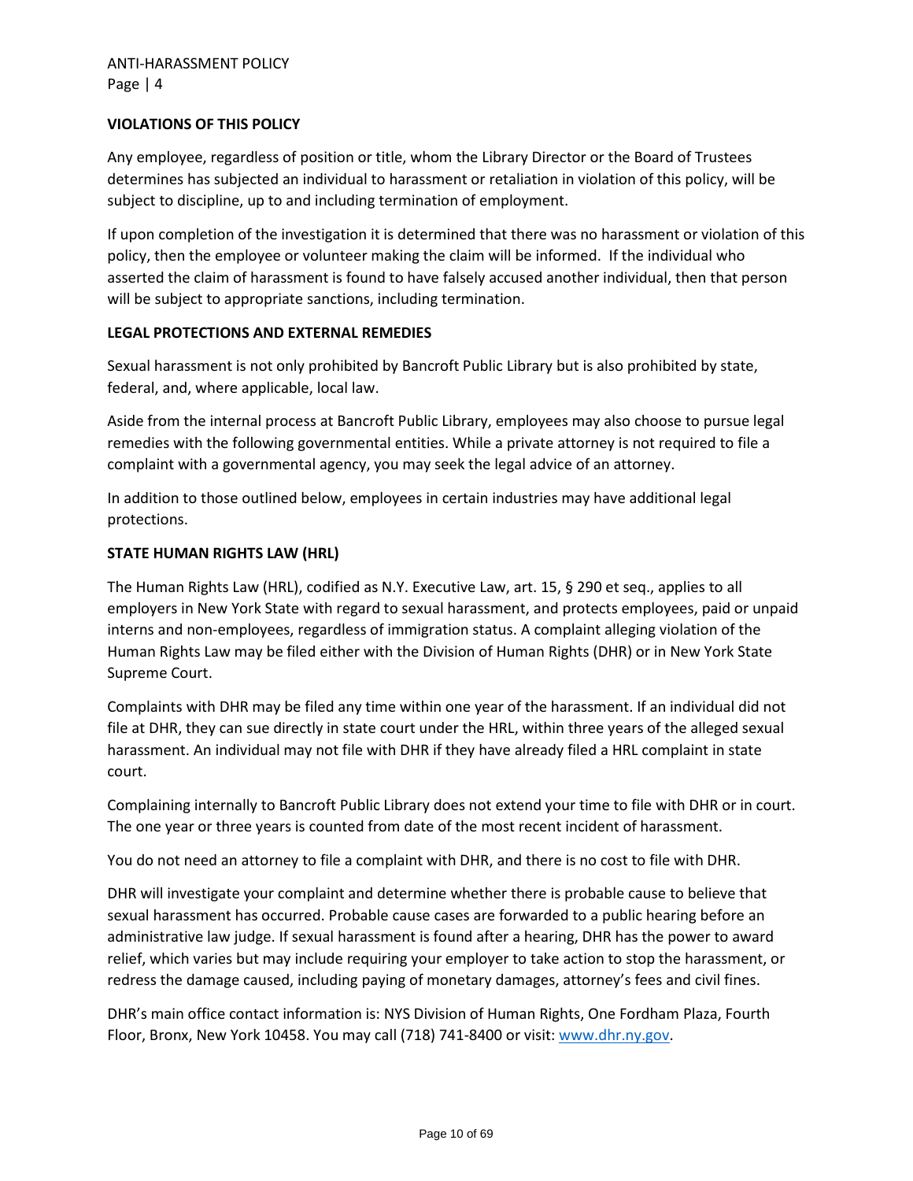## VIOLATIONS OF THIS POLICY

Any employee, regardless of position or title, whom the Library Director or the Board of Trustees determines has subjected an individual to harassment or retaliation in violation of this policy, will be subject to discipline, up to and including termination of employment.

If upon completion of the investigation it is determined that there was no harassment or violation of this policy, then the employee or volunteer making the claim will be informed. If the individual who asserted the claim of harassment is found to have falsely accused another individual, then that person will be subject to appropriate sanctions, including termination.

## LEGAL PROTECTIONS AND EXTERNAL REMEDIES

Sexual harassment is not only prohibited by Bancroft Public Library but is also prohibited by state, federal, and, where applicable, local law.

Aside from the internal process at Bancroft Public Library, employees may also choose to pursue legal remedies with the following governmental entities. While a private attorney is not required to file a complaint with a governmental agency, you may seek the legal advice of an attorney.

In addition to those outlined below, employees in certain industries may have additional legal protections.

## STATE HUMAN RIGHTS LAW (HRL)

The Human Rights Law (HRL), codified as N.Y. Executive Law, art. 15, § 290 et seq., applies to all employers in New York State with regard to sexual harassment, and protects employees, paid or unpaid interns and non-employees, regardless of immigration status. A complaint alleging violation of the Human Rights Law may be filed either with the Division of Human Rights (DHR) or in New York State Supreme Court.

Complaints with DHR may be filed any time within one year of the harassment. If an individual did not file at DHR, they can sue directly in state court under the HRL, within three years of the alleged sexual harassment. An individual may not file with DHR if they have already filed a HRL complaint in state court.

Complaining internally to Bancroft Public Library does not extend your time to file with DHR or in court. The one year or three years is counted from date of the most recent incident of harassment.

You do not need an attorney to file a complaint with DHR, and there is no cost to file with DHR.

DHR will investigate your complaint and determine whether there is probable cause to believe that sexual harassment has occurred. Probable cause cases are forwarded to a public hearing before an administrative law judge. If sexual harassment is found after a hearing, DHR has the power to award relief, which varies but may include requiring your employer to take action to stop the harassment, or redress the damage caused, including paying of monetary damages, attorney's fees and civil fines.

DHR's main office contact information is: NYS Division of Human Rights, One Fordham Plaza, Fourth Floor, Bronx, New York 10458. You may call (718) 741-8400 or visit: www.dhr.ny.gov.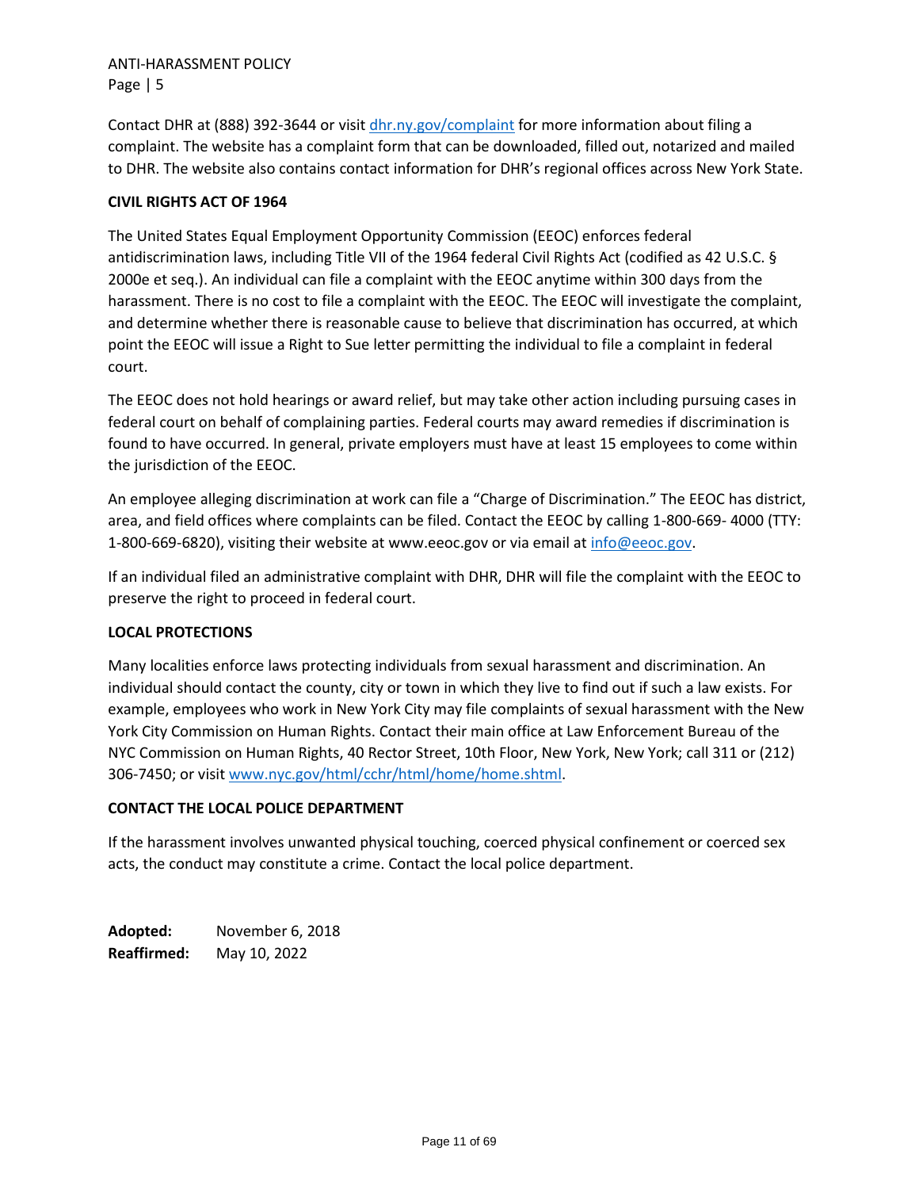Contact DHR at (888) 392-3644 or visit [dhr.ny.gov/complaint](dhr.ny.gov/complaint) for more information about filing a complaint. The website has a complaint form that can be downloaded, filled out, notarized and mailed to DHR. The website also contains contact information for DHR's regional offices across New York State.

**CIVIL RIGHTS ACT OF 1964**

The United States Equal Employment Opportunity Commission (EEOC) enforces federal antidiscrimination laws, including Title VII of the 1964 federal Civil Rights Act (codified as 42 U.S.C. § 2000e et seq.). An individual can file a complaint with the EEOC anytime within 300 days from the harassment. There is no cost to file a complaint with the EEOC. The EEOC will investigate the complaint, and determine whether there is reasonable cause to believe that discrimination has occurred, at which point the EEOC will issue a Right to Sue letter permitting the individual to file a complaint in federal court.

The EEOC does not hold hearings or award relief, but may take other action including pursuing cases in federal court on behalf of complaining parties. Federal courts may award remedies if discrimination is found to have occurred. In general, private employers must have at least 15 employees to come within the jurisdiction of the EEOC.

An employee alleging discrimination at work can file a "Charge of Discrimination." The EEOC has district, area, and field offices where complaints can be filed. Contact the EEOC by calling 1-800-669- 4000 (TTY: 1-800-669-6820), visiting their website at www.eeoc.gov or via email at [info@eeoc.gov](mailto:info@eeoc.gov).

If an individual filed an administrative complaint with DHR, DHR will file the complaint with the EEOC to preserve the right to proceed in federal court.

**LOCAL PROTECTIONS**

Many localities enforce laws protecting individuals from sexual harassment and discrimination. An individual should contact the county, city or town in which they live to find out if such a law exists. For example, employees who work in New York City may file complaints of sexual harassment with the New York City Commission on Human Rights. Contact their main office at Law Enforcement Bureau of the NYC Commission on Human Rights, 40 Rector Street, 10th Floor, New York, New York; call 311 or (212) 306-7450; or visit [www.nyc.gov/html/cchr/html/home/home.shtml](www.nyc.gov/html/cchr/html/home/home.shtml).

**CONTACT THE LOCAL POLICE DEPARTMENT**

If the harassment involves unwanted physical touching, coerced physical confinement or coerced sex acts, the conduct may constitute a crime. Contact the local police department.

**Adopted:** November 6, 2018
**Reaffirmed:** May 10, 2022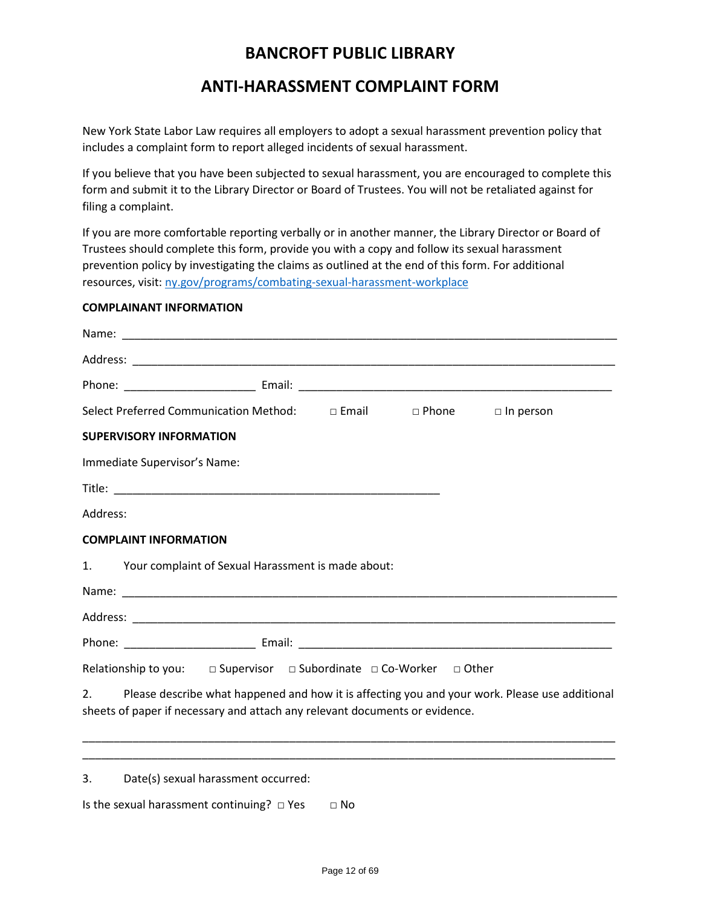# BANCROFT PUBLIC LIBRARY

# ANTI-HARASSMENT COMPLAINT FORM

New York State Labor Law requires all employers to adopt a sexual harassment prevention policy that includes a complaint form to report alleged incidents of sexual harassment.

If you believe that you have been subjected to sexual harassment, you are encouraged to complete this form and submit it to the Library Director or Board of Trustees. You will not be retaliated against for filing a complaint.

If you are more comfortable reporting verbally or in another manner, the Library Director or Board of Trustees should complete this form, provide you with a copy and follow its sexual harassment prevention policy by investigating the claims as outlined at the end of this form. For additional resources, visit: [ny.gov/programs/combating-sexual-harassment-workplace](ny.gov/programs/combating-sexual-harassment-workplace)

**COMPLAINANT INFORMATION**

Name: ____________________________________________________________________________

Address: __________________________________________________________________________

Phone: ____________________ Email: ______________________________________________

Select Preferred Communication Method: □ Email □ Phone □ In person

**SUPERVISORY INFORMATION**

Immediate Supervisor's Name:

Title: ___________________________________________________

Address:

**COMPLAINT INFORMATION**

1. Your complaint of Sexual Harassment is made about:

Name: ____________________________________________________________________________

Address: __________________________________________________________________________

Phone: ____________________ Email: ______________________________________________

Relationship to you: □ Supervisor □ Subordinate □ Co-Worker □ Other

2. Please describe what happened and how it is affecting you and your work. Please use additional sheets of paper if necessary and attach any relevant documents or evidence.

______________________________________________________________________________________

______________________________________________________________________________________

3. Date(s) sexual harassment occurred:

Is the sexual harassment continuing? □ Yes □ No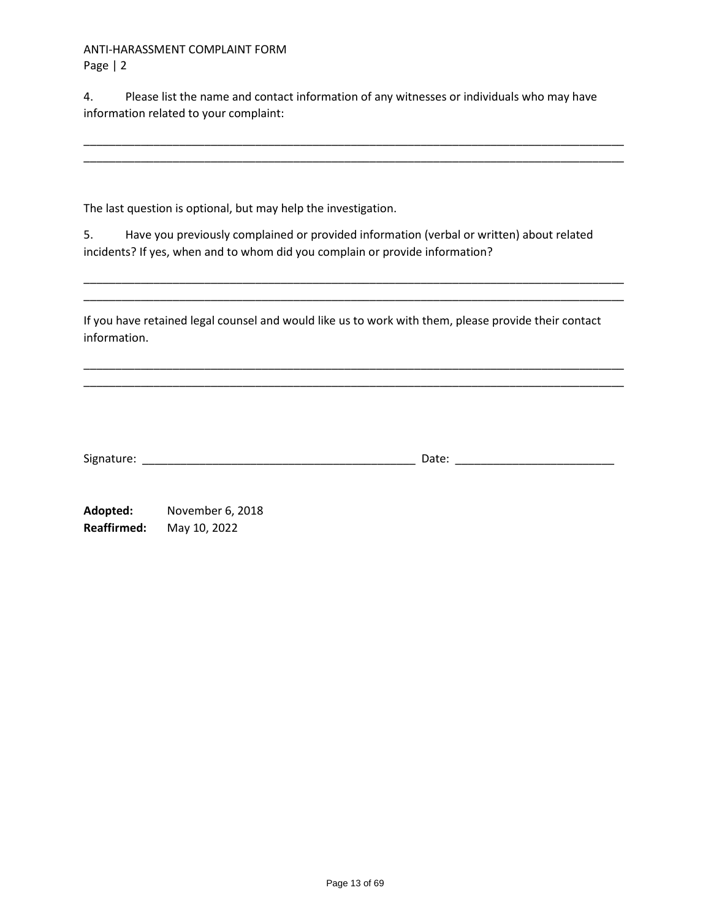4. Please list the name and contact information of any witnesses or individuals who may have information related to your complaint:

_______________________________________________________________________________________
_______________________________________________________________________________________

The last question is optional, but may help the investigation.

5. Have you previously complained or provided information (verbal or written) about related incidents? If yes, when and to whom did you complain or provide information?

_______________________________________________________________________________________
_______________________________________________________________________________________

If you have retained legal counsel and would like us to work with them, please provide their contact information.

_______________________________________________________________________________________
_______________________________________________________________________________________

Signature: ____________________________________________ Date: _________________________

**Adopted:** November 6, 2018
**Reaffirmed:** May 10, 2022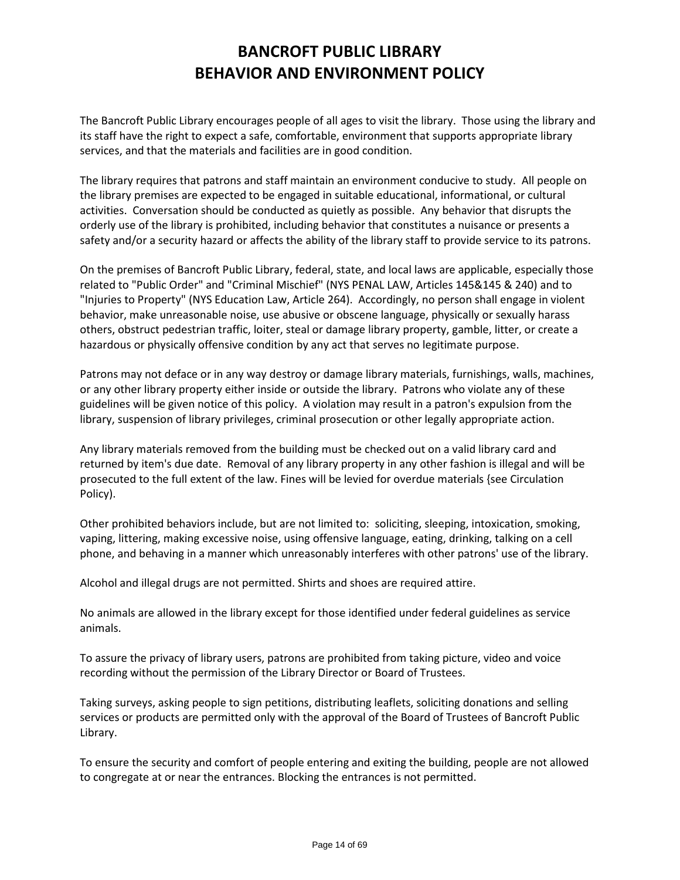# BANCROFT PUBLIC LIBRARY
# BEHAVIOR AND ENVIRONMENT POLICY

The Bancroft Public Library encourages people of all ages to visit the library. Those using the library and its staff have the right to expect a safe, comfortable, environment that supports appropriate library services, and that the materials and facilities are in good condition.

The library requires that patrons and staff maintain an environment conducive to study. All people on the library premises are expected to be engaged in suitable educational, informational, or cultural activities. Conversation should be conducted as quietly as possible. Any behavior that disrupts the orderly use of the library is prohibited, including behavior that constitutes a nuisance or presents a safety and/or a security hazard or affects the ability of the library staff to provide service to its patrons.

On the premises of Bancroft Public Library, federal, state, and local laws are applicable, especially those related to "Public Order" and "Criminal Mischief" (NYS PENAL LAW, Articles 145&145 & 240) and to "Injuries to Property" (NYS Education Law, Article 264). Accordingly, no person shall engage in violent behavior, make unreasonable noise, use abusive or obscene language, physically or sexually harass others, obstruct pedestrian traffic, loiter, steal or damage library property, gamble, litter, or create a hazardous or physically offensive condition by any act that serves no legitimate purpose.

Patrons may not deface or in any way destroy or damage library materials, furnishings, walls, machines, or any other library property either inside or outside the library. Patrons who violate any of these guidelines will be given notice of this policy. A violation may result in a patron's expulsion from the library, suspension of library privileges, criminal prosecution or other legally appropriate action.

Any library materials removed from the building must be checked out on a valid library card and returned by item's due date. Removal of any library property in any other fashion is illegal and will be prosecuted to the full extent of the law. Fines will be levied for overdue materials {see Circulation Policy).

Other prohibited behaviors include, but are not limited to: soliciting, sleeping, intoxication, smoking, vaping, littering, making excessive noise, using offensive language, eating, drinking, talking on a cell phone, and behaving in a manner which unreasonably interferes with other patrons' use of the library.

Alcohol and illegal drugs are not permitted. Shirts and shoes are required attire.

No animals are allowed in the library except for those identified under federal guidelines as service animals.

To assure the privacy of library users, patrons are prohibited from taking picture, video and voice recording without the permission of the Library Director or Board of Trustees.

Taking surveys, asking people to sign petitions, distributing leaflets, soliciting donations and selling services or products are permitted only with the approval of the Board of Trustees of Bancroft Public Library.

To ensure the security and comfort of people entering and exiting the building, people are not allowed to congregate at or near the entrances. Blocking the entrances is not permitted.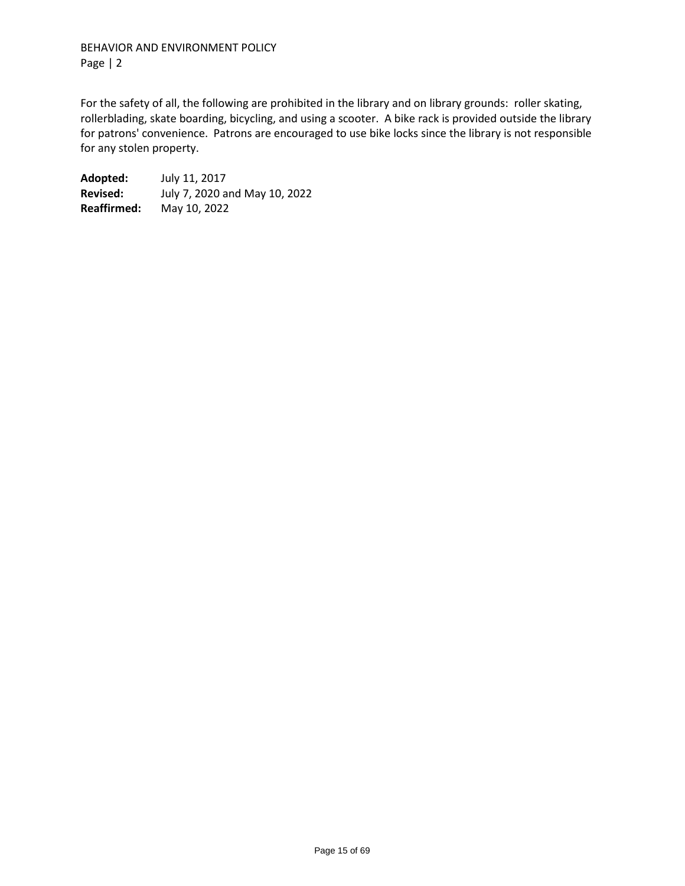For the safety of all, the following are prohibited in the library and on library grounds: roller skating, rollerblading, skate boarding, bicycling, and using a scooter. A bike rack is provided outside the library for patrons' convenience. Patrons are encouraged to use bike locks since the library is not responsible for any stolen property.

**Adopted:** July 11, 2017
**Revised:** July 7, 2020 and May 10, 2022
**Reaffirmed:** May 10, 2022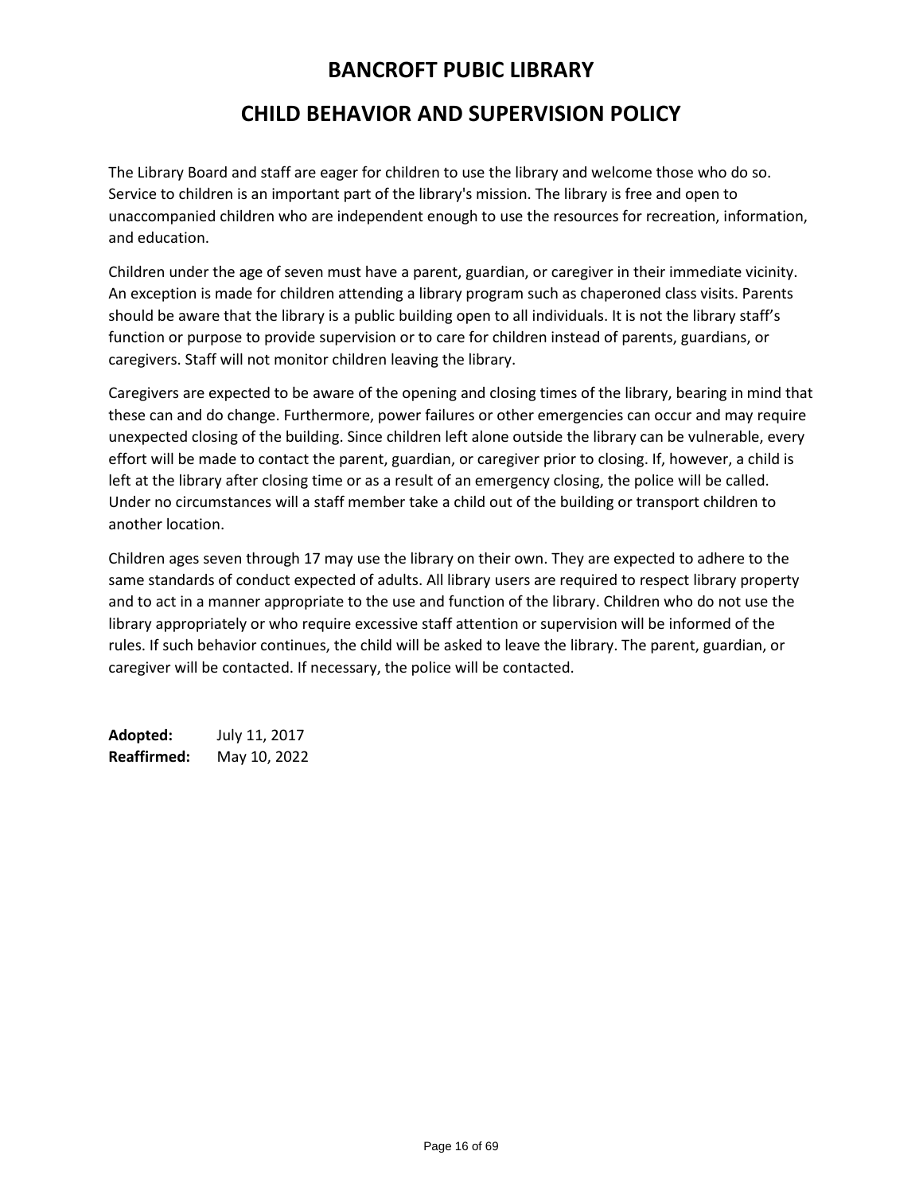# BANCROFT PUBIC LIBRARY

## CHILD BEHAVIOR AND SUPERVISION POLICY

The Library Board and staff are eager for children to use the library and welcome those who do so. Service to children is an important part of the library's mission. The library is free and open to unaccompanied children who are independent enough to use the resources for recreation, information, and education.

Children under the age of seven must have a parent, guardian, or caregiver in their immediate vicinity. An exception is made for children attending a library program such as chaperoned class visits. Parents should be aware that the library is a public building open to all individuals. It is not the library staff's function or purpose to provide supervision or to care for children instead of parents, guardians, or caregivers. Staff will not monitor children leaving the library.

Caregivers are expected to be aware of the opening and closing times of the library, bearing in mind that these can and do change. Furthermore, power failures or other emergencies can occur and may require unexpected closing of the building. Since children left alone outside the library can be vulnerable, every effort will be made to contact the parent, guardian, or caregiver prior to closing. If, however, a child is left at the library after closing time or as a result of an emergency closing, the police will be called. Under no circumstances will a staff member take a child out of the building or transport children to another location.

Children ages seven through 17 may use the library on their own. They are expected to adhere to the same standards of conduct expected of adults. All library users are required to respect library property and to act in a manner appropriate to the use and function of the library. Children who do not use the library appropriately or who require excessive staff attention or supervision will be informed of the rules. If such behavior continues, the child will be asked to leave the library. The parent, guardian, or caregiver will be contacted. If necessary, the police will be contacted.

**Adopted:** July 11, 2017
**Reaffirmed:** May 10, 2022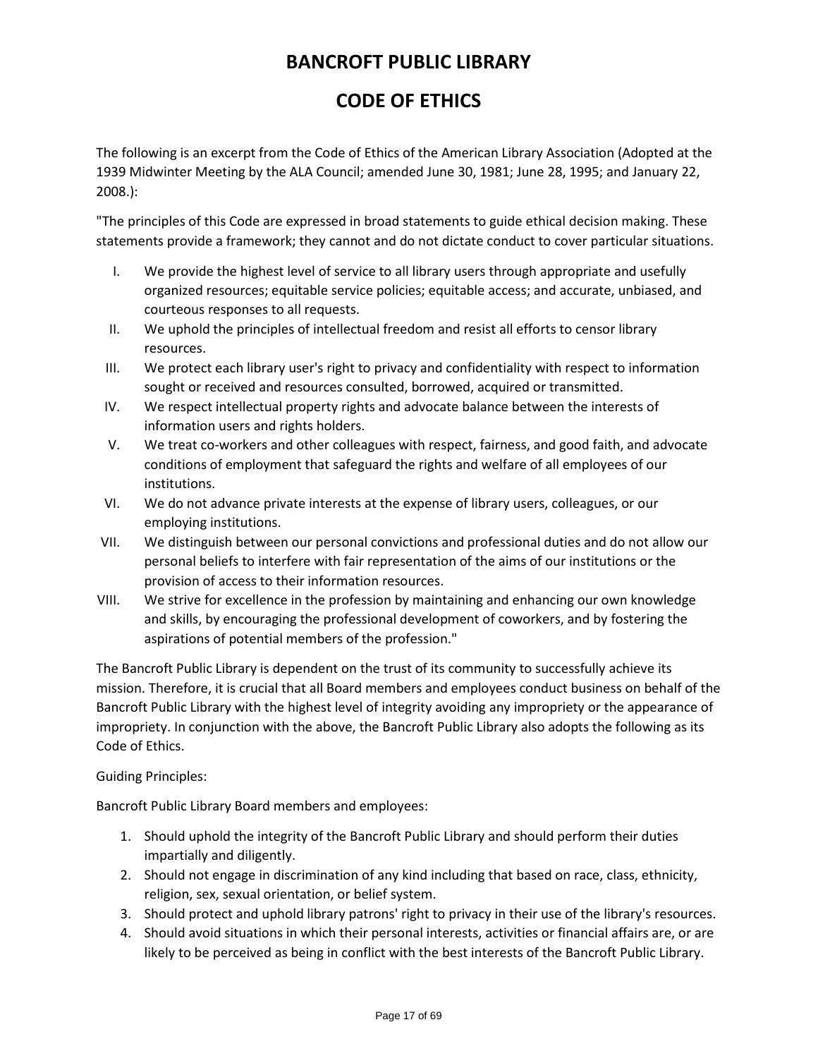# BANCROFT PUBLIC LIBRARY

# CODE OF ETHICS

The following is an excerpt from the Code of Ethics of the American Library Association (Adopted at the 1939 Midwinter Meeting by the ALA Council; amended June 30, 1981; June 28, 1995; and January 22, 2008.):

"The principles of this Code are expressed in broad statements to guide ethical decision making. These statements provide a framework; they cannot and do not dictate conduct to cover particular situations.

I. We provide the highest level of service to all library users through appropriate and usefully organized resources; equitable service policies; equitable access; and accurate, unbiased, and courteous responses to all requests.
II. We uphold the principles of intellectual freedom and resist all efforts to censor library resources.
III. We protect each library user's right to privacy and confidentiality with respect to information sought or received and resources consulted, borrowed, acquired or transmitted.
IV. We respect intellectual property rights and advocate balance between the interests of information users and rights holders.
V. We treat co-workers and other colleagues with respect, fairness, and good faith, and advocate conditions of employment that safeguard the rights and welfare of all employees of our institutions.
VI. We do not advance private interests at the expense of library users, colleagues, or our employing institutions.
VII. We distinguish between our personal convictions and professional duties and do not allow our personal beliefs to interfere with fair representation of the aims of our institutions or the provision of access to their information resources.
VIII. We strive for excellence in the profession by maintaining and enhancing our own knowledge and skills, by encouraging the professional development of coworkers, and by fostering the aspirations of potential members of the profession."

The Bancroft Public Library is dependent on the trust of its community to successfully achieve its mission. Therefore, it is crucial that all Board members and employees conduct business on behalf of the Bancroft Public Library with the highest level of integrity avoiding any impropriety or the appearance of impropriety. In conjunction with the above, the Bancroft Public Library also adopts the following as its Code of Ethics.

Guiding Principles:

Bancroft Public Library Board members and employees:

1. Should uphold the integrity of the Bancroft Public Library and should perform their duties impartially and diligently.
2. Should not engage in discrimination of any kind including that based on race, class, ethnicity, religion, sex, sexual orientation, or belief system.
3. Should protect and uphold library patrons' right to privacy in their use of the library's resources.
4. Should avoid situations in which their personal interests, activities or financial affairs are, or are likely to be perceived as being in conflict with the best interests of the Bancroft Public Library.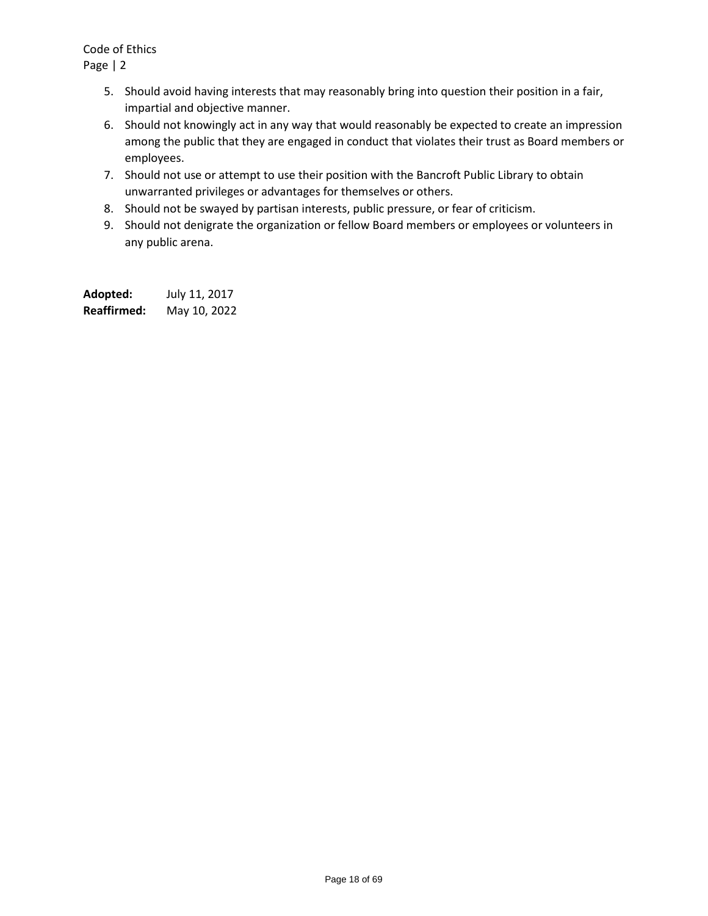5. Should avoid having interests that may reasonably bring into question their position in a fair, impartial and objective manner.
6. Should not knowingly act in any way that would reasonably be expected to create an impression among the public that they are engaged in conduct that violates their trust as Board members or employees.
7. Should not use or attempt to use their position with the Bancroft Public Library to obtain unwarranted privileges or advantages for themselves or others.
8. Should not be swayed by partisan interests, public pressure, or fear of criticism.
9. Should not denigrate the organization or fellow Board members or employees or volunteers in any public arena.

**Adopted:** July 11, 2017
**Reaffirmed:** May 10, 2022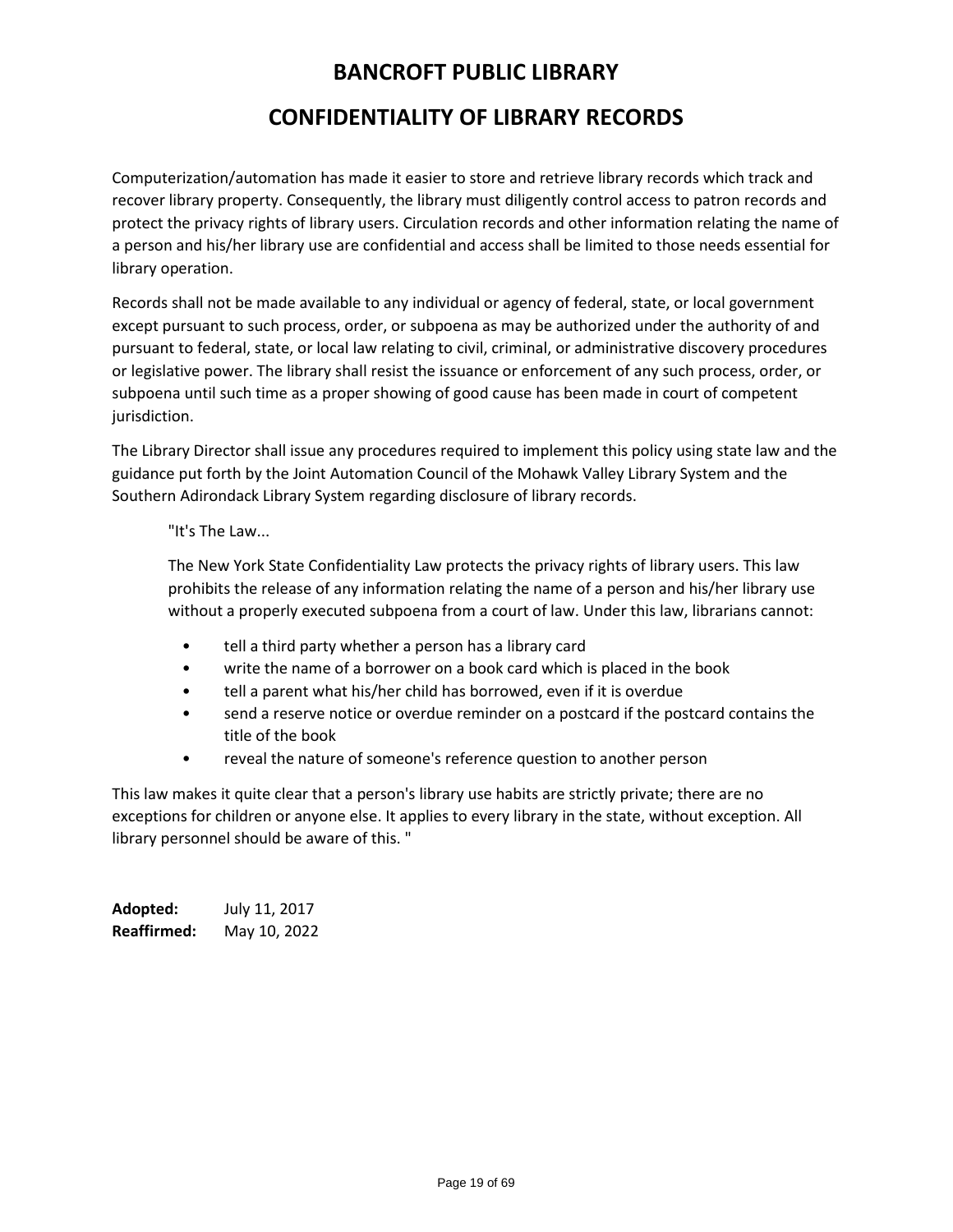# BANCROFT PUBLIC LIBRARY

# CONFIDENTIALITY OF LIBRARY RECORDS

Computerization/automation has made it easier to store and retrieve library records which track and recover library property. Consequently, the library must diligently control access to patron records and protect the privacy rights of library users. Circulation records and other information relating the name of a person and his/her library use are confidential and access shall be limited to those needs essential for library operation.

Records shall not be made available to any individual or agency of federal, state, or local government except pursuant to such process, order, or subpoena as may be authorized under the authority of and pursuant to federal, state, or local law relating to civil, criminal, or administrative discovery procedures or legislative power. The library shall resist the issuance or enforcement of any such process, order, or subpoena until such time as a proper showing of good cause has been made in court of competent jurisdiction.

The Library Director shall issue any procedures required to implement this policy using state law and the guidance put forth by the Joint Automation Council of the Mohawk Valley Library System and the Southern Adirondack Library System regarding disclosure of library records.

> "It's The Law...
>
> The New York State Confidentiality Law protects the privacy rights of library users. This law prohibits the release of any information relating the name of a person and his/her library use without a properly executed subpoena from a court of law. Under this law, librarians cannot:
>
> - tell a third party whether a person has a library card
> - write the name of a borrower on a book card which is placed in the book
> - tell a parent what his/her child has borrowed, even if it is overdue
> - send a reserve notice or overdue reminder on a postcard if the postcard contains the title of the book
> - reveal the nature of someone's reference question to another person

This law makes it quite clear that a person's library use habits are strictly private; there are no exceptions for children or anyone else. It applies to every library in the state, without exception. All library personnel should be aware of this. "

**Adopted:** July 11, 2017
**Reaffirmed:** May 10, 2022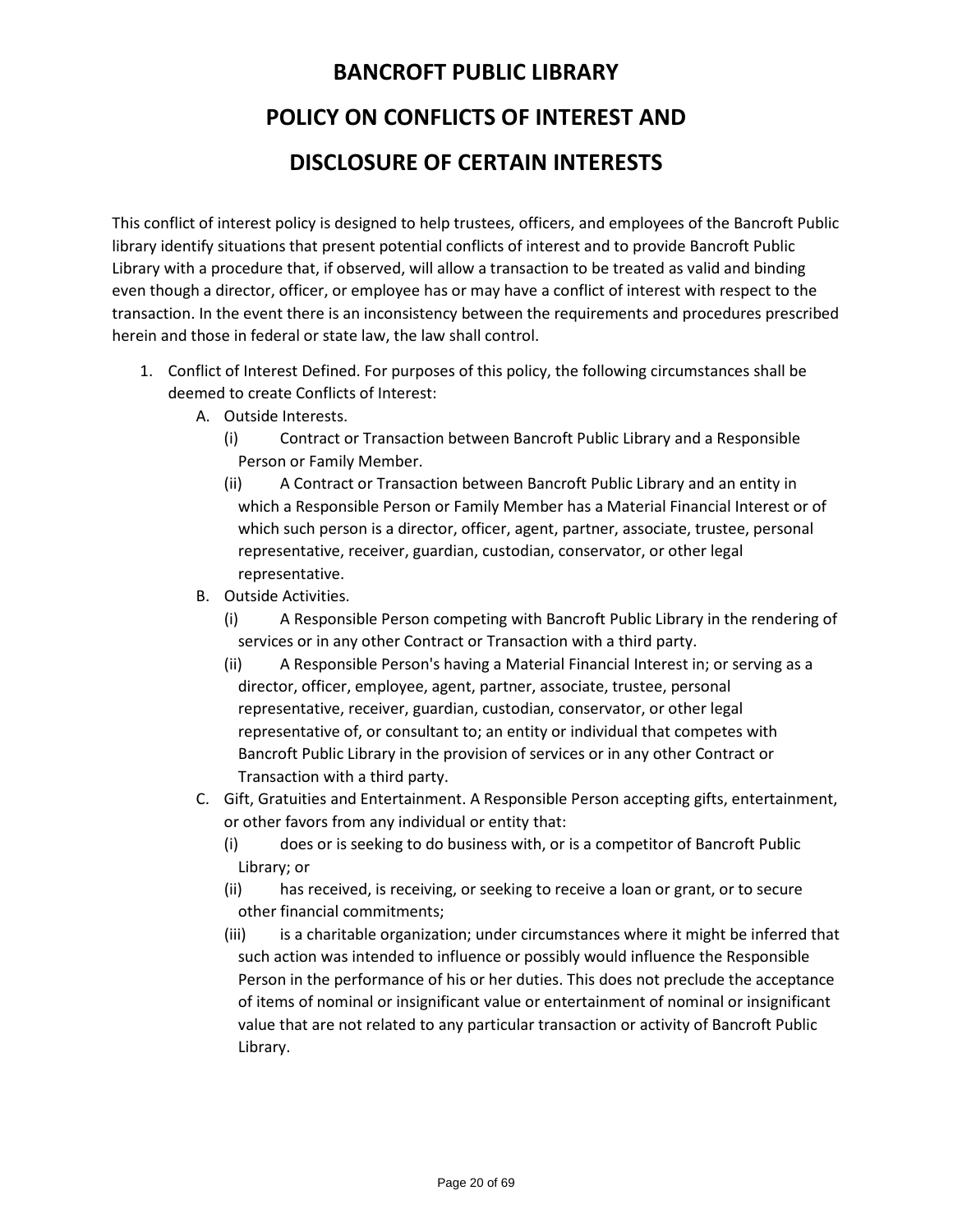# BANCROFT PUBLIC LIBRARY

# POLICY ON CONFLICTS OF INTEREST AND DISCLOSURE OF CERTAIN INTERESTS

This conflict of interest policy is designed to help trustees, officers, and employees of the Bancroft Public library identify situations that present potential conflicts of interest and to provide Bancroft Public Library with a procedure that, if observed, will allow a transaction to be treated as valid and binding even though a director, officer, or employee has or may have a conflict of interest with respect to the transaction. In the event there is an inconsistency between the requirements and procedures prescribed herein and those in federal or state law, the law shall control.

1. Conflict of Interest Defined. For purposes of this policy, the following circumstances shall be deemed to create Conflicts of Interest:
   - A. Outside Interests.
     - (i) Contract or Transaction between Bancroft Public Library and a Responsible Person or Family Member.
     - (ii) A Contract or Transaction between Bancroft Public Library and an entity in which a Responsible Person or Family Member has a Material Financial Interest or of which such person is a director, officer, agent, partner, associate, trustee, personal representative, receiver, guardian, custodian, conservator, or other legal representative.
   - B. Outside Activities.
     - (i) A Responsible Person competing with Bancroft Public Library in the rendering of services or in any other Contract or Transaction with a third party.
     - (ii) A Responsible Person's having a Material Financial Interest in; or serving as a director, officer, employee, agent, partner, associate, trustee, personal representative, receiver, guardian, custodian, conservator, or other legal representative of, or consultant to; an entity or individual that competes with Bancroft Public Library in the provision of services or in any other Contract or Transaction with a third party.
   - C. Gift, Gratuities and Entertainment. A Responsible Person accepting gifts, entertainment, or other favors from any individual or entity that:
     - (i) does or is seeking to do business with, or is a competitor of Bancroft Public Library; or
     - (ii) has received, is receiving, or seeking to receive a loan or grant, or to secure other financial commitments;
     - (iii) is a charitable organization; under circumstances where it might be inferred that such action was intended to influence or possibly would influence the Responsible Person in the performance of his or her duties. This does not preclude the acceptance of items of nominal or insignificant value or entertainment of nominal or insignificant value that are not related to any particular transaction or activity of Bancroft Public Library.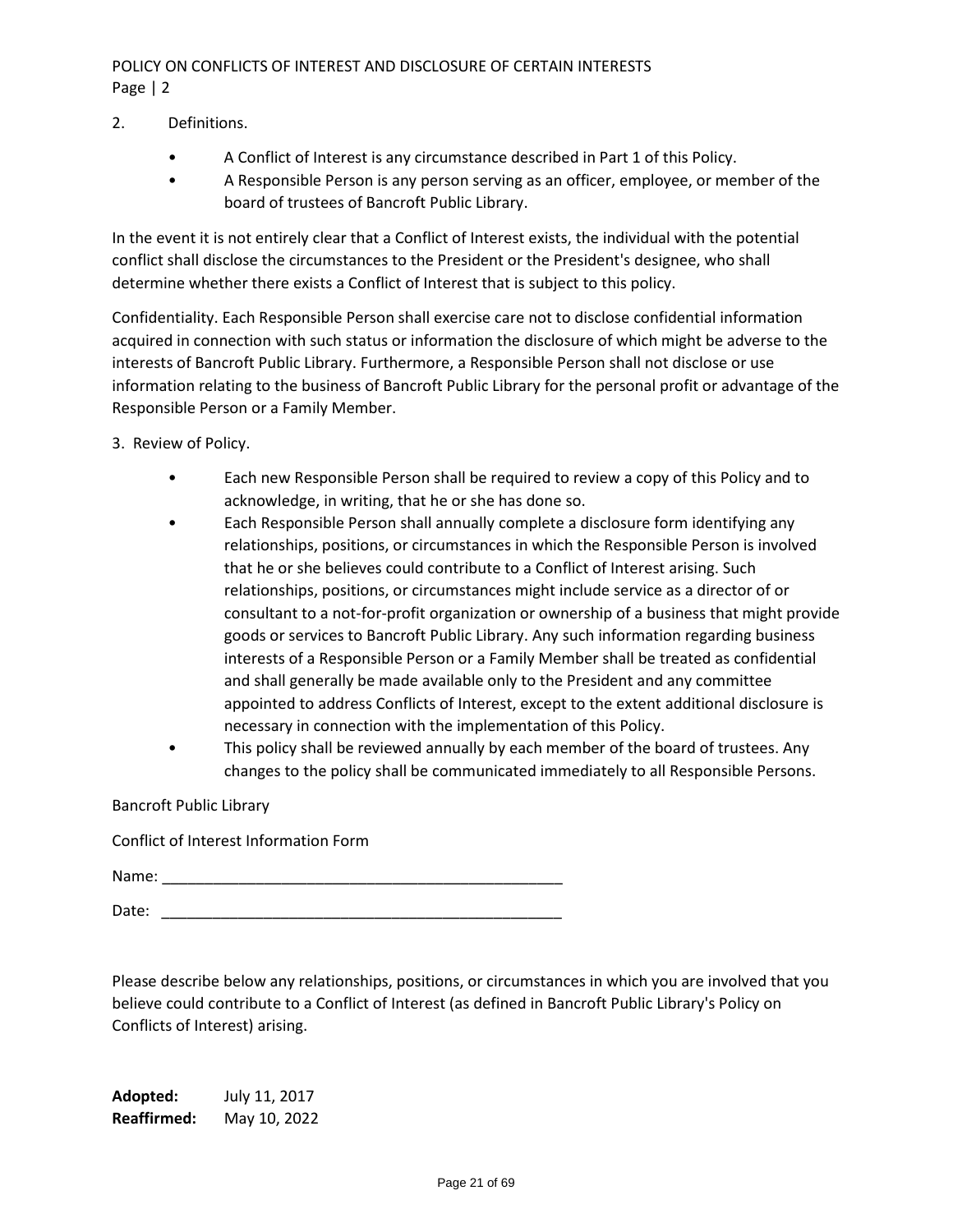2. Definitions.

- A Conflict of Interest is any circumstance described in Part 1 of this Policy.
- A Responsible Person is any person serving as an officer, employee, or member of the board of trustees of Bancroft Public Library.

In the event it is not entirely clear that a Conflict of Interest exists, the individual with the potential conflict shall disclose the circumstances to the President or the President's designee, who shall determine whether there exists a Conflict of Interest that is subject to this policy.

Confidentiality. Each Responsible Person shall exercise care not to disclose confidential information acquired in connection with such status or information the disclosure of which might be adverse to the interests of Bancroft Public Library. Furthermore, a Responsible Person shall not disclose or use information relating to the business of Bancroft Public Library for the personal profit or advantage of the Responsible Person or a Family Member.

3. Review of Policy.

- Each new Responsible Person shall be required to review a copy of this Policy and to acknowledge, in writing, that he or she has done so.
- Each Responsible Person shall annually complete a disclosure form identifying any relationships, positions, or circumstances in which the Responsible Person is involved that he or she believes could contribute to a Conflict of Interest arising. Such relationships, positions, or circumstances might include service as a director of or consultant to a not-for-profit organization or ownership of a business that might provide goods or services to Bancroft Public Library. Any such information regarding business interests of a Responsible Person or a Family Member shall be treated as confidential and shall generally be made available only to the President and any committee appointed to address Conflicts of Interest, except to the extent additional disclosure is necessary in connection with the implementation of this Policy.
- This policy shall be reviewed annually by each member of the board of trustees. Any changes to the policy shall be communicated immediately to all Responsible Persons.

Bancroft Public Library

Conflict of Interest Information Form

Name: ________________________________________________

Date: ________________________________________________

Please describe below any relationships, positions, or circumstances in which you are involved that you believe could contribute to a Conflict of Interest (as defined in Bancroft Public Library's Policy on Conflicts of Interest) arising.

**Adopted:** July 11, 2017
**Reaffirmed:** May 10, 2022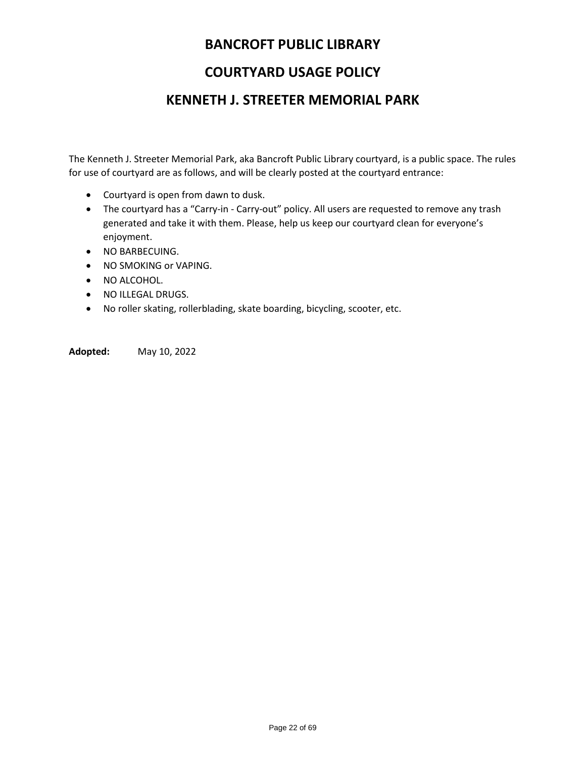# BANCROFT PUBLIC LIBRARY

# COURTYARD USAGE POLICY

# KENNETH J. STREETER MEMORIAL PARK

The Kenneth J. Streeter Memorial Park, aka Bancroft Public Library courtyard, is a public space. The rules for use of courtyard are as follows, and will be clearly posted at the courtyard entrance:

- Courtyard is open from dawn to dusk.
- The courtyard has a “Carry-in - Carry-out” policy. All users are requested to remove any trash generated and take it with them. Please, help us keep our courtyard clean for everyone’s enjoyment.
- NO BARBECUING.
- NO SMOKING or VAPING.
- NO ALCOHOL.
- NO ILLEGAL DRUGS.
- No roller skating, rollerblading, skate boarding, bicycling, scooter, etc.

**Adopted:** May 10, 2022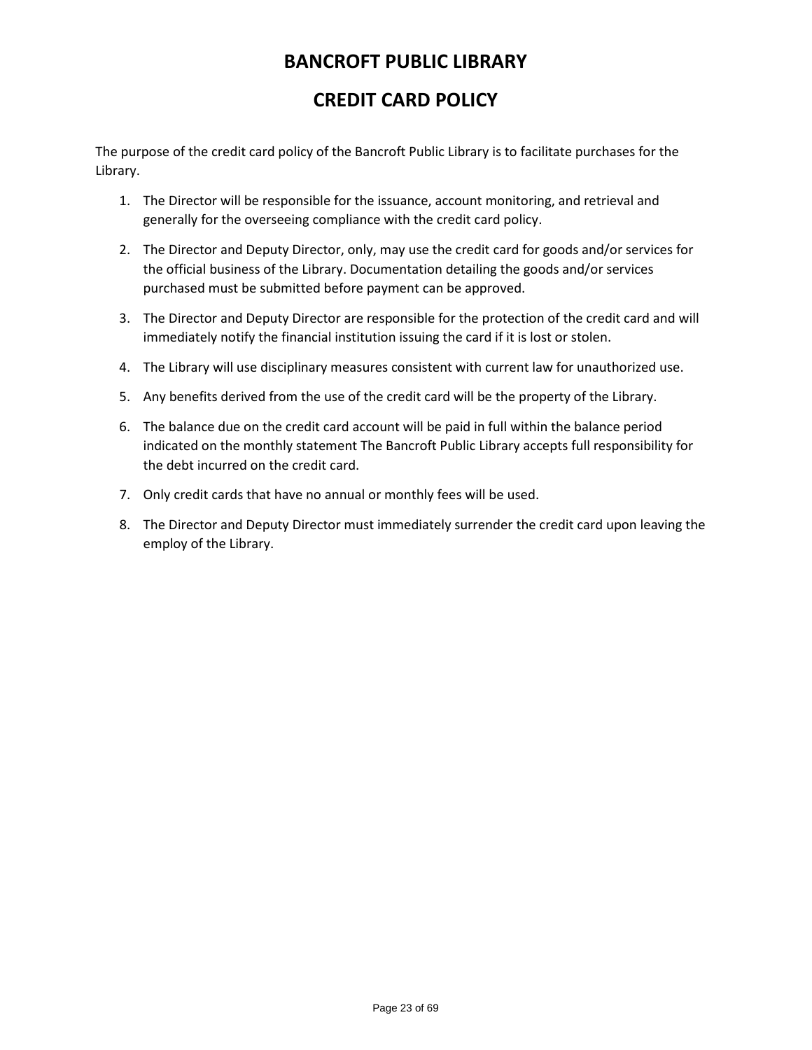# BANCROFT PUBLIC LIBRARY

# CREDIT CARD POLICY

The purpose of the credit card policy of the Bancroft Public Library is to facilitate purchases for the Library.

1. The Director will be responsible for the issuance, account monitoring, and retrieval and generally for the overseeing compliance with the credit card policy.
2. The Director and Deputy Director, only, may use the credit card for goods and/or services for the official business of the Library. Documentation detailing the goods and/or services purchased must be submitted before payment can be approved.
3. The Director and Deputy Director are responsible for the protection of the credit card and will immediately notify the financial institution issuing the card if it is lost or stolen.
4. The Library will use disciplinary measures consistent with current law for unauthorized use.
5. Any benefits derived from the use of the credit card will be the property of the Library.
6. The balance due on the credit card account will be paid in full within the balance period indicated on the monthly statement The Bancroft Public Library accepts full responsibility for the debt incurred on the credit card.
7. Only credit cards that have no annual or monthly fees will be used.
8. The Director and Deputy Director must immediately surrender the credit card upon leaving the employ of the Library.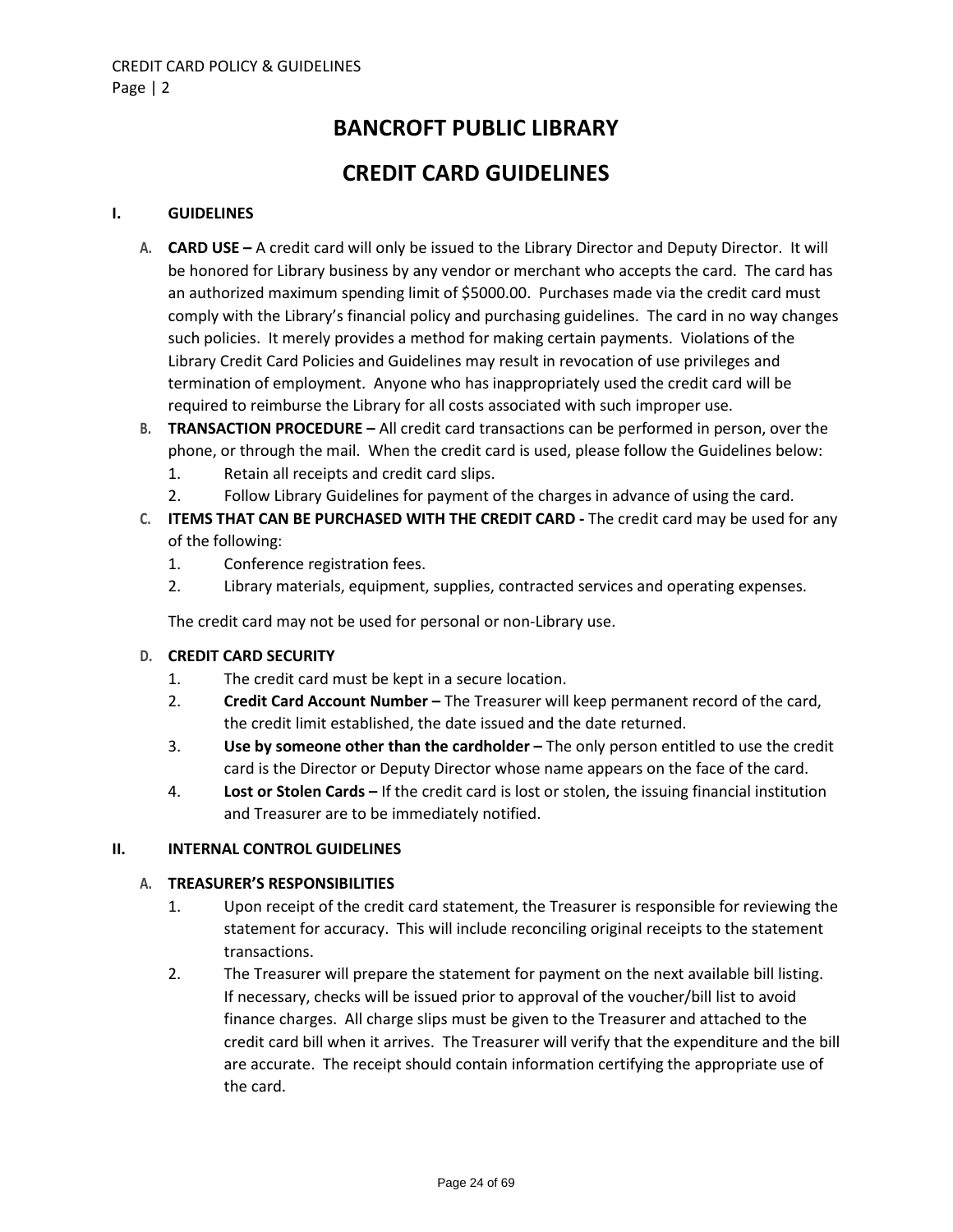# BANCROFT PUBLIC LIBRARY

# CREDIT CARD GUIDELINES

## I. GUIDELINES

A. **CARD USE –** A credit card will only be issued to the Library Director and Deputy Director. It will be honored for Library business by any vendor or merchant who accepts the card. The card has an authorized maximum spending limit of $5000.00. Purchases made via the credit card must comply with the Library's financial policy and purchasing guidelines. The card in no way changes such policies. It merely provides a method for making certain payments. Violations of the Library Credit Card Policies and Guidelines may result in revocation of use privileges and termination of employment. Anyone who has inappropriately used the credit card will be required to reimburse the Library for all costs associated with such improper use.

B. **TRANSACTION PROCEDURE –** All credit card transactions can be performed in person, over the phone, or through the mail. When the credit card is used, please follow the Guidelines below:
   1. Retain all receipts and credit card slips.
   2. Follow Library Guidelines for payment of the charges in advance of using the card.

C. **ITEMS THAT CAN BE PURCHASED WITH THE CREDIT CARD -** The credit card may be used for any of the following:
   1. Conference registration fees.
   2. Library materials, equipment, supplies, contracted services and operating expenses.

   The credit card may not be used for personal or non-Library use.

D. **CREDIT CARD SECURITY**
   1. The credit card must be kept in a secure location.
   2. **Credit Card Account Number –** The Treasurer will keep permanent record of the card, the credit limit established, the date issued and the date returned.
   3. **Use by someone other than the cardholder –** The only person entitled to use the credit card is the Director or Deputy Director whose name appears on the face of the card.
   4. **Lost or Stolen Cards –** If the credit card is lost or stolen, the issuing financial institution and Treasurer are to be immediately notified.

## II. INTERNAL CONTROL GUIDELINES

A. **TREASURER'S RESPONSIBILITIES**
   1. Upon receipt of the credit card statement, the Treasurer is responsible for reviewing the statement for accuracy. This will include reconciling original receipts to the statement transactions.
   2. The Treasurer will prepare the statement for payment on the next available bill listing. If necessary, checks will be issued prior to approval of the voucher/bill list to avoid finance charges. All charge slips must be given to the Treasurer and attached to the credit card bill when it arrives. The Treasurer will verify that the expenditure and the bill are accurate. The receipt should contain information certifying the appropriate use of the card.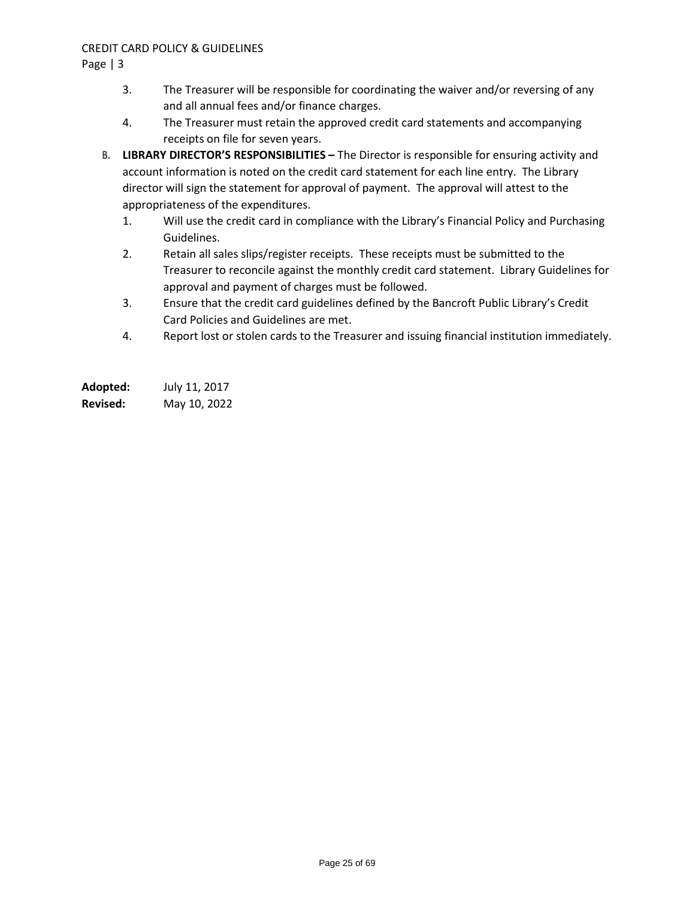3. The Treasurer will be responsible for coordinating the waiver and/or reversing of any and all annual fees and/or finance charges.
4. The Treasurer must retain the approved credit card statements and accompanying receipts on file for seven years.

B. **LIBRARY DIRECTOR'S RESPONSIBILITIES –** The Director is responsible for ensuring activity and account information is noted on the credit card statement for each line entry. The Library director will sign the statement for approval of payment. The approval will attest to the appropriateness of the expenditures.

1. Will use the credit card in compliance with the Library's Financial Policy and Purchasing Guidelines.
2. Retain all sales slips/register receipts. These receipts must be submitted to the Treasurer to reconcile against the monthly credit card statement. Library Guidelines for approval and payment of charges must be followed.
3. Ensure that the credit card guidelines defined by the Bancroft Public Library's Credit Card Policies and Guidelines are met.
4. Report lost or stolen cards to the Treasurer and issuing financial institution immediately.

**Adopted:** July 11, 2017
**Revised:** May 10, 2022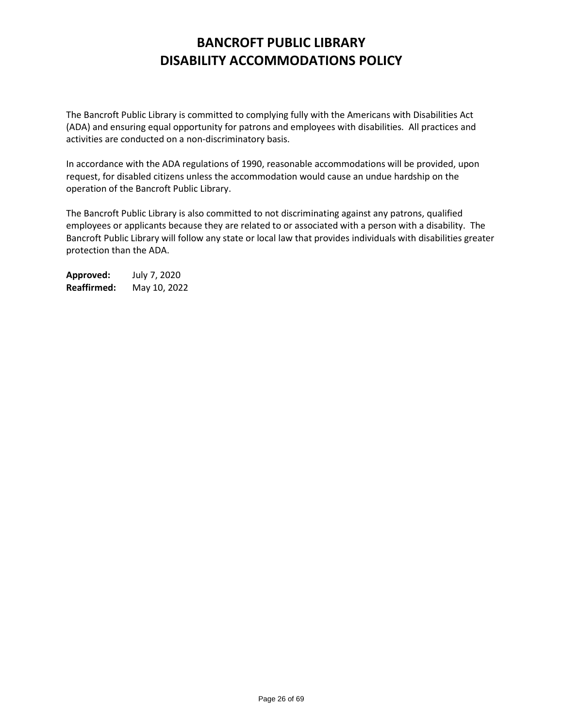# BANCROFT PUBLIC LIBRARY
# DISABILITY ACCOMMODATIONS POLICY

The Bancroft Public Library is committed to complying fully with the Americans with Disabilities Act (ADA) and ensuring equal opportunity for patrons and employees with disabilities. All practices and activities are conducted on a non-discriminatory basis.

In accordance with the ADA regulations of 1990, reasonable accommodations will be provided, upon request, for disabled citizens unless the accommodation would cause an undue hardship on the operation of the Bancroft Public Library.

The Bancroft Public Library is also committed to not discriminating against any patrons, qualified employees or applicants because they are related to or associated with a person with a disability. The Bancroft Public Library will follow any state or local law that provides individuals with disabilities greater protection than the ADA.

**Approved:** July 7, 2020
**Reaffirmed:** May 10, 2022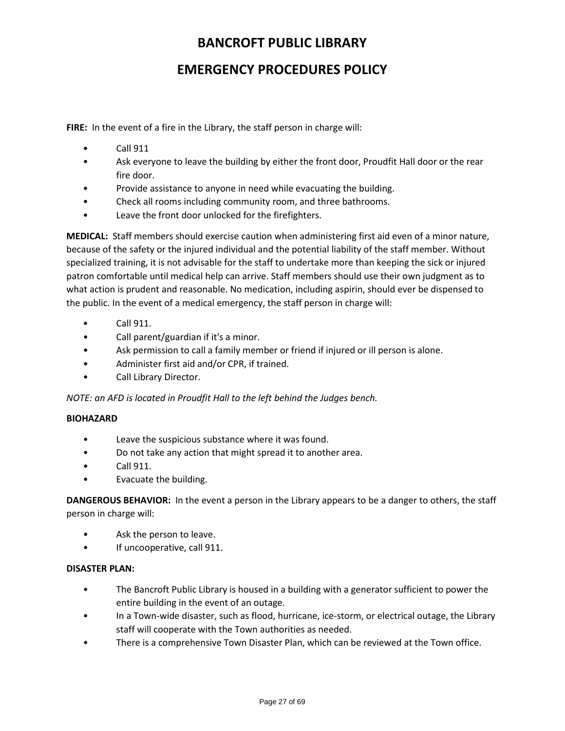# BANCROFT PUBLIC LIBRARY

## EMERGENCY PROCEDURES POLICY

**FIRE:** In the event of a fire in the Library, the staff person in charge will:

- Call 911
- Ask everyone to leave the building by either the front door, Proudfit Hall door or the rear fire door.
- Provide assistance to anyone in need while evacuating the building.
- Check all rooms including community room, and three bathrooms.
- Leave the front door unlocked for the firefighters.

**MEDICAL:** Staff members should exercise caution when administering first aid even of a minor nature, because of the safety or the injured individual and the potential liability of the staff member. Without specialized training, it is not advisable for the staff to undertake more than keeping the sick or injured patron comfortable until medical help can arrive. Staff members should use their own judgment as to what action is prudent and reasonable. No medication, including aspirin, should ever be dispensed to the public. In the event of a medical emergency, the staff person in charge will:

- Call 911.
- Call parent/guardian if it's a minor.
- Ask permission to call a family member or friend if injured or ill person is alone.
- Administer first aid and/or CPR, if trained.
- Call Library Director.

*NOTE: an AFD is located in Proudfit Hall to the left behind the Judges bench.*

**BIOHAZARD**

- Leave the suspicious substance where it was found.
- Do not take any action that might spread it to another area.
- Call 911.
- Evacuate the building.

**DANGEROUS BEHAVIOR:** In the event a person in the Library appears to be a danger to others, the staff person in charge will:

- Ask the person to leave.
- If uncooperative, call 911.

**DISASTER PLAN:**

- The Bancroft Public Library is housed in a building with a generator sufficient to power the entire building in the event of an outage.
- In a Town-wide disaster, such as flood, hurricane, ice-storm, or electrical outage, the Library staff will cooperate with the Town authorities as needed.
- There is a comprehensive Town Disaster Plan, which can be reviewed at the Town office.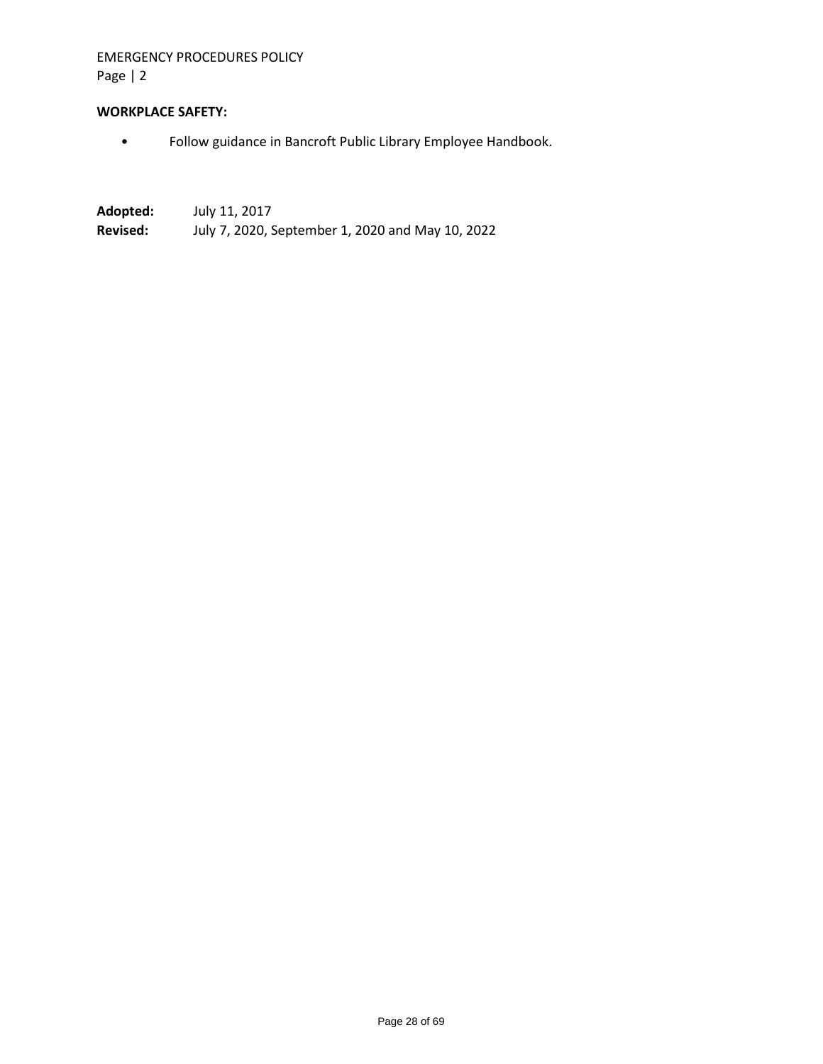**WORKPLACE SAFETY:**

- Follow guidance in Bancroft Public Library Employee Handbook.

**Adopted:** July 11, 2017
**Revised:** July 7, 2020, September 1, 2020 and May 10, 2022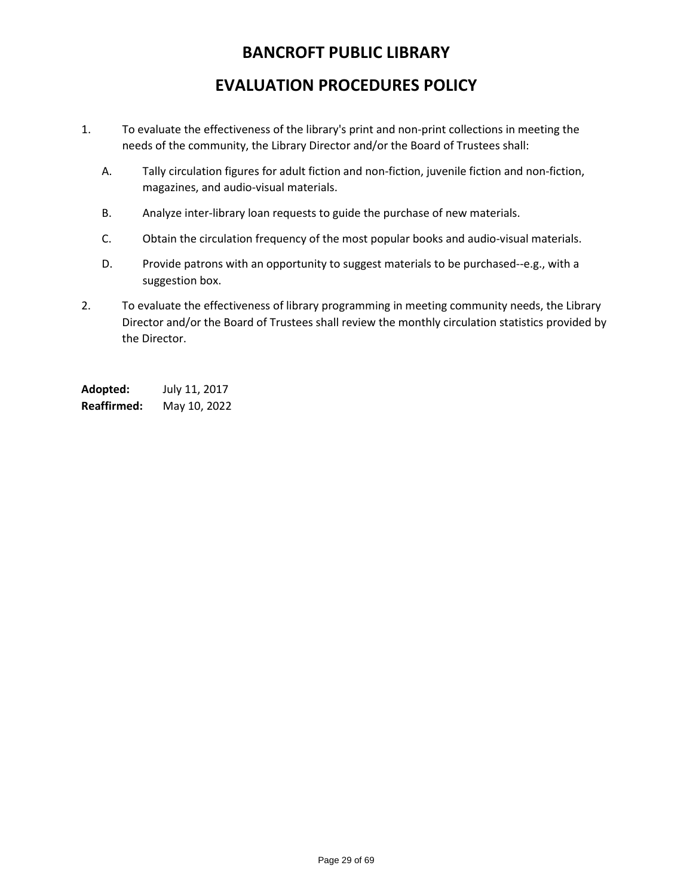# BANCROFT PUBLIC LIBRARY

## EVALUATION PROCEDURES POLICY

1. To evaluate the effectiveness of the library's print and non-print collections in meeting the needs of the community, the Library Director and/or the Board of Trustees shall:

   A. Tally circulation figures for adult fiction and non-fiction, juvenile fiction and non-fiction, magazines, and audio-visual materials.

   B. Analyze inter-library loan requests to guide the purchase of new materials.

   C. Obtain the circulation frequency of the most popular books and audio-visual materials.

   D. Provide patrons with an opportunity to suggest materials to be purchased--e.g., with a suggestion box.

2. To evaluate the effectiveness of library programming in meeting community needs, the Library Director and/or the Board of Trustees shall review the monthly circulation statistics provided by the Director.

**Adopted:** July 11, 2017
**Reaffirmed:** May 10, 2022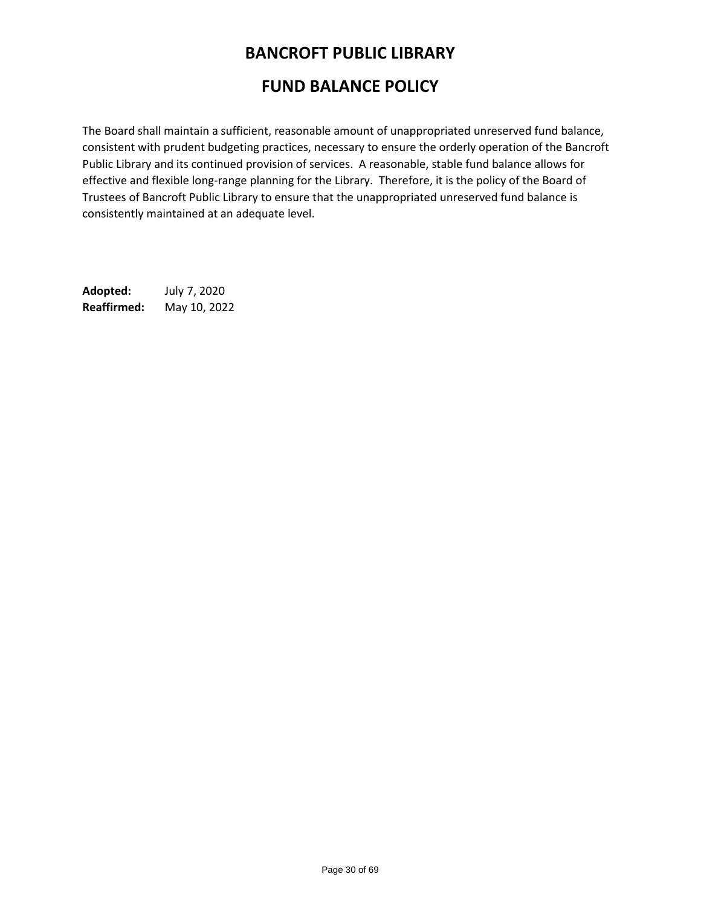# BANCROFT PUBLIC LIBRARY

## FUND BALANCE POLICY

The Board shall maintain a sufficient, reasonable amount of unappropriated unreserved fund balance, consistent with prudent budgeting practices, necessary to ensure the orderly operation of the Bancroft Public Library and its continued provision of services. A reasonable, stable fund balance allows for effective and flexible long-range planning for the Library. Therefore, it is the policy of the Board of Trustees of Bancroft Public Library to ensure that the unappropriated unreserved fund balance is consistently maintained at an adequate level.

**Adopted:** July 7, 2020
**Reaffirmed:** May 10, 2022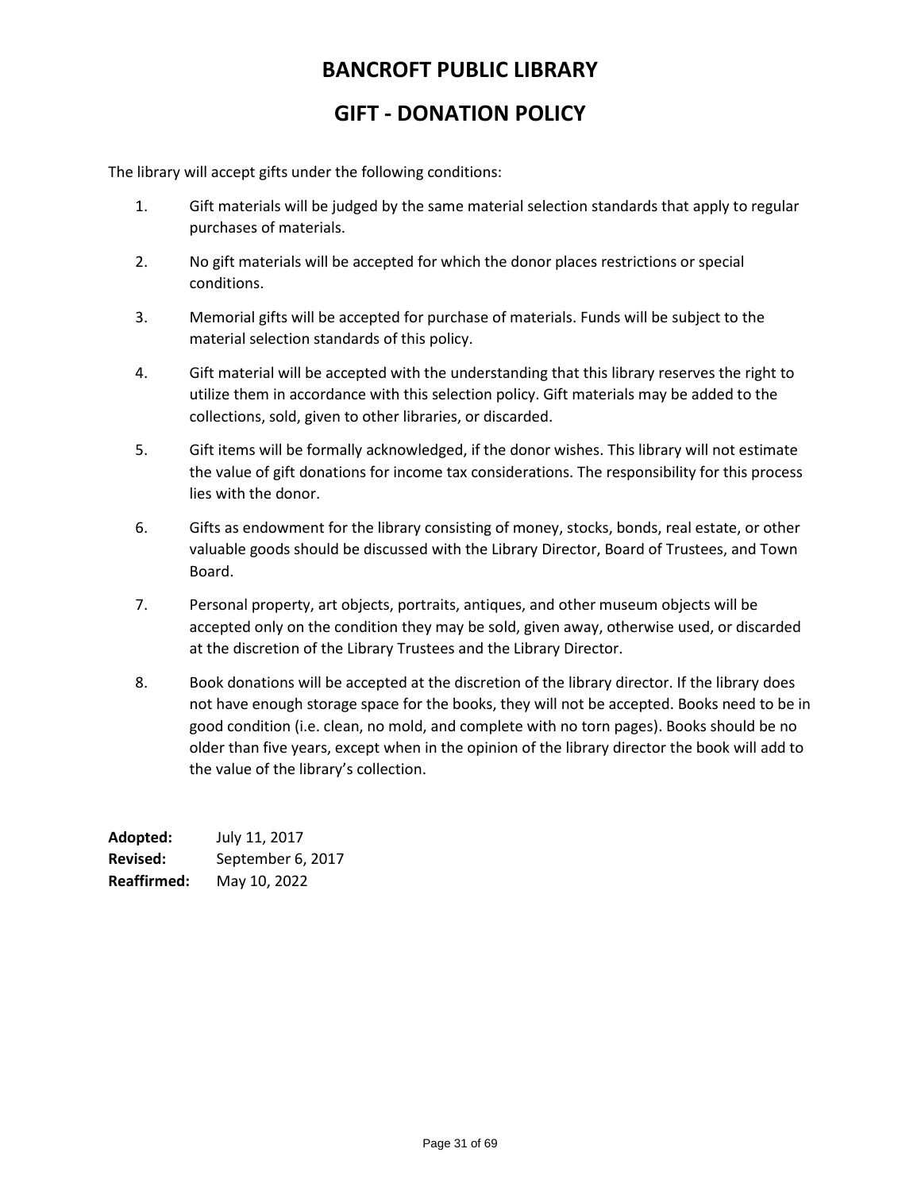# BANCROFT PUBLIC LIBRARY

## GIFT - DONATION POLICY

The library will accept gifts under the following conditions:

1. Gift materials will be judged by the same material selection standards that apply to regular purchases of materials.
2. No gift materials will be accepted for which the donor places restrictions or special conditions.
3. Memorial gifts will be accepted for purchase of materials. Funds will be subject to the material selection standards of this policy.
4. Gift material will be accepted with the understanding that this library reserves the right to utilize them in accordance with this selection policy. Gift materials may be added to the collections, sold, given to other libraries, or discarded.
5. Gift items will be formally acknowledged, if the donor wishes. This library will not estimate the value of gift donations for income tax considerations. The responsibility for this process lies with the donor.
6. Gifts as endowment for the library consisting of money, stocks, bonds, real estate, or other valuable goods should be discussed with the Library Director, Board of Trustees, and Town Board.
7. Personal property, art objects, portraits, antiques, and other museum objects will be accepted only on the condition they may be sold, given away, otherwise used, or discarded at the discretion of the Library Trustees and the Library Director.
8. Book donations will be accepted at the discretion of the library director. If the library does not have enough storage space for the books, they will not be accepted. Books need to be in good condition (i.e. clean, no mold, and complete with no torn pages). Books should be no older than five years, except when in the opinion of the library director the book will add to the value of the library's collection.

**Adopted:** July 11, 2017
**Revised:** September 6, 2017
**Reaffirmed:** May 10, 2022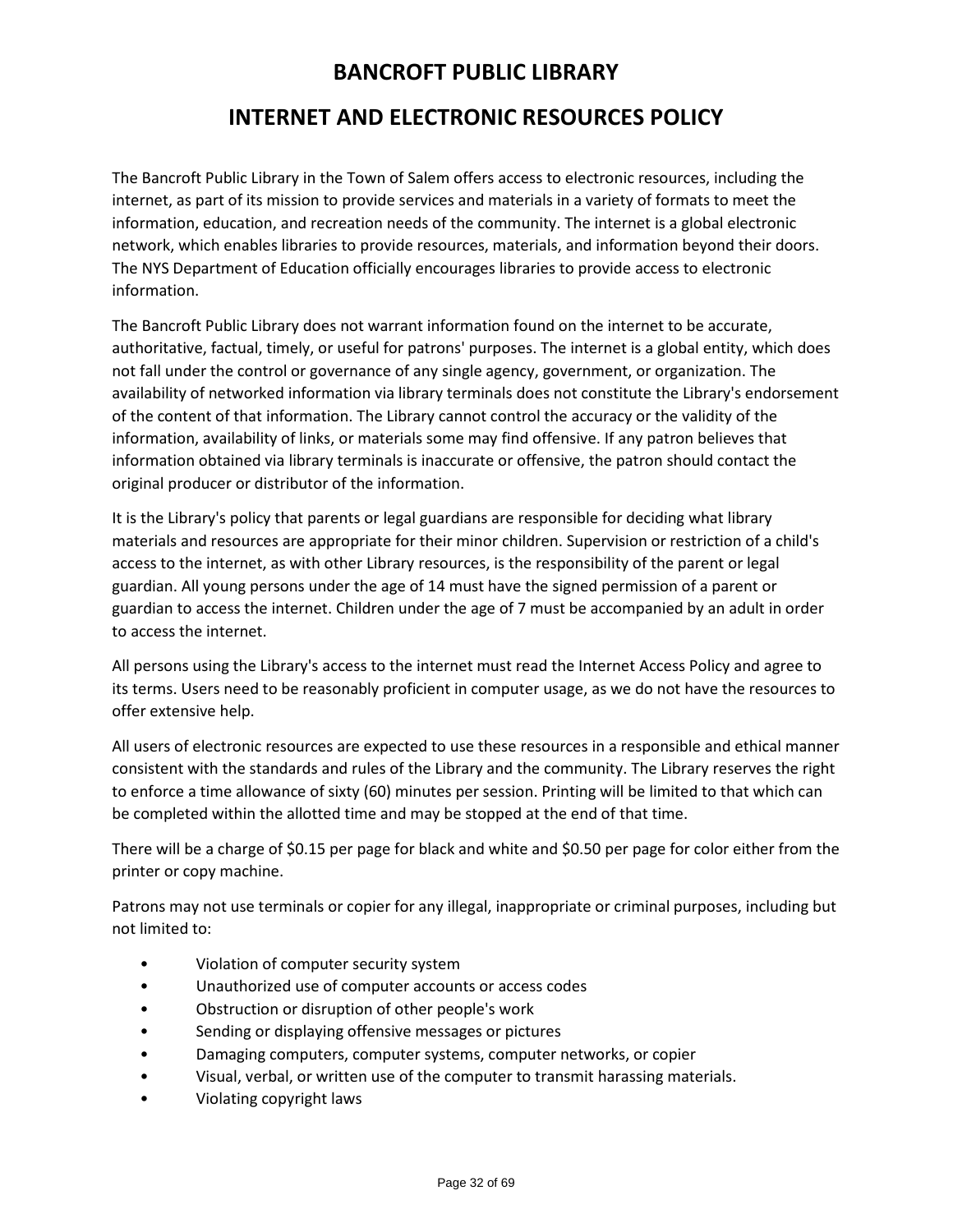# BANCROFT PUBLIC LIBRARY

## INTERNET AND ELECTRONIC RESOURCES POLICY

The Bancroft Public Library in the Town of Salem offers access to electronic resources, including the internet, as part of its mission to provide services and materials in a variety of formats to meet the information, education, and recreation needs of the community. The internet is a global electronic network, which enables libraries to provide resources, materials, and information beyond their doors. The NYS Department of Education officially encourages libraries to provide access to electronic information.

The Bancroft Public Library does not warrant information found on the internet to be accurate, authoritative, factual, timely, or useful for patrons' purposes. The internet is a global entity, which does not fall under the control or governance of any single agency, government, or organization. The availability of networked information via library terminals does not constitute the Library's endorsement of the content of that information. The Library cannot control the accuracy or the validity of the information, availability of links, or materials some may find offensive. If any patron believes that information obtained via library terminals is inaccurate or offensive, the patron should contact the original producer or distributor of the information.

It is the Library's policy that parents or legal guardians are responsible for deciding what library materials and resources are appropriate for their minor children. Supervision or restriction of a child's access to the internet, as with other Library resources, is the responsibility of the parent or legal guardian. All young persons under the age of 14 must have the signed permission of a parent or guardian to access the internet. Children under the age of 7 must be accompanied by an adult in order to access the internet.

All persons using the Library's access to the internet must read the Internet Access Policy and agree to its terms. Users need to be reasonably proficient in computer usage, as we do not have the resources to offer extensive help.

All users of electronic resources are expected to use these resources in a responsible and ethical manner consistent with the standards and rules of the Library and the community. The Library reserves the right to enforce a time allowance of sixty (60) minutes per session. Printing will be limited to that which can be completed within the allotted time and may be stopped at the end of that time.

There will be a charge of $0.15 per page for black and white and $0.50 per page for color either from the printer or copy machine.

Patrons may not use terminals or copier for any illegal, inappropriate or criminal purposes, including but not limited to:

- Violation of computer security system
- Unauthorized use of computer accounts or access codes
- Obstruction or disruption of other people's work
- Sending or displaying offensive messages or pictures
- Damaging computers, computer systems, computer networks, or copier
- Visual, verbal, or written use of the computer to transmit harassing materials.
- Violating copyright laws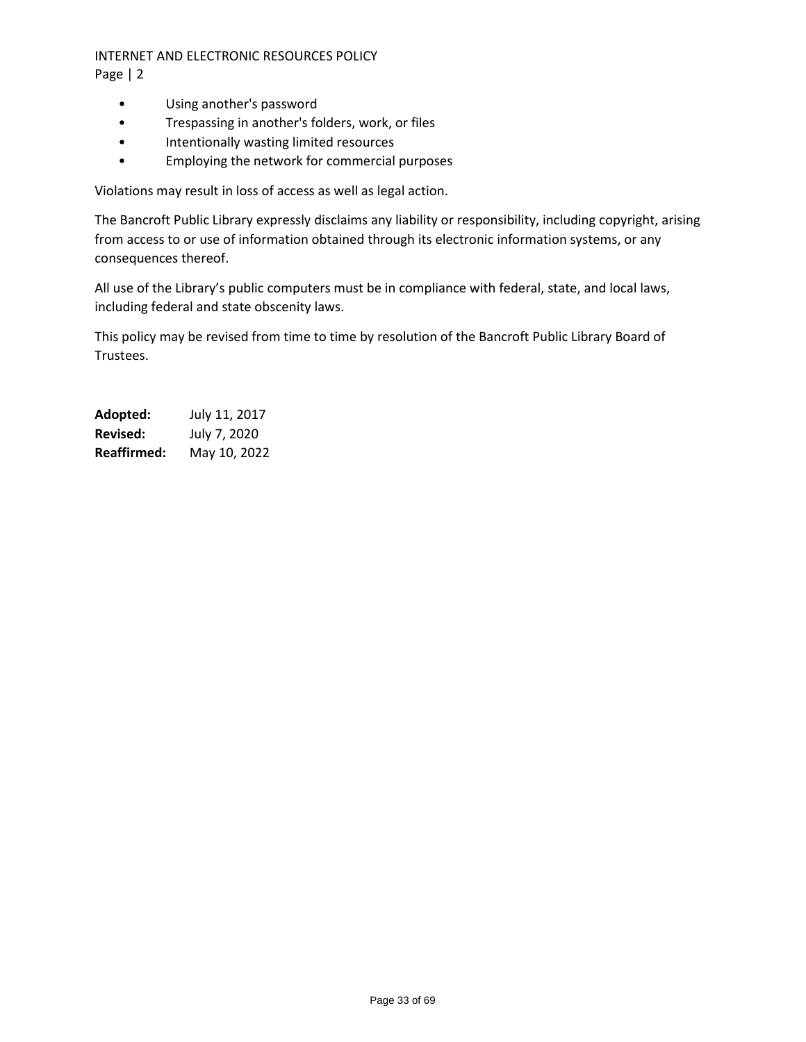- Using another's password
- Trespassing in another's folders, work, or files
- Intentionally wasting limited resources
- Employing the network for commercial purposes

Violations may result in loss of access as well as legal action.

The Bancroft Public Library expressly disclaims any liability or responsibility, including copyright, arising from access to or use of information obtained through its electronic information systems, or any consequences thereof.

All use of the Library's public computers must be in compliance with federal, state, and local laws, including federal and state obscenity laws.

This policy may be revised from time to time by resolution of the Bancroft Public Library Board of Trustees.

**Adopted:** July 11, 2017
**Revised:** July 7, 2020
**Reaffirmed:** May 10, 2022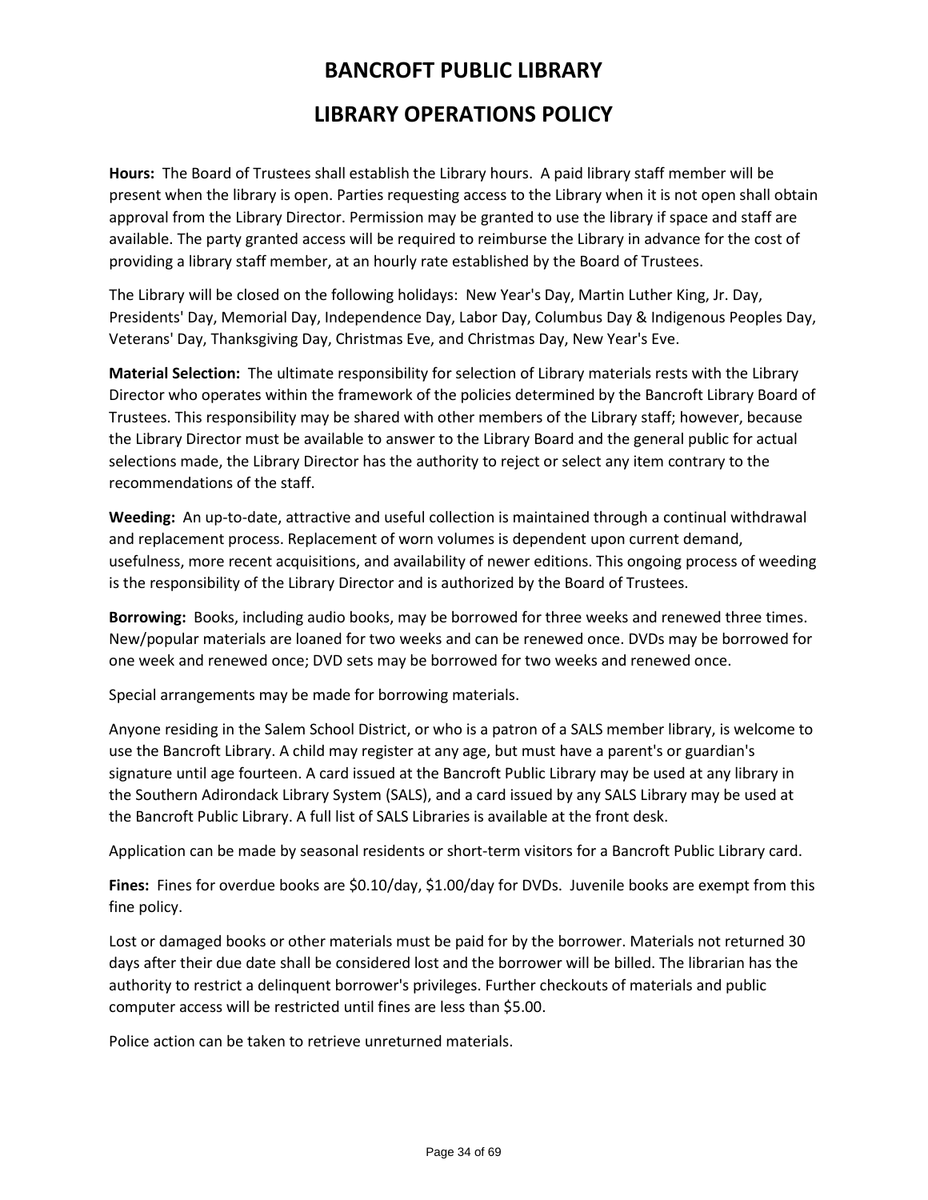# BANCROFT PUBLIC LIBRARY

## LIBRARY OPERATIONS POLICY

**Hours:** The Board of Trustees shall establish the Library hours. A paid library staff member will be present when the library is open. Parties requesting access to the Library when it is not open shall obtain approval from the Library Director. Permission may be granted to use the library if space and staff are available. The party granted access will be required to reimburse the Library in advance for the cost of providing a library staff member, at an hourly rate established by the Board of Trustees.

The Library will be closed on the following holidays: New Year's Day, Martin Luther King, Jr. Day, Presidents' Day, Memorial Day, Independence Day, Labor Day, Columbus Day & Indigenous Peoples Day, Veterans' Day, Thanksgiving Day, Christmas Eve, and Christmas Day, New Year's Eve.

**Material Selection:** The ultimate responsibility for selection of Library materials rests with the Library Director who operates within the framework of the policies determined by the Bancroft Library Board of Trustees. This responsibility may be shared with other members of the Library staff; however, because the Library Director must be available to answer to the Library Board and the general public for actual selections made, the Library Director has the authority to reject or select any item contrary to the recommendations of the staff.

**Weeding:** An up-to-date, attractive and useful collection is maintained through a continual withdrawal and replacement process. Replacement of worn volumes is dependent upon current demand, usefulness, more recent acquisitions, and availability of newer editions. This ongoing process of weeding is the responsibility of the Library Director and is authorized by the Board of Trustees.

**Borrowing:** Books, including audio books, may be borrowed for three weeks and renewed three times. New/popular materials are loaned for two weeks and can be renewed once. DVDs may be borrowed for one week and renewed once; DVD sets may be borrowed for two weeks and renewed once.

Special arrangements may be made for borrowing materials.

Anyone residing in the Salem School District, or who is a patron of a SALS member library, is welcome to use the Bancroft Library. A child may register at any age, but must have a parent's or guardian's signature until age fourteen. A card issued at the Bancroft Public Library may be used at any library in the Southern Adirondack Library System (SALS), and a card issued by any SALS Library may be used at the Bancroft Public Library. A full list of SALS Libraries is available at the front desk.

Application can be made by seasonal residents or short-term visitors for a Bancroft Public Library card.

**Fines:** Fines for overdue books are $0.10/day, $1.00/day for DVDs. Juvenile books are exempt from this fine policy.

Lost or damaged books or other materials must be paid for by the borrower. Materials not returned 30 days after their due date shall be considered lost and the borrower will be billed. The librarian has the authority to restrict a delinquent borrower's privileges. Further checkouts of materials and public computer access will be restricted until fines are less than $5.00.

Police action can be taken to retrieve unreturned materials.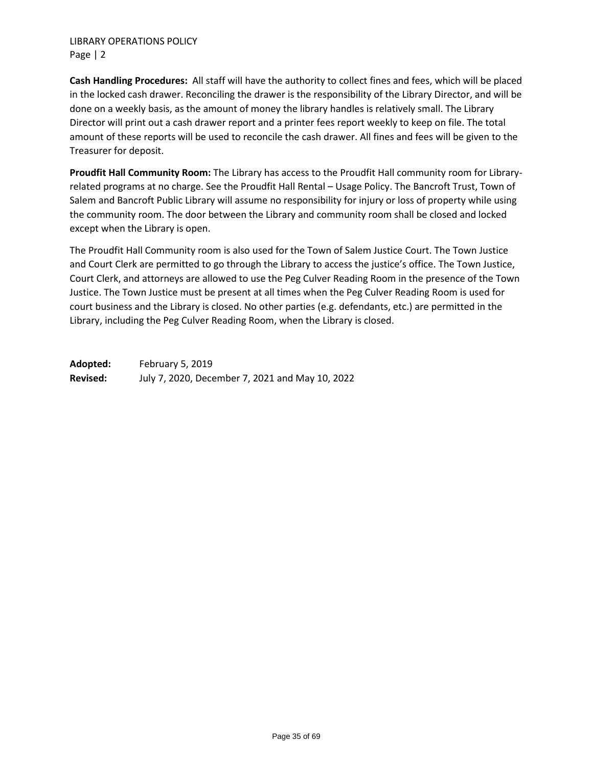**Cash Handling Procedures:** All staff will have the authority to collect fines and fees, which will be placed in the locked cash drawer. Reconciling the drawer is the responsibility of the Library Director, and will be done on a weekly basis, as the amount of money the library handles is relatively small. The Library Director will print out a cash drawer report and a printer fees report weekly to keep on file. The total amount of these reports will be used to reconcile the cash drawer. All fines and fees will be given to the Treasurer for deposit.

**Proudfit Hall Community Room:** The Library has access to the Proudfit Hall community room for Library-related programs at no charge. See the Proudfit Hall Rental – Usage Policy. The Bancroft Trust, Town of Salem and Bancroft Public Library will assume no responsibility for injury or loss of property while using the community room. The door between the Library and community room shall be closed and locked except when the Library is open.

The Proudfit Hall Community room is also used for the Town of Salem Justice Court. The Town Justice and Court Clerk are permitted to go through the Library to access the justice's office. The Town Justice, Court Clerk, and attorneys are allowed to use the Peg Culver Reading Room in the presence of the Town Justice. The Town Justice must be present at all times when the Peg Culver Reading Room is used for court business and the Library is closed. No other parties (e.g. defendants, etc.) are permitted in the Library, including the Peg Culver Reading Room, when the Library is closed.

**Adopted:** February 5, 2019
**Revised:** July 7, 2020, December 7, 2021 and May 10, 2022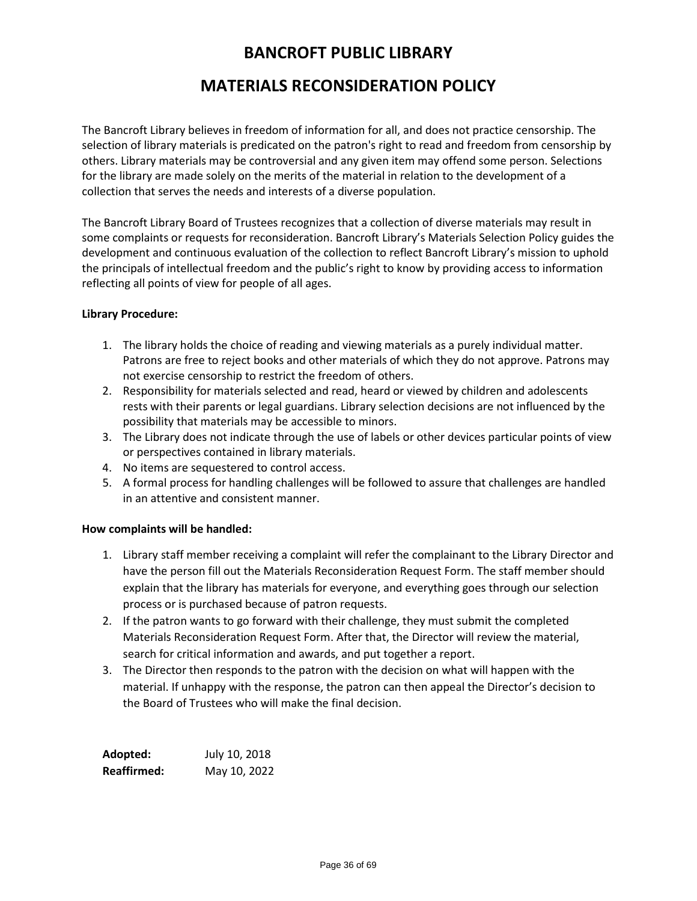# BANCROFT PUBLIC LIBRARY

## MATERIALS RECONSIDERATION POLICY

The Bancroft Library believes in freedom of information for all, and does not practice censorship. The selection of library materials is predicated on the patron's right to read and freedom from censorship by others. Library materials may be controversial and any given item may offend some person. Selections for the library are made solely on the merits of the material in relation to the development of a collection that serves the needs and interests of a diverse population.

The Bancroft Library Board of Trustees recognizes that a collection of diverse materials may result in some complaints or requests for reconsideration. Bancroft Library's Materials Selection Policy guides the development and continuous evaluation of the collection to reflect Bancroft Library's mission to uphold the principals of intellectual freedom and the public's right to know by providing access to information reflecting all points of view for people of all ages.

**Library Procedure:**

1. The library holds the choice of reading and viewing materials as a purely individual matter. Patrons are free to reject books and other materials of which they do not approve. Patrons may not exercise censorship to restrict the freedom of others.
2. Responsibility for materials selected and read, heard or viewed by children and adolescents rests with their parents or legal guardians. Library selection decisions are not influenced by the possibility that materials may be accessible to minors.
3. The Library does not indicate through the use of labels or other devices particular points of view or perspectives contained in library materials.
4. No items are sequestered to control access.
5. A formal process for handling challenges will be followed to assure that challenges are handled in an attentive and consistent manner.

**How complaints will be handled:**

1. Library staff member receiving a complaint will refer the complainant to the Library Director and have the person fill out the Materials Reconsideration Request Form. The staff member should explain that the library has materials for everyone, and everything goes through our selection process or is purchased because of patron requests.
2. If the patron wants to go forward with their challenge, they must submit the completed Materials Reconsideration Request Form. After that, the Director will review the material, search for critical information and awards, and put together a report.
3. The Director then responds to the patron with the decision on what will happen with the material. If unhappy with the response, the patron can then appeal the Director's decision to the Board of Trustees who will make the final decision.

**Adopted:** July 10, 2018
**Reaffirmed:** May 10, 2022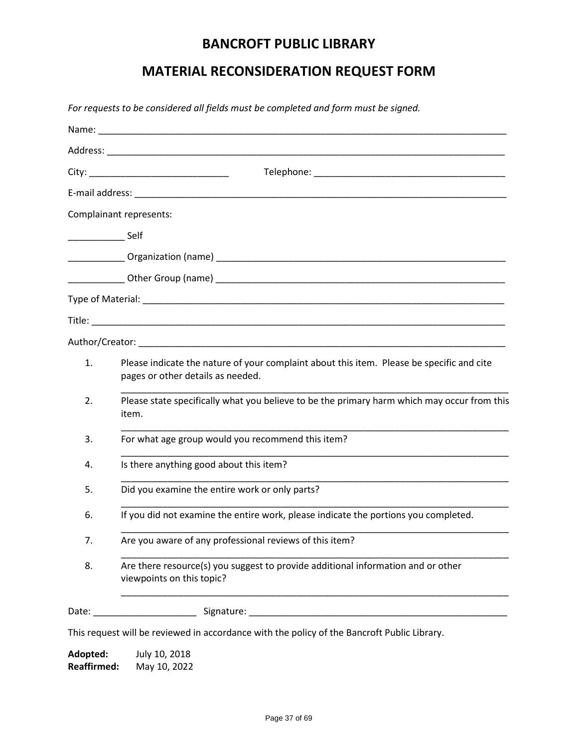# BANCROFT PUBLIC LIBRARY

## MATERIAL RECONSIDERATION REQUEST FORM

*For requests to be considered all fields must be completed and form must be signed.*

Name: ______________________________________________________________________________

Address: ____________________________________________________________________________

City: ___________________________ Telephone: _____________________________________

E-mail address: ______________________________________________________________________

Complainant represents:

___________ Self

___________ Organization (name) _________________________________________________________

___________ Other Group (name) _________________________________________________________

Type of Material: _____________________________________________________________________

Title: _______________________________________________________________________________

Author/Creator: ______________________________________________________________________

1. Please indicate the nature of your complaint about this item. Please be specific and cite pages or other details as needed.
   ___________________________________________________________________________
2. Please state specifically what you believe to be the primary harm which may occur from this item.
   ___________________________________________________________________________
3. For what age group would you recommend this item?
   ___________________________________________________________________________
4. Is there anything good about this item?
   ___________________________________________________________________________
5. Did you examine the entire work or only parts?
   ___________________________________________________________________________
6. If you did not examine the entire work, please indicate the portions you completed.
   ___________________________________________________________________________
7. Are you aware of any professional reviews of this item?
   ___________________________________________________________________________
8. Are there resource(s) you suggest to provide additional information and or other viewpoints on this topic?
   ___________________________________________________________________________

Date: ____________________ Signature: ___________________________________________________

This request will be reviewed in accordance with the policy of the Bancroft Public Library.

**Adopted:** July 10, 2018
**Reaffirmed:** May 10, 2022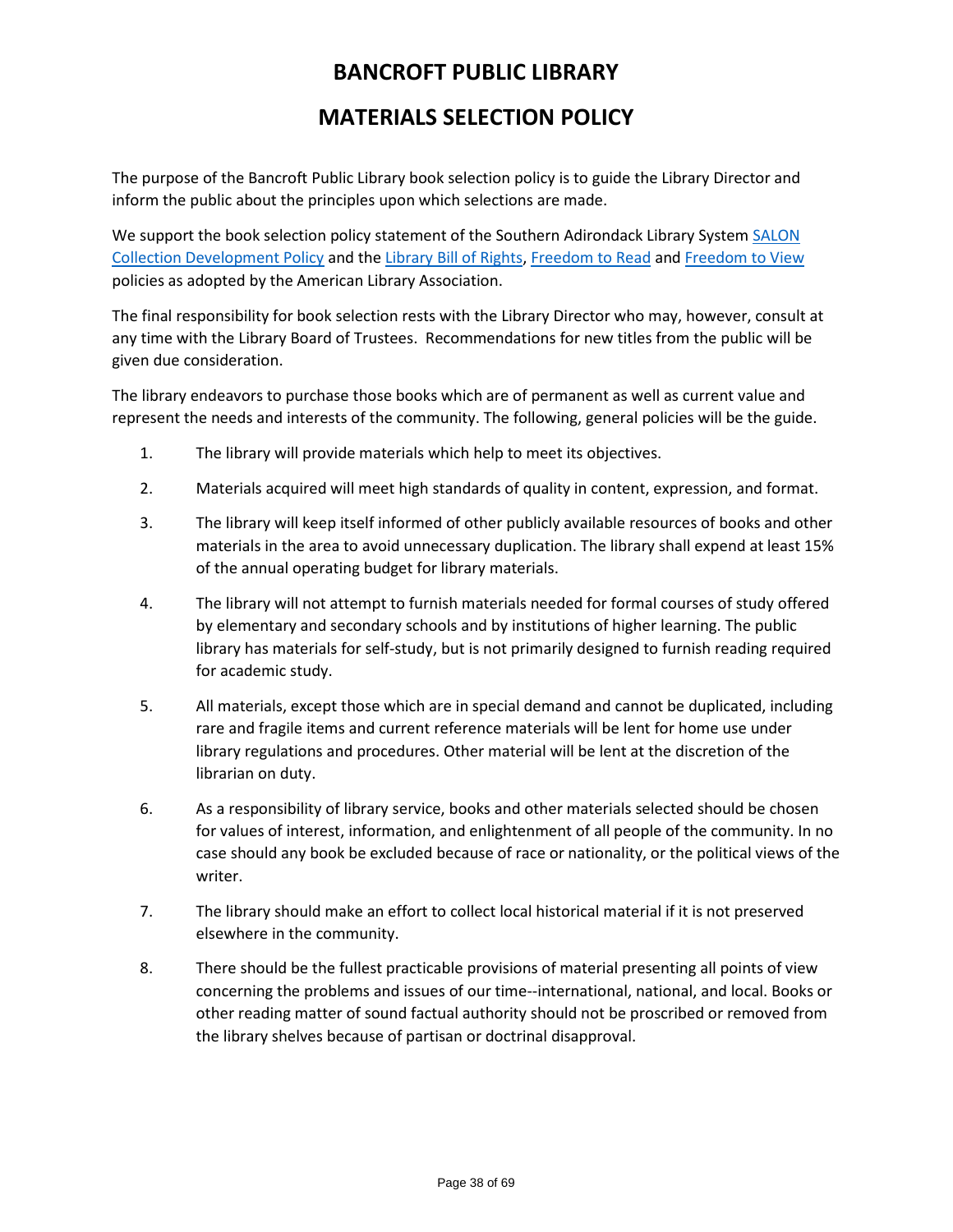# BANCROFT PUBLIC LIBRARY

# MATERIALS SELECTION POLICY

The purpose of the Bancroft Public Library book selection policy is to guide the Library Director and inform the public about the principles upon which selections are made.

We support the book selection policy statement of the Southern Adirondack Library System SALON Collection Development Policy and the Library Bill of Rights, Freedom to Read and Freedom to View policies as adopted by the American Library Association.

The final responsibility for book selection rests with the Library Director who may, however, consult at any time with the Library Board of Trustees. Recommendations for new titles from the public will be given due consideration.

The library endeavors to purchase those books which are of permanent as well as current value and represent the needs and interests of the community. The following, general policies will be the guide.

1. The library will provide materials which help to meet its objectives.
2. Materials acquired will meet high standards of quality in content, expression, and format.
3. The library will keep itself informed of other publicly available resources of books and other materials in the area to avoid unnecessary duplication. The library shall expend at least 15% of the annual operating budget for library materials.
4. The library will not attempt to furnish materials needed for formal courses of study offered by elementary and secondary schools and by institutions of higher learning. The public library has materials for self-study, but is not primarily designed to furnish reading required for academic study.
5. All materials, except those which are in special demand and cannot be duplicated, including rare and fragile items and current reference materials will be lent for home use under library regulations and procedures. Other material will be lent at the discretion of the librarian on duty.
6. As a responsibility of library service, books and other materials selected should be chosen for values of interest, information, and enlightenment of all people of the community. In no case should any book be excluded because of race or nationality, or the political views of the writer.
7. The library should make an effort to collect local historical material if it is not preserved elsewhere in the community.
8. There should be the fullest practicable provisions of material presenting all points of view concerning the problems and issues of our time--international, national, and local. Books or other reading matter of sound factual authority should not be proscribed or removed from the library shelves because of partisan or doctrinal disapproval.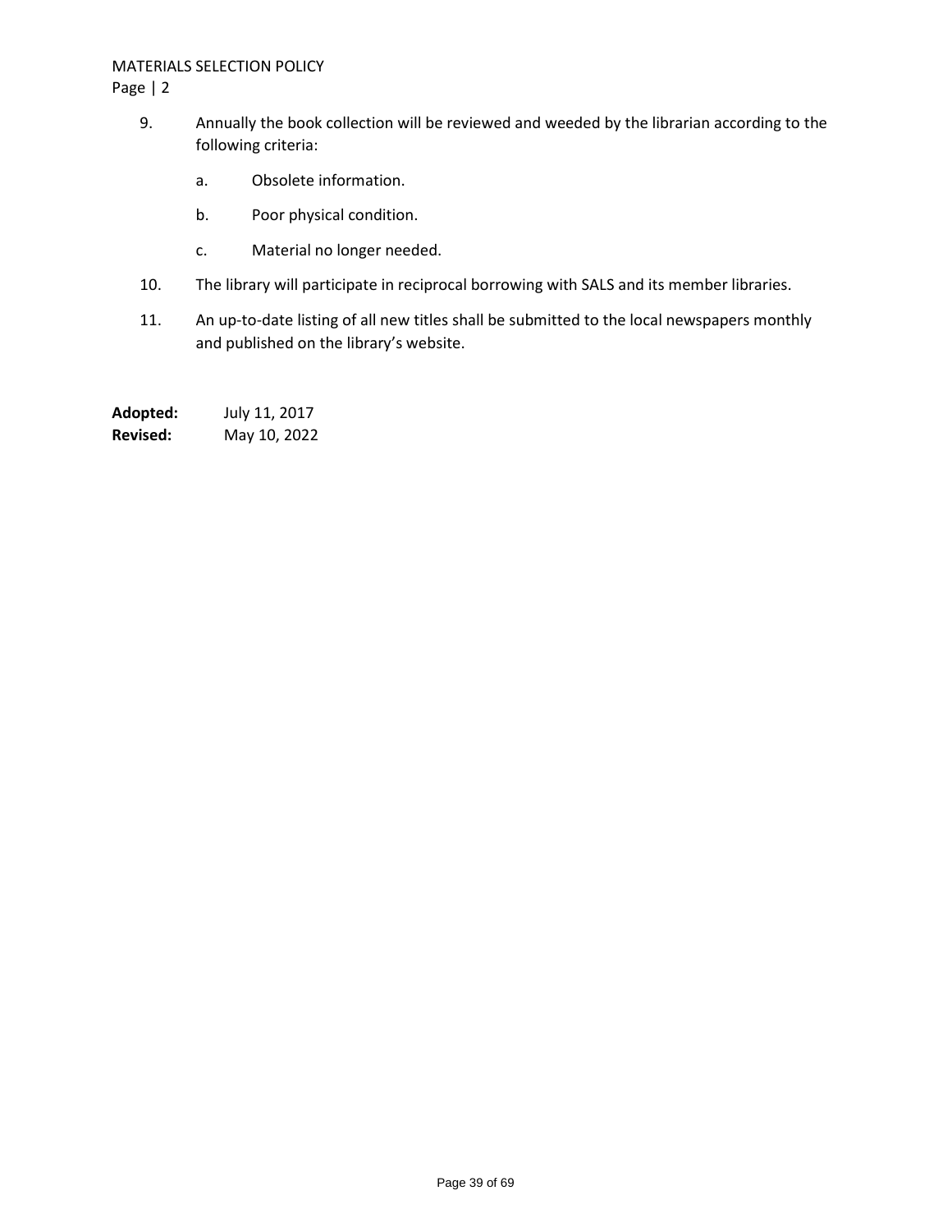9. Annually the book collection will be reviewed and weeded by the librarian according to the following criteria:
    a. Obsolete information.
    b. Poor physical condition.
    c. Material no longer needed.
10. The library will participate in reciprocal borrowing with SALS and its member libraries.
11. An up-to-date listing of all new titles shall be submitted to the local newspapers monthly and published on the library's website.

**Adopted:** July 11, 2017
**Revised:** May 10, 2022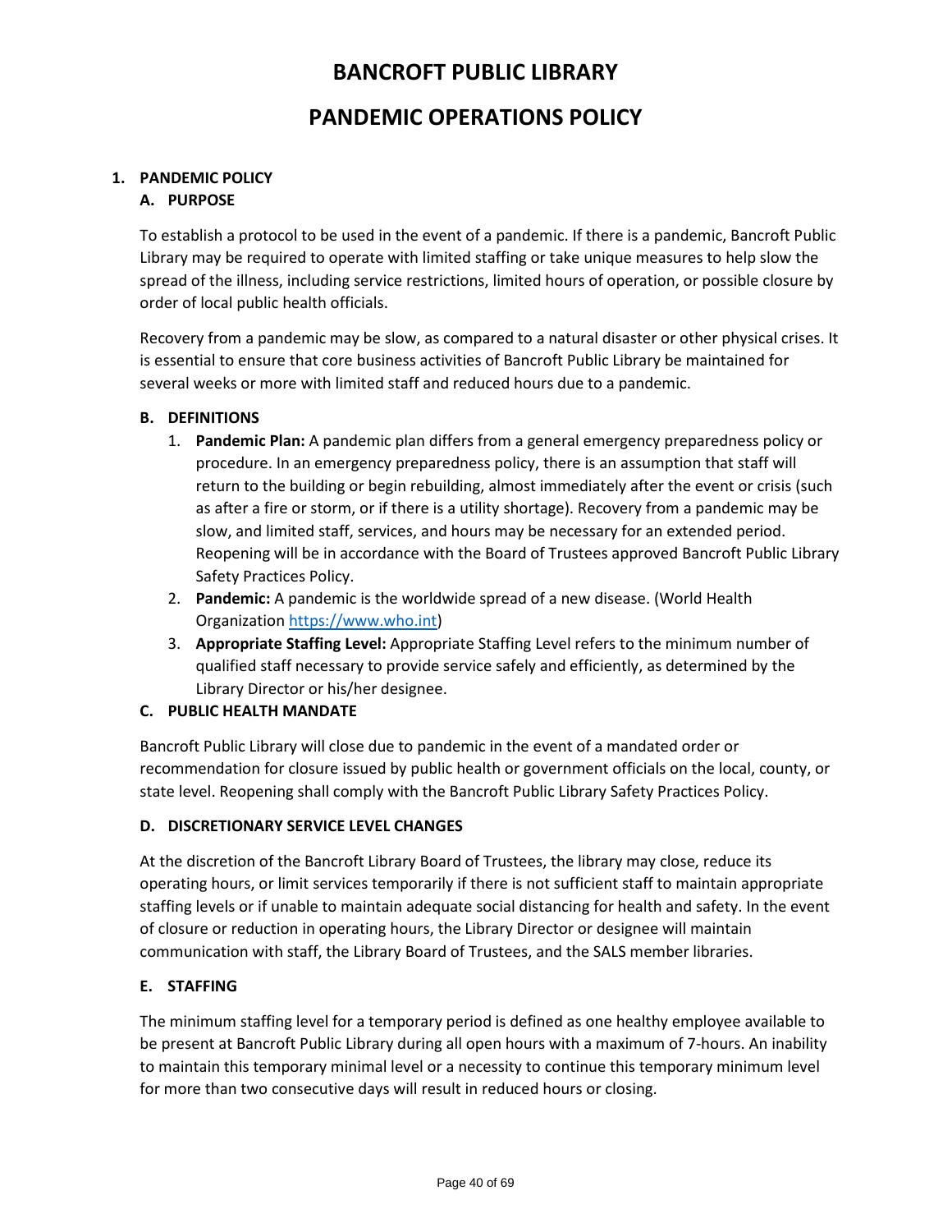# BANCROFT PUBLIC LIBRARY

# PANDEMIC OPERATIONS POLICY

## 1. PANDEMIC POLICY

### A. PURPOSE

To establish a protocol to be used in the event of a pandemic. If there is a pandemic, Bancroft Public Library may be required to operate with limited staffing or take unique measures to help slow the spread of the illness, including service restrictions, limited hours of operation, or possible closure by order of local public health officials.

Recovery from a pandemic may be slow, as compared to a natural disaster or other physical crises. It is essential to ensure that core business activities of Bancroft Public Library be maintained for several weeks or more with limited staff and reduced hours due to a pandemic.

### B. DEFINITIONS

1. **Pandemic Plan:** A pandemic plan differs from a general emergency preparedness policy or procedure. In an emergency preparedness policy, there is an assumption that staff will return to the building or begin rebuilding, almost immediately after the event or crisis (such as after a fire or storm, or if there is a utility shortage). Recovery from a pandemic may be slow, and limited staff, services, and hours may be necessary for an extended period. Reopening will be in accordance with the Board of Trustees approved Bancroft Public Library Safety Practices Policy.
2. **Pandemic:** A pandemic is the worldwide spread of a new disease. (World Health Organization https://www.who.int)
3. **Appropriate Staffing Level:** Appropriate Staffing Level refers to the minimum number of qualified staff necessary to provide service safely and efficiently, as determined by the Library Director or his/her designee.

### C. PUBLIC HEALTH MANDATE

Bancroft Public Library will close due to pandemic in the event of a mandated order or recommendation for closure issued by public health or government officials on the local, county, or state level. Reopening shall comply with the Bancroft Public Library Safety Practices Policy.

### D. DISCRETIONARY SERVICE LEVEL CHANGES

At the discretion of the Bancroft Library Board of Trustees, the library may close, reduce its operating hours, or limit services temporarily if there is not sufficient staff to maintain appropriate staffing levels or if unable to maintain adequate social distancing for health and safety. In the event of closure or reduction in operating hours, the Library Director or designee will maintain communication with staff, the Library Board of Trustees, and the SALS member libraries.

### E. STAFFING

The minimum staffing level for a temporary period is defined as one healthy employee available to be present at Bancroft Public Library during all open hours with a maximum of 7-hours. An inability to maintain this temporary minimal level or a necessity to continue this temporary minimum level for more than two consecutive days will result in reduced hours or closing.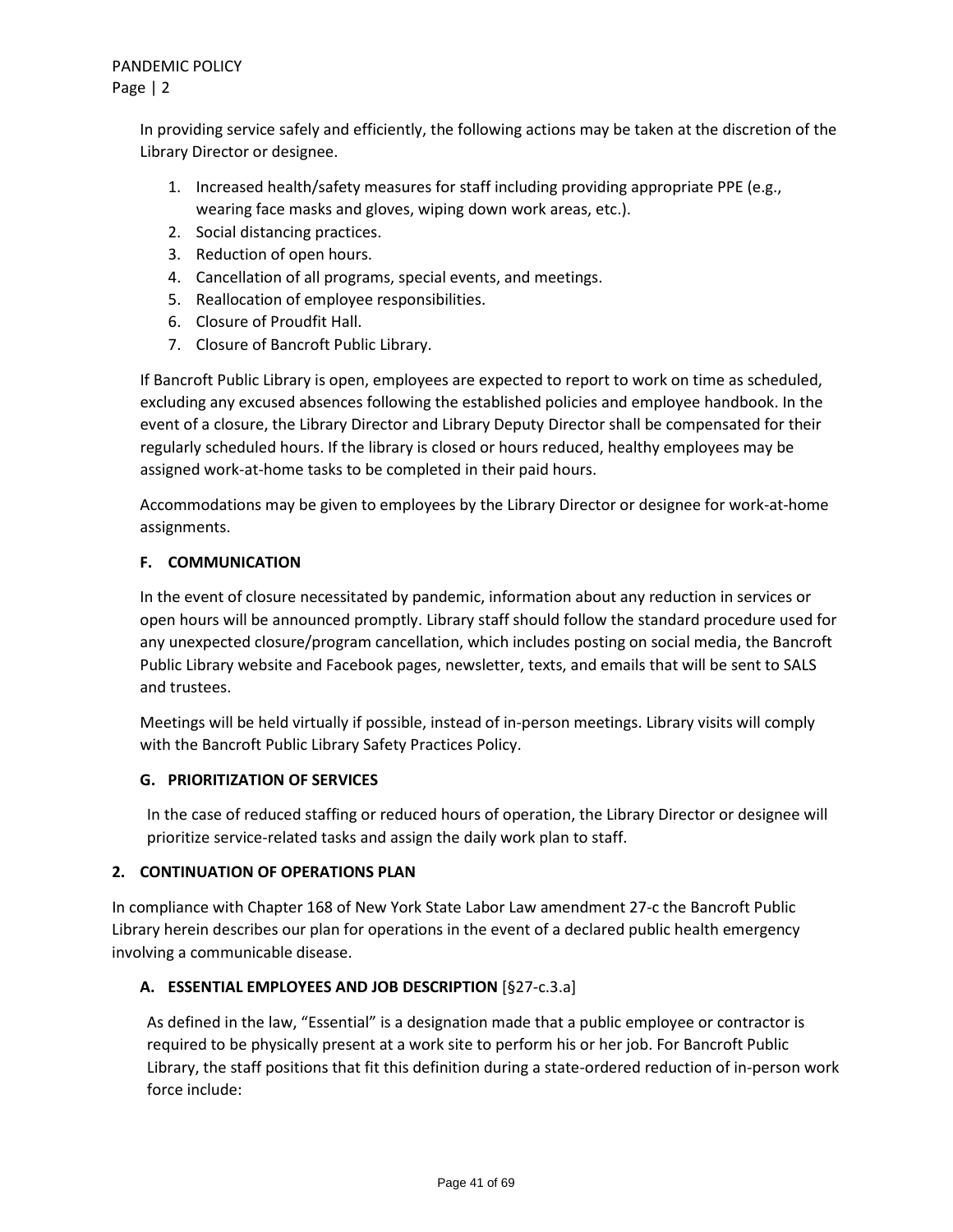In providing service safely and efficiently, the following actions may be taken at the discretion of the Library Director or designee.

1. Increased health/safety measures for staff including providing appropriate PPE (e.g., wearing face masks and gloves, wiping down work areas, etc.).
2. Social distancing practices.
3. Reduction of open hours.
4. Cancellation of all programs, special events, and meetings.
5. Reallocation of employee responsibilities.
6. Closure of Proudfit Hall.
7. Closure of Bancroft Public Library.

If Bancroft Public Library is open, employees are expected to report to work on time as scheduled, excluding any excused absences following the established policies and employee handbook. In the event of a closure, the Library Director and Library Deputy Director shall be compensated for their regularly scheduled hours. If the library is closed or hours reduced, healthy employees may be assigned work-at-home tasks to be completed in their paid hours.

Accommodations may be given to employees by the Library Director or designee for work-at-home assignments.

### F. COMMUNICATION

In the event of closure necessitated by pandemic, information about any reduction in services or open hours will be announced promptly. Library staff should follow the standard procedure used for any unexpected closure/program cancellation, which includes posting on social media, the Bancroft Public Library website and Facebook pages, newsletter, texts, and emails that will be sent to SALS and trustees.

Meetings will be held virtually if possible, instead of in-person meetings. Library visits will comply with the Bancroft Public Library Safety Practices Policy.

### G. PRIORITIZATION OF SERVICES

In the case of reduced staffing or reduced hours of operation, the Library Director or designee will prioritize service-related tasks and assign the daily work plan to staff.

## 2. CONTINUATION OF OPERATIONS PLAN

In compliance with Chapter 168 of New York State Labor Law amendment 27-c the Bancroft Public Library herein describes our plan for operations in the event of a declared public health emergency involving a communicable disease.

### A. ESSENTIAL EMPLOYEES AND JOB DESCRIPTION [§27-c.3.a]

As defined in the law, "Essential" is a designation made that a public employee or contractor is required to be physically present at a work site to perform his or her job. For Bancroft Public Library, the staff positions that fit this definition during a state-ordered reduction of in-person work force include: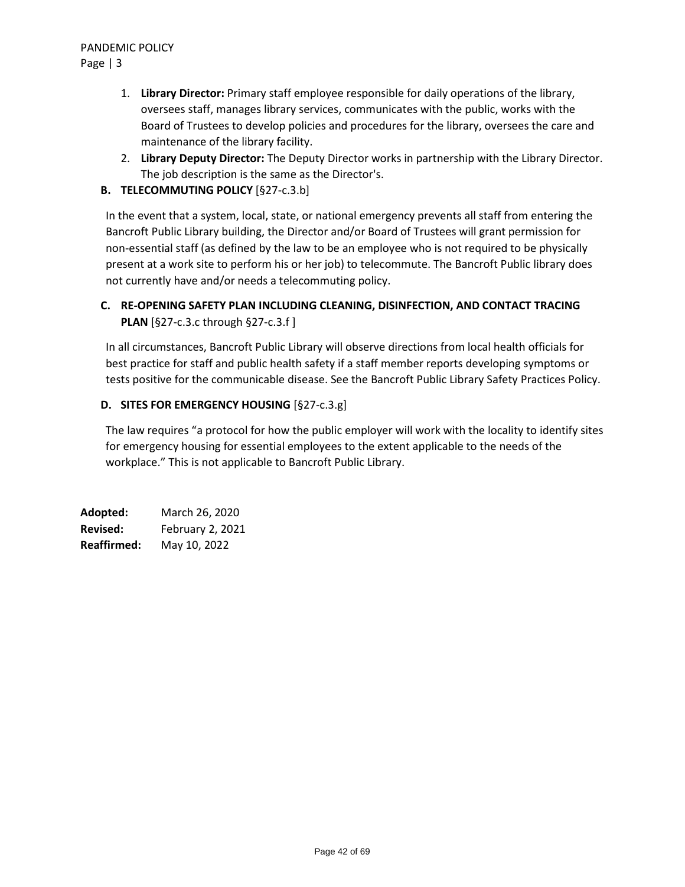1. **Library Director:** Primary staff employee responsible for daily operations of the library, oversees staff, manages library services, communicates with the public, works with the Board of Trustees to develop policies and procedures for the library, oversees the care and maintenance of the library facility.
2. **Library Deputy Director:** The Deputy Director works in partnership with the Library Director. The job description is the same as the Director's.

**B. TELECOMMUTING POLICY** [§27-c.3.b]

In the event that a system, local, state, or national emergency prevents all staff from entering the Bancroft Public Library building, the Director and/or Board of Trustees will grant permission for non-essential staff (as defined by the law to be an employee who is not required to be physically present at a work site to perform his or her job) to telecommute. The Bancroft Public library does not currently have and/or needs a telecommuting policy.

**C. RE-OPENING SAFETY PLAN INCLUDING CLEANING, DISINFECTION, AND CONTACT TRACING PLAN** [§27-c.3.c through §27-c.3.f ]

In all circumstances, Bancroft Public Library will observe directions from local health officials for best practice for staff and public health safety if a staff member reports developing symptoms or tests positive for the communicable disease. See the Bancroft Public Library Safety Practices Policy.

**D. SITES FOR EMERGENCY HOUSING** [§27-c.3.g]

The law requires "a protocol for how the public employer will work with the locality to identify sites for emergency housing for essential employees to the extent applicable to the needs of the workplace." This is not applicable to Bancroft Public Library.

**Adopted:** March 26, 2020
**Revised:** February 2, 2021
**Reaffirmed:** May 10, 2022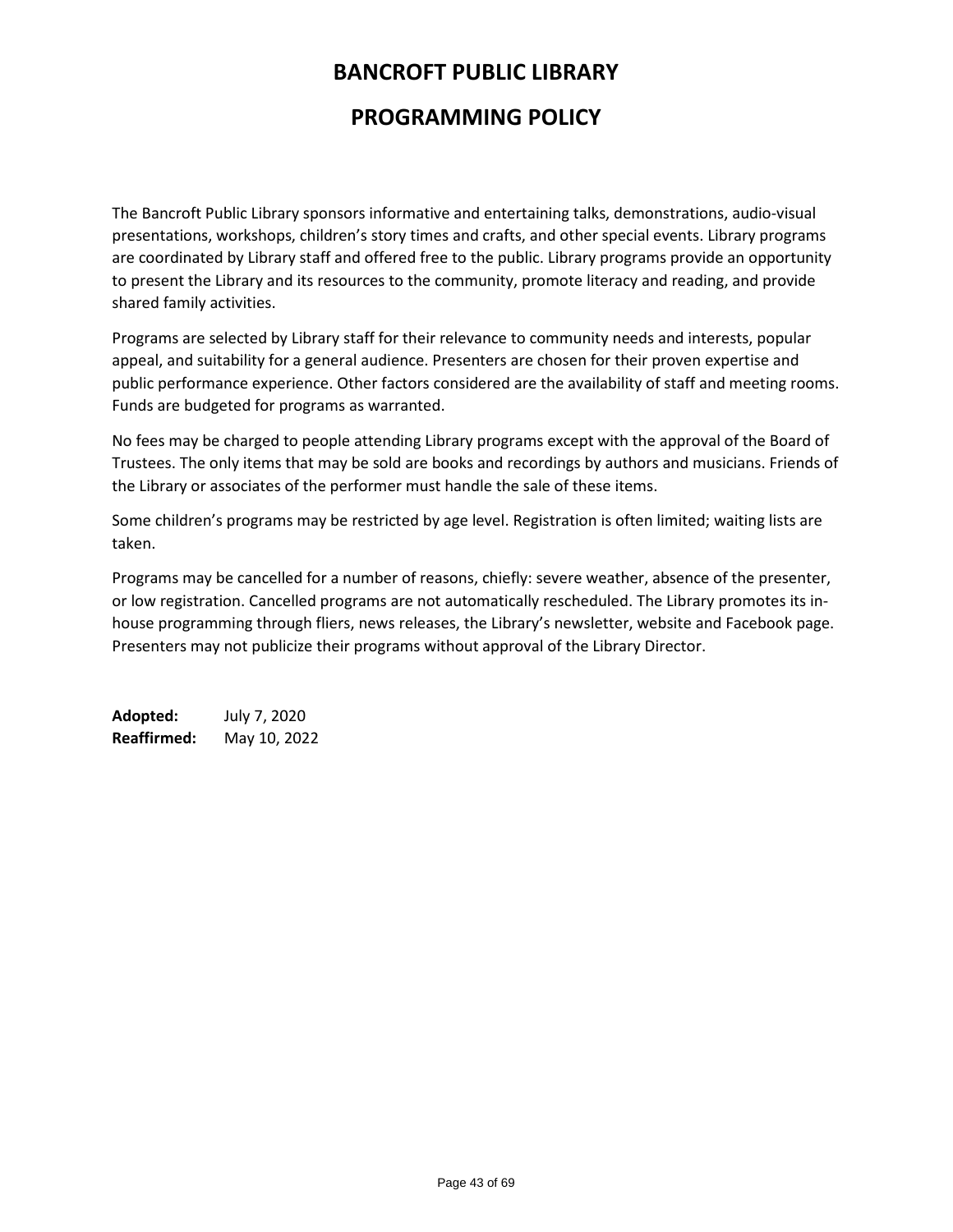# BANCROFT PUBLIC LIBRARY

## PROGRAMMING POLICY

The Bancroft Public Library sponsors informative and entertaining talks, demonstrations, audio-visual presentations, workshops, children's story times and crafts, and other special events. Library programs are coordinated by Library staff and offered free to the public. Library programs provide an opportunity to present the Library and its resources to the community, promote literacy and reading, and provide shared family activities.

Programs are selected by Library staff for their relevance to community needs and interests, popular appeal, and suitability for a general audience. Presenters are chosen for their proven expertise and public performance experience. Other factors considered are the availability of staff and meeting rooms. Funds are budgeted for programs as warranted.

No fees may be charged to people attending Library programs except with the approval of the Board of Trustees. The only items that may be sold are books and recordings by authors and musicians. Friends of the Library or associates of the performer must handle the sale of these items.

Some children's programs may be restricted by age level. Registration is often limited; waiting lists are taken.

Programs may be cancelled for a number of reasons, chiefly: severe weather, absence of the presenter, or low registration. Cancelled programs are not automatically rescheduled. The Library promotes its in-house programming through fliers, news releases, the Library's newsletter, website and Facebook page. Presenters may not publicize their programs without approval of the Library Director.

**Adopted:** July 7, 2020
**Reaffirmed:** May 10, 2022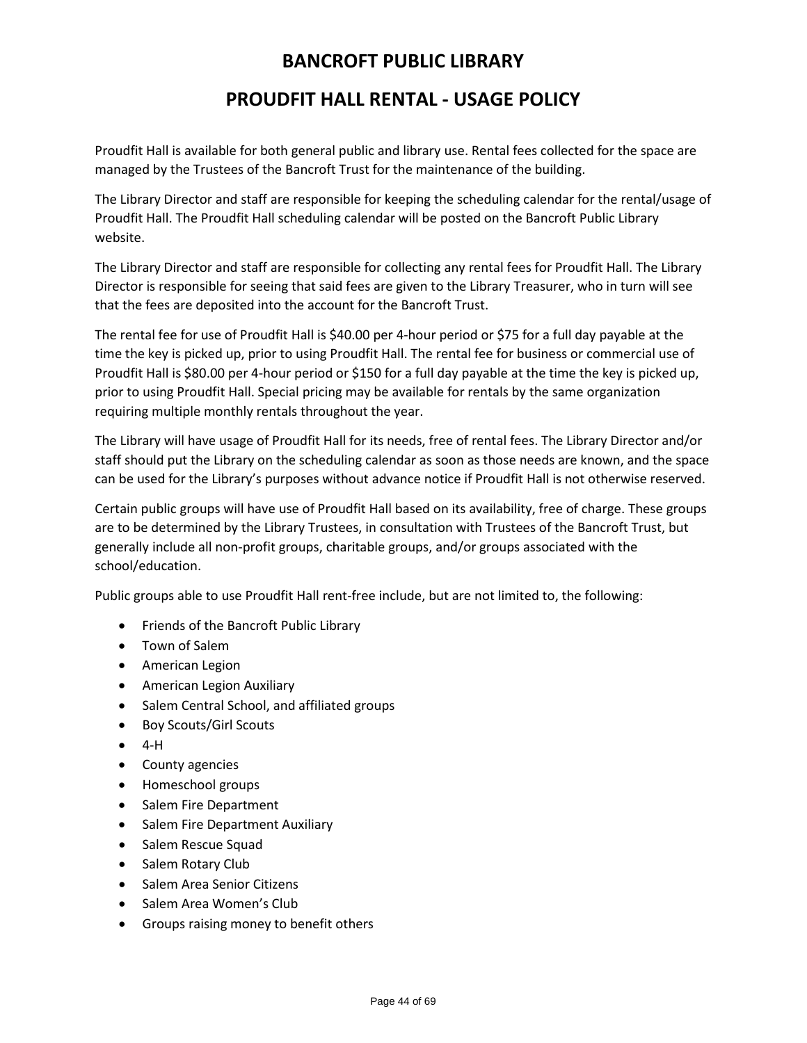# BANCROFT PUBLIC LIBRARY

## PROUDFIT HALL RENTAL - USAGE POLICY

Proudfit Hall is available for both general public and library use. Rental fees collected for the space are managed by the Trustees of the Bancroft Trust for the maintenance of the building.

The Library Director and staff are responsible for keeping the scheduling calendar for the rental/usage of Proudfit Hall. The Proudfit Hall scheduling calendar will be posted on the Bancroft Public Library website.

The Library Director and staff are responsible for collecting any rental fees for Proudfit Hall. The Library Director is responsible for seeing that said fees are given to the Library Treasurer, who in turn will see that the fees are deposited into the account for the Bancroft Trust.

The rental fee for use of Proudfit Hall is $40.00 per 4-hour period or $75 for a full day payable at the time the key is picked up, prior to using Proudfit Hall. The rental fee for business or commercial use of Proudfit Hall is $80.00 per 4-hour period or $150 for a full day payable at the time the key is picked up, prior to using Proudfit Hall. Special pricing may be available for rentals by the same organization requiring multiple monthly rentals throughout the year.

The Library will have usage of Proudfit Hall for its needs, free of rental fees. The Library Director and/or staff should put the Library on the scheduling calendar as soon as those needs are known, and the space can be used for the Library's purposes without advance notice if Proudfit Hall is not otherwise reserved.

Certain public groups will have use of Proudfit Hall based on its availability, free of charge. These groups are to be determined by the Library Trustees, in consultation with Trustees of the Bancroft Trust, but generally include all non-profit groups, charitable groups, and/or groups associated with the school/education.

Public groups able to use Proudfit Hall rent-free include, but are not limited to, the following:

- Friends of the Bancroft Public Library
- Town of Salem
- American Legion
- American Legion Auxiliary
- Salem Central School, and affiliated groups
- Boy Scouts/Girl Scouts
- 4-H
- County agencies
- Homeschool groups
- Salem Fire Department
- Salem Fire Department Auxiliary
- Salem Rescue Squad
- Salem Rotary Club
- Salem Area Senior Citizens
- Salem Area Women's Club
- Groups raising money to benefit others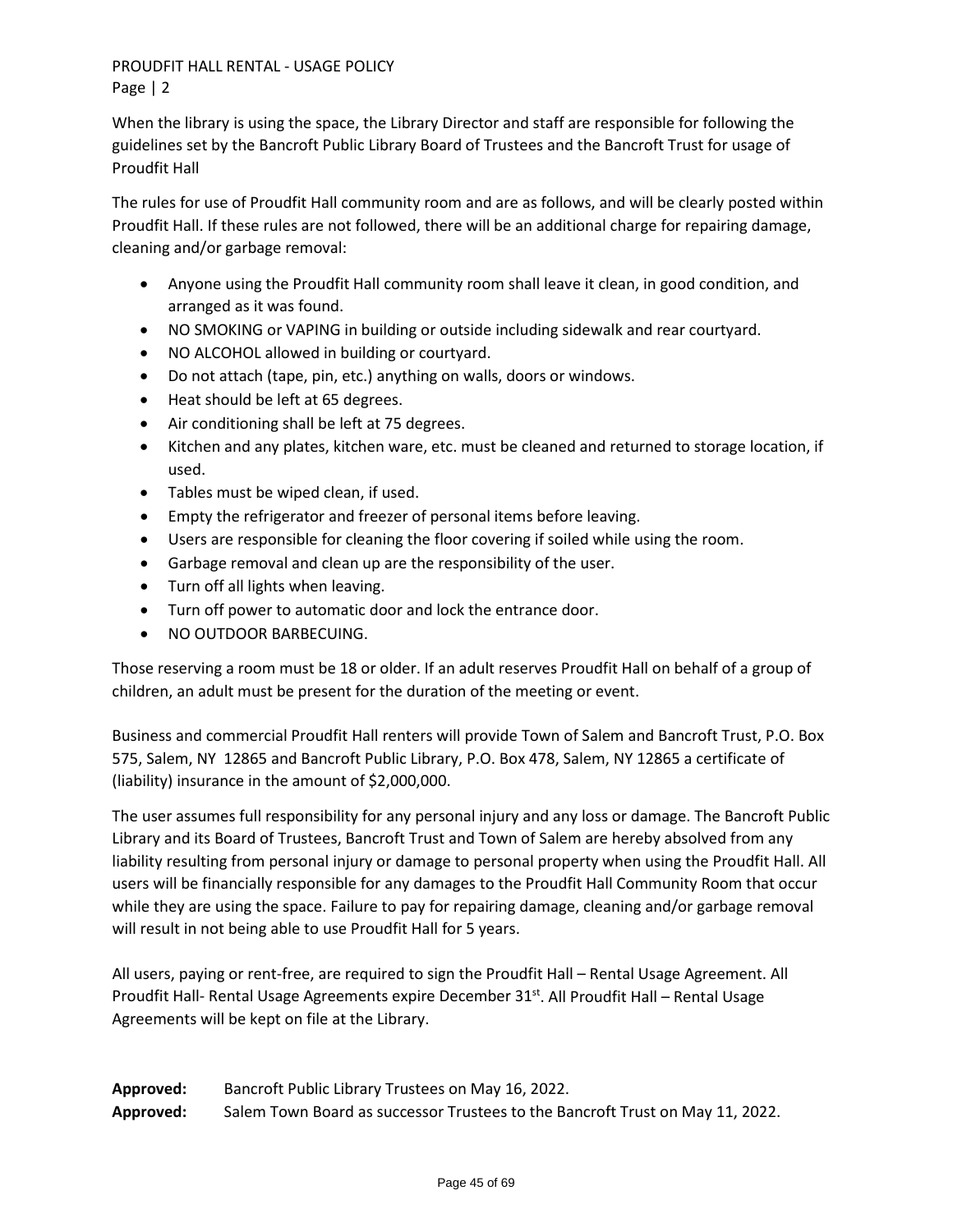When the library is using the space, the Library Director and staff are responsible for following the guidelines set by the Bancroft Public Library Board of Trustees and the Bancroft Trust for usage of Proudfit Hall

The rules for use of Proudfit Hall community room and are as follows, and will be clearly posted within Proudfit Hall. If these rules are not followed, there will be an additional charge for repairing damage, cleaning and/or garbage removal:

- Anyone using the Proudfit Hall community room shall leave it clean, in good condition, and arranged as it was found.
- NO SMOKING or VAPING in building or outside including sidewalk and rear courtyard.
- NO ALCOHOL allowed in building or courtyard.
- Do not attach (tape, pin, etc.) anything on walls, doors or windows.
- Heat should be left at 65 degrees.
- Air conditioning shall be left at 75 degrees.
- Kitchen and any plates, kitchen ware, etc. must be cleaned and returned to storage location, if used.
- Tables must be wiped clean, if used.
- Empty the refrigerator and freezer of personal items before leaving.
- Users are responsible for cleaning the floor covering if soiled while using the room.
- Garbage removal and clean up are the responsibility of the user.
- Turn off all lights when leaving.
- Turn off power to automatic door and lock the entrance door.
- NO OUTDOOR BARBECUING.

Those reserving a room must be 18 or older. If an adult reserves Proudfit Hall on behalf of a group of children, an adult must be present for the duration of the meeting or event.

Business and commercial Proudfit Hall renters will provide Town of Salem and Bancroft Trust, P.O. Box 575, Salem, NY 12865 and Bancroft Public Library, P.O. Box 478, Salem, NY 12865 a certificate of (liability) insurance in the amount of $2,000,000.

The user assumes full responsibility for any personal injury and any loss or damage. The Bancroft Public Library and its Board of Trustees, Bancroft Trust and Town of Salem are hereby absolved from any liability resulting from personal injury or damage to personal property when using the Proudfit Hall. All users will be financially responsible for any damages to the Proudfit Hall Community Room that occur while they are using the space. Failure to pay for repairing damage, cleaning and/or garbage removal will result in not being able to use Proudfit Hall for 5 years.

All users, paying or rent-free, are required to sign the Proudfit Hall – Rental Usage Agreement. All Proudfit Hall- Rental Usage Agreements expire December 31st. All Proudfit Hall – Rental Usage Agreements will be kept on file at the Library.

**Approved:** Bancroft Public Library Trustees on May 16, 2022.
**Approved:** Salem Town Board as successor Trustees to the Bancroft Trust on May 11, 2022.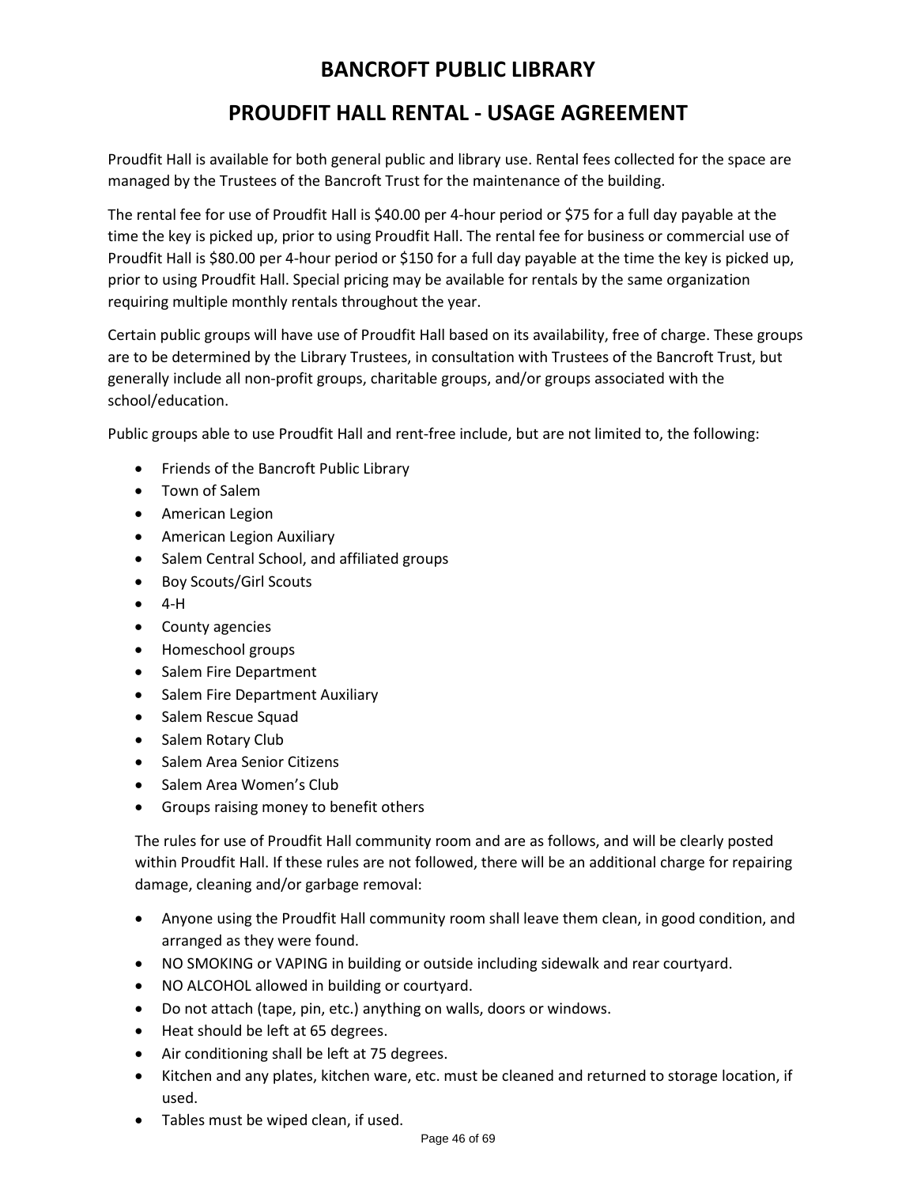# BANCROFT PUBLIC LIBRARY

## PROUDFIT HALL RENTAL - USAGE AGREEMENT

Proudfit Hall is available for both general public and library use. Rental fees collected for the space are managed by the Trustees of the Bancroft Trust for the maintenance of the building.

The rental fee for use of Proudfit Hall is $40.00 per 4-hour period or $75 for a full day payable at the time the key is picked up, prior to using Proudfit Hall. The rental fee for business or commercial use of Proudfit Hall is $80.00 per 4-hour period or $150 for a full day payable at the time the key is picked up, prior to using Proudfit Hall. Special pricing may be available for rentals by the same organization requiring multiple monthly rentals throughout the year.

Certain public groups will have use of Proudfit Hall based on its availability, free of charge. These groups are to be determined by the Library Trustees, in consultation with Trustees of the Bancroft Trust, but generally include all non-profit groups, charitable groups, and/or groups associated with the school/education.

Public groups able to use Proudfit Hall and rent-free include, but are not limited to, the following:

- Friends of the Bancroft Public Library
- Town of Salem
- American Legion
- American Legion Auxiliary
- Salem Central School, and affiliated groups
- Boy Scouts/Girl Scouts
- 4-H
- County agencies
- Homeschool groups
- Salem Fire Department
- Salem Fire Department Auxiliary
- Salem Rescue Squad
- Salem Rotary Club
- Salem Area Senior Citizens
- Salem Area Women's Club
- Groups raising money to benefit others

The rules for use of Proudfit Hall community room and are as follows, and will be clearly posted within Proudfit Hall. If these rules are not followed, there will be an additional charge for repairing damage, cleaning and/or garbage removal:

- Anyone using the Proudfit Hall community room shall leave them clean, in good condition, and arranged as they were found.
- NO SMOKING or VAPING in building or outside including sidewalk and rear courtyard.
- NO ALCOHOL allowed in building or courtyard.
- Do not attach (tape, pin, etc.) anything on walls, doors or windows.
- Heat should be left at 65 degrees.
- Air conditioning shall be left at 75 degrees.
- Kitchen and any plates, kitchen ware, etc. must be cleaned and returned to storage location, if used.
- Tables must be wiped clean, if used.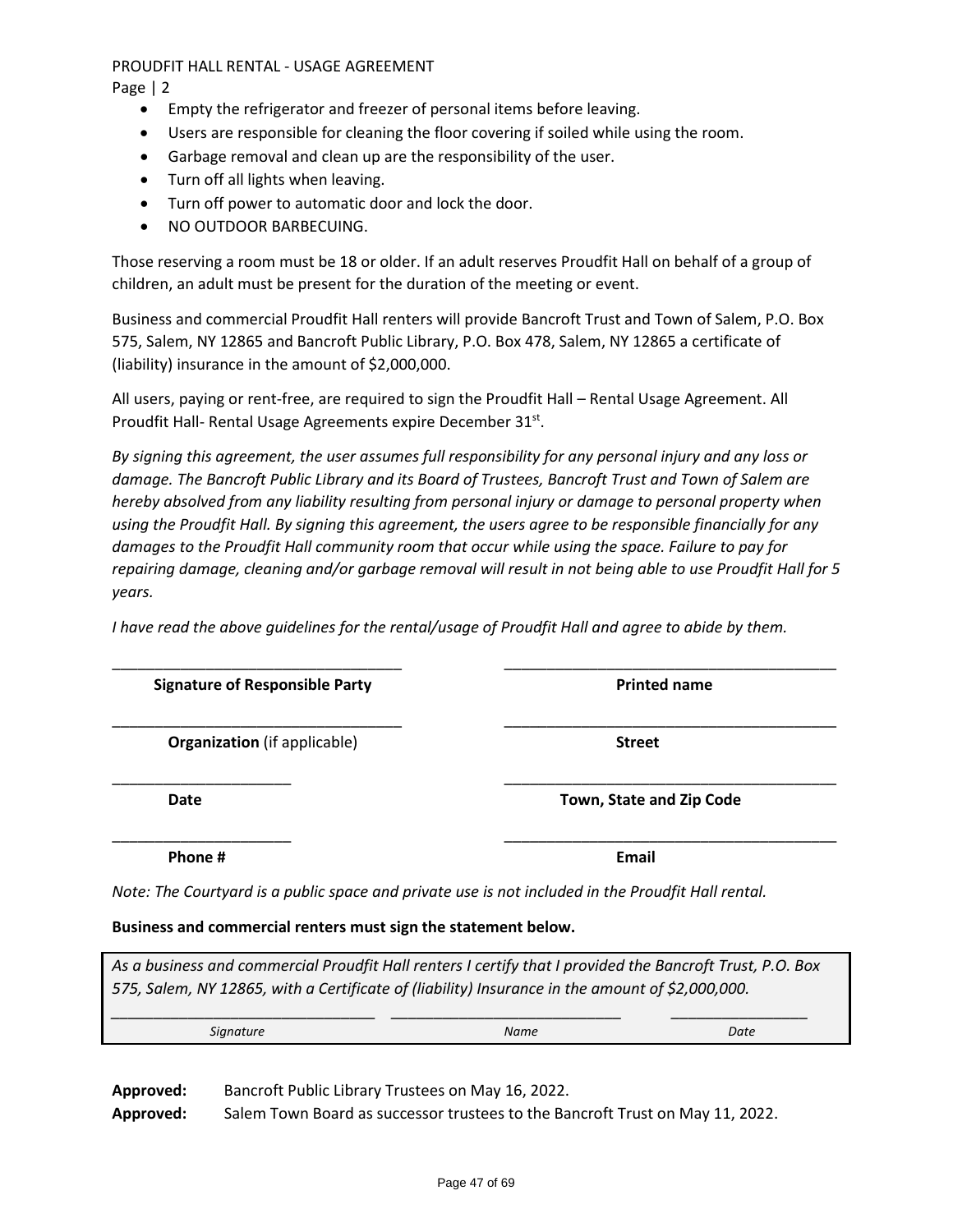- Empty the refrigerator and freezer of personal items before leaving.
- Users are responsible for cleaning the floor covering if soiled while using the room.
- Garbage removal and clean up are the responsibility of the user.
- Turn off all lights when leaving.
- Turn off power to automatic door and lock the door.
- NO OUTDOOR BARBECUING.

Those reserving a room must be 18 or older. If an adult reserves Proudfit Hall on behalf of a group of children, an adult must be present for the duration of the meeting or event.

Business and commercial Proudfit Hall renters will provide Bancroft Trust and Town of Salem, P.O. Box 575, Salem, NY 12865 and Bancroft Public Library, P.O. Box 478, Salem, NY 12865 a certificate of (liability) insurance in the amount of $2,000,000.

All users, paying or rent-free, are required to sign the Proudfit Hall – Rental Usage Agreement. All Proudfit Hall- Rental Usage Agreements expire December 31st.

*By signing this agreement, the user assumes full responsibility for any personal injury and any loss or damage. The Bancroft Public Library and its Board of Trustees, Bancroft Trust and Town of Salem are hereby absolved from any liability resulting from personal injury or damage to personal property when using the Proudfit Hall. By signing this agreement, the users agree to be responsible financially for any damages to the Proudfit Hall community room that occur while using the space. Failure to pay for repairing damage, cleaning and/or garbage removal will result in not being able to use Proudfit Hall for 5 years.*

*I have read the above guidelines for the rental/usage of Proudfit Hall and agree to abide by them.*

| ______________________________ | ______________________________ |
|---|---|
| **Signature of Responsible Party** | **Printed name** |
| ______________________________ | ______________________________ |
| **Organization** (if applicable) | **Street** |
| ______________________________ | ______________________________ |
| **Date** | **Town, State and Zip Code** |
| ______________________________ | ______________________________ |
| **Phone #** | **Email** |

*Note: The Courtyard is a public space and private use is not included in the Proudfit Hall rental.*

**Business and commercial renters must sign the statement below.**

*As a business and commercial Proudfit Hall renters I certify that I provided the Bancroft Trust, P.O. Box 575, Salem, NY 12865, with a Certificate of (liability) Insurance in the amount of $2,000,000.*

| ______________________________ | ______________________________ | ____________________ |
|---|---|---|
| *Signature* | *Name* | *Date* |

**Approved:** Bancroft Public Library Trustees on May 16, 2022.

**Approved:** Salem Town Board as successor trustees to the Bancroft Trust on May 11, 2022.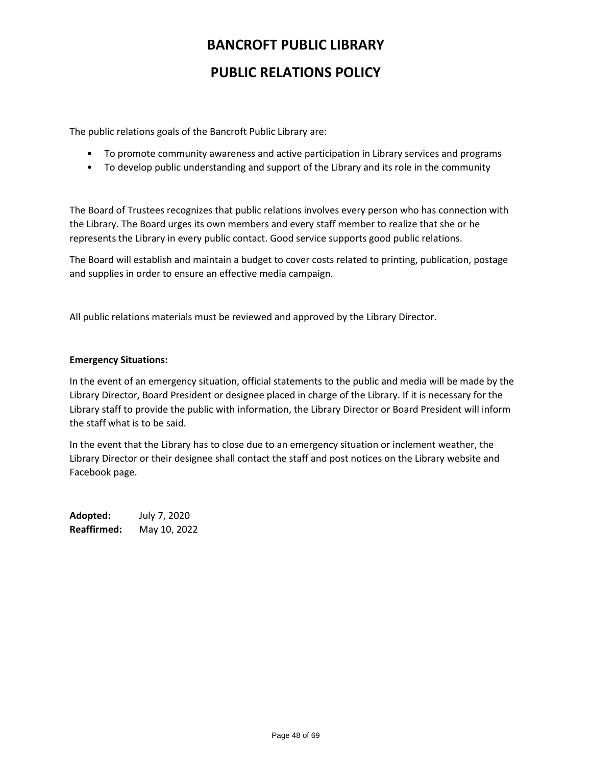# BANCROFT PUBLIC LIBRARY

## PUBLIC RELATIONS POLICY

The public relations goals of the Bancroft Public Library are:

- To promote community awareness and active participation in Library services and programs
- To develop public understanding and support of the Library and its role in the community

The Board of Trustees recognizes that public relations involves every person who has connection with the Library. The Board urges its own members and every staff member to realize that she or he represents the Library in every public contact. Good service supports good public relations.

The Board will establish and maintain a budget to cover costs related to printing, publication, postage and supplies in order to ensure an effective media campaign.

All public relations materials must be reviewed and approved by the Library Director.

**Emergency Situations:**

In the event of an emergency situation, official statements to the public and media will be made by the Library Director, Board President or designee placed in charge of the Library. If it is necessary for the Library staff to provide the public with information, the Library Director or Board President will inform the staff what is to be said.

In the event that the Library has to close due to an emergency situation or inclement weather, the Library Director or their designee shall contact the staff and post notices on the Library website and Facebook page.

**Adopted:** July 7, 2020
**Reaffirmed:** May 10, 2022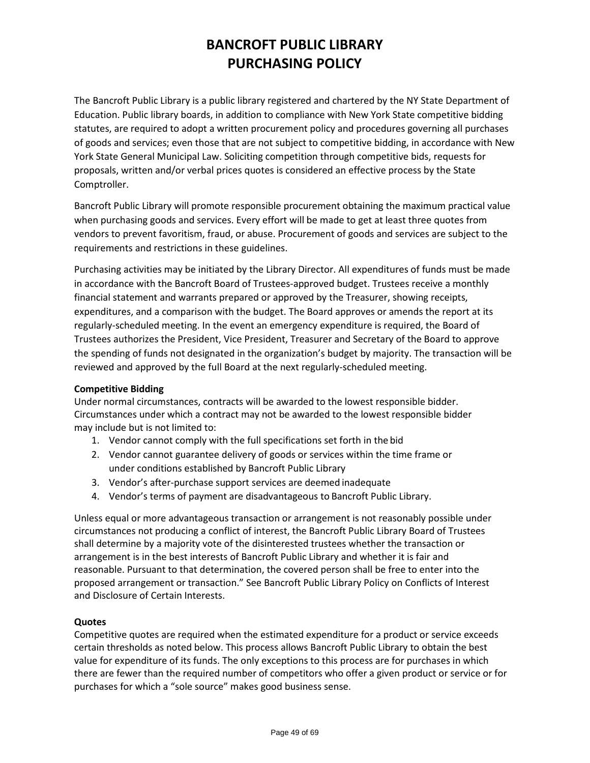# BANCROFT PUBLIC LIBRARY
# PURCHASING POLICY

The Bancroft Public Library is a public library registered and chartered by the NY State Department of Education. Public library boards, in addition to compliance with New York State competitive bidding statutes, are required to adopt a written procurement policy and procedures governing all purchases of goods and services; even those that are not subject to competitive bidding, in accordance with New York State General Municipal Law. Soliciting competition through competitive bids, requests for proposals, written and/or verbal prices quotes is considered an effective process by the State Comptroller.

Bancroft Public Library will promote responsible procurement obtaining the maximum practical value when purchasing goods and services. Every effort will be made to get at least three quotes from vendors to prevent favoritism, fraud, or abuse. Procurement of goods and services are subject to the requirements and restrictions in these guidelines.

Purchasing activities may be initiated by the Library Director. All expenditures of funds must be made in accordance with the Bancroft Board of Trustees-approved budget. Trustees receive a monthly financial statement and warrants prepared or approved by the Treasurer, showing receipts, expenditures, and a comparison with the budget. The Board approves or amends the report at its regularly-scheduled meeting. In the event an emergency expenditure is required, the Board of Trustees authorizes the President, Vice President, Treasurer and Secretary of the Board to approve the spending of funds not designated in the organization's budget by majority. The transaction will be reviewed and approved by the full Board at the next regularly-scheduled meeting.

**Competitive Bidding**

Under normal circumstances, contracts will be awarded to the lowest responsible bidder. Circumstances under which a contract may not be awarded to the lowest responsible bidder may include but is not limited to:

1. Vendor cannot comply with the full specifications set forth in the bid
2. Vendor cannot guarantee delivery of goods or services within the time frame or under conditions established by Bancroft Public Library
3. Vendor's after-purchase support services are deemed inadequate
4. Vendor's terms of payment are disadvantageous to Bancroft Public Library.

Unless equal or more advantageous transaction or arrangement is not reasonably possible under circumstances not producing a conflict of interest, the Bancroft Public Library Board of Trustees shall determine by a majority vote of the disinterested trustees whether the transaction or arrangement is in the best interests of Bancroft Public Library and whether it is fair and reasonable. Pursuant to that determination, the covered person shall be free to enter into the proposed arrangement or transaction." See Bancroft Public Library Policy on Conflicts of Interest and Disclosure of Certain Interests.

**Quotes**

Competitive quotes are required when the estimated expenditure for a product or service exceeds certain thresholds as noted below. This process allows Bancroft Public Library to obtain the best value for expenditure of its funds. The only exceptions to this process are for purchases in which there are fewer than the required number of competitors who offer a given product or service or for purchases for which a "sole source" makes good business sense.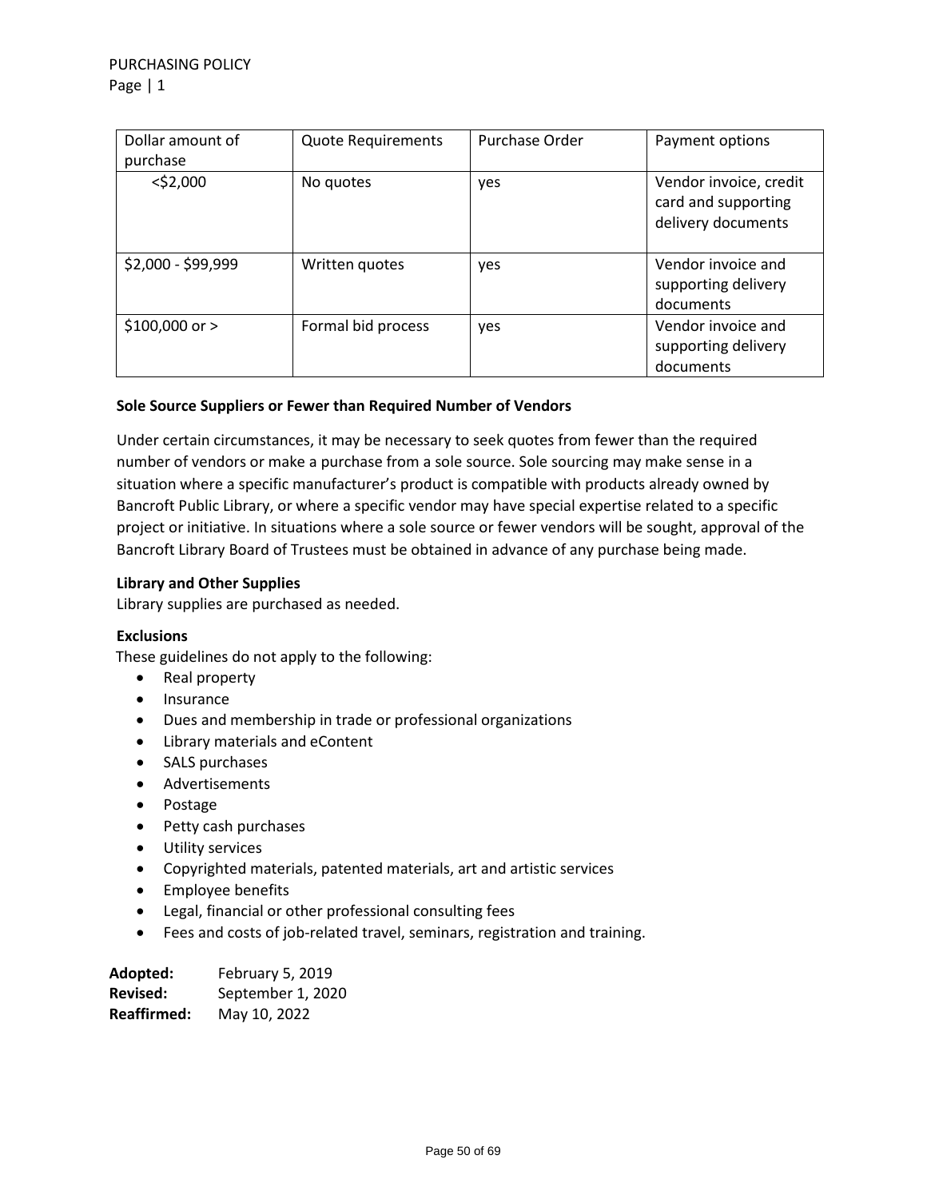| Dollar amount of purchase | Quote Requirements | Purchase Order | Payment options |
|---|---|---|---|
| <$2,000 | No quotes | yes | Vendor invoice, credit card and supporting delivery documents |
| $2,000 - $99,999 | Written quotes | yes | Vendor invoice and supporting delivery documents |
| $100,000 or > | Formal bid process | yes | Vendor invoice and supporting delivery documents |

**Sole Source Suppliers or Fewer than Required Number of Vendors**

Under certain circumstances, it may be necessary to seek quotes from fewer than the required number of vendors or make a purchase from a sole source. Sole sourcing may make sense in a situation where a specific manufacturer's product is compatible with products already owned by Bancroft Public Library, or where a specific vendor may have special expertise related to a specific project or initiative. In situations where a sole source or fewer vendors will be sought, approval of the Bancroft Library Board of Trustees must be obtained in advance of any purchase being made.

**Library and Other Supplies**

Library supplies are purchased as needed.

**Exclusions**

These guidelines do not apply to the following:

- Real property
- Insurance
- Dues and membership in trade or professional organizations
- Library materials and eContent
- SALS purchases
- Advertisements
- Postage
- Petty cash purchases
- Utility services
- Copyrighted materials, patented materials, art and artistic services
- Employee benefits
- Legal, financial or other professional consulting fees
- Fees and costs of job-related travel, seminars, registration and training.

**Adopted:** February 5, 2019
**Revised:** September 1, 2020
**Reaffirmed:** May 10, 2022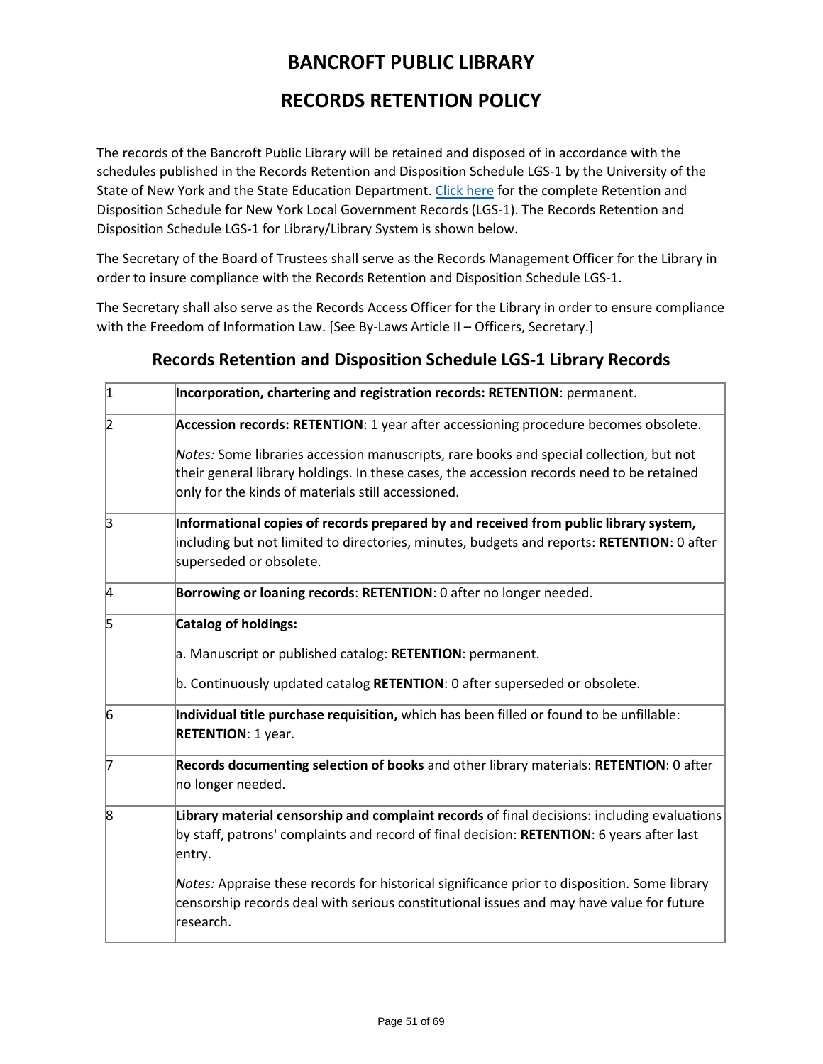# BANCROFT PUBLIC LIBRARY

# RECORDS RETENTION POLICY

The records of the Bancroft Public Library will be retained and disposed of in accordance with the schedules published in the Records Retention and Disposition Schedule LGS-1 by the University of the State of New York and the State Education Department. Click here for the complete Retention and Disposition Schedule for New York Local Government Records (LGS-1). The Records Retention and Disposition Schedule LGS-1 for Library/Library System is shown below.

The Secretary of the Board of Trustees shall serve as the Records Management Officer for the Library in order to insure compliance with the Records Retention and Disposition Schedule LGS-1.

The Secretary shall also serve as the Records Access Officer for the Library in order to ensure compliance with the Freedom of Information Law. [See By-Laws Article II – Officers, Secretary.]

## Records Retention and Disposition Schedule LGS-1 Library Records

| | |
|---|---|
| 1 | **Incorporation, chartering and registration records: RETENTION**: permanent. |
| 2 | **Accession records: RETENTION**: 1 year after accessioning procedure becomes obsolete.<br><br>*Notes:* Some libraries accession manuscripts, rare books and special collection, but not their general library holdings. In these cases, the accession records need to be retained only for the kinds of materials still accessioned. |
| 3 | **Informational copies of records prepared by and received from public library system,** including but not limited to directories, minutes, budgets and reports: **RETENTION**: 0 after superseded or obsolete. |
| 4 | **Borrowing or loaning records**: **RETENTION**: 0 after no longer needed. |
| 5 | **Catalog of holdings:**<br><br>a. Manuscript or published catalog: **RETENTION**: permanent.<br><br>b. Continuously updated catalog **RETENTION**: 0 after superseded or obsolete. |
| 6 | **Individual title purchase requisition,** which has been filled or found to be unfillable: **RETENTION**: 1 year. |
| 7 | **Records documenting selection of books** and other library materials: **RETENTION**: 0 after no longer needed. |
| 8 | **Library material censorship and complaint records** of final decisions: including evaluations by staff, patrons' complaints and record of final decision: **RETENTION**: 6 years after last entry.<br><br>*Notes:* Appraise these records for historical significance prior to disposition. Some library censorship records deal with serious constitutional issues and may have value for future research. |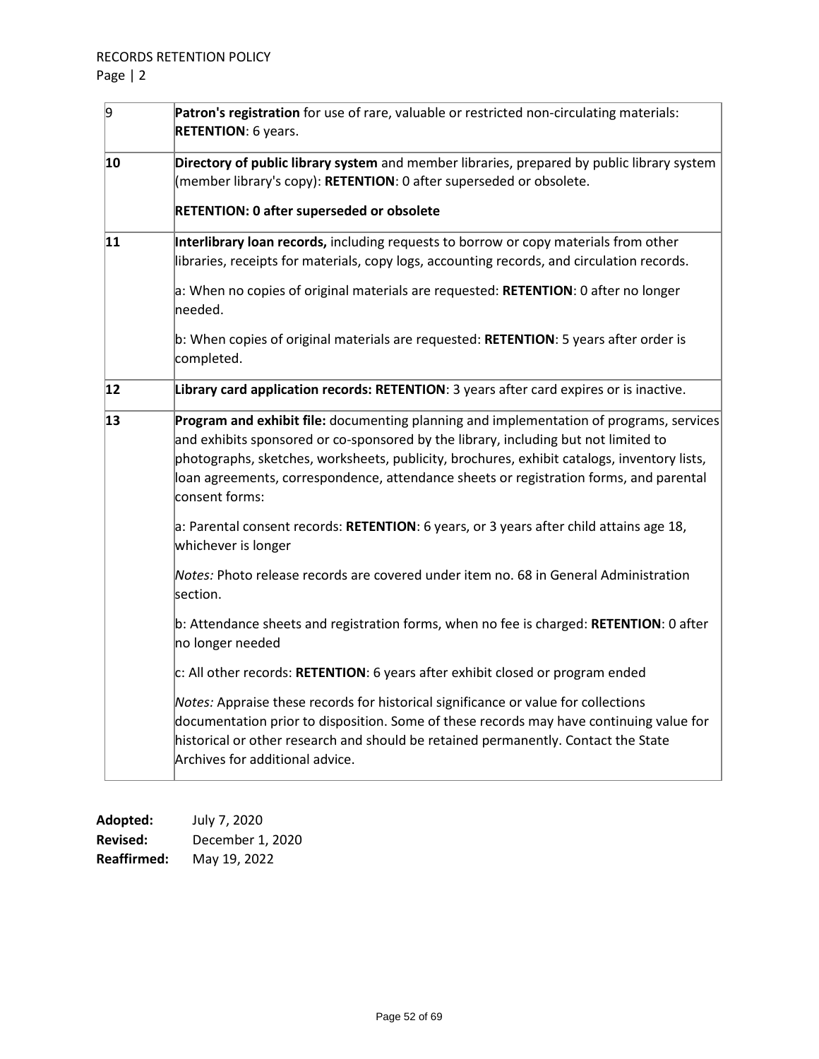| | |
|---|---|
| 9 | **Patron's registration** for use of rare, valuable or restricted non-circulating materials: **RETENTION**: 6 years. |
| **10** | **Directory of public library system** and member libraries, prepared by public library system (member library's copy): **RETENTION**: 0 after superseded or obsolete.<br><br>**RETENTION: 0 after superseded or obsolete** |
| **11** | **Interlibrary loan records,** including requests to borrow or copy materials from other libraries, receipts for materials, copy logs, accounting records, and circulation records.<br><br>a: When no copies of original materials are requested: **RETENTION**: 0 after no longer needed.<br><br>b: When copies of original materials are requested: **RETENTION**: 5 years after order is completed. |
| **12** | **Library card application records: RETENTION**: 3 years after card expires or is inactive. |
| **13** | **Program and exhibit file:** documenting planning and implementation of programs, services and exhibits sponsored or co-sponsored by the library, including but not limited to photographs, sketches, worksheets, publicity, brochures, exhibit catalogs, inventory lists, loan agreements, correspondence, attendance sheets or registration forms, and parental consent forms:<br><br>a: Parental consent records: **RETENTION**: 6 years, or 3 years after child attains age 18, whichever is longer<br><br>*Notes:* Photo release records are covered under item no. 68 in General Administration section.<br><br>b: Attendance sheets and registration forms, when no fee is charged: **RETENTION**: 0 after no longer needed<br><br>c: All other records: **RETENTION**: 6 years after exhibit closed or program ended<br><br>*Notes:* Appraise these records for historical significance or value for collections documentation prior to disposition. Some of these records may have continuing value for historical or other research and should be retained permanently. Contact the State Archives for additional advice. |

**Adopted:** July 7, 2020
**Revised:** December 1, 2020
**Reaffirmed:** May 19, 2022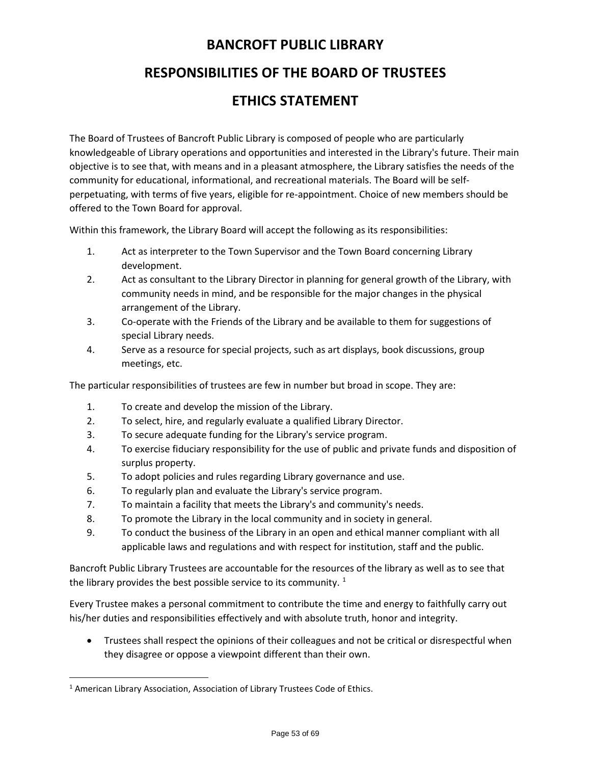# BANCROFT PUBLIC LIBRARY

## RESPONSIBILITIES OF THE BOARD OF TRUSTEES

## ETHICS STATEMENT

The Board of Trustees of Bancroft Public Library is composed of people who are particularly knowledgeable of Library operations and opportunities and interested in the Library's future. Their main objective is to see that, with means and in a pleasant atmosphere, the Library satisfies the needs of the community for educational, informational, and recreational materials. The Board will be self-perpetuating, with terms of five years, eligible for re-appointment. Choice of new members should be offered to the Town Board for approval.

Within this framework, the Library Board will accept the following as its responsibilities:

1. Act as interpreter to the Town Supervisor and the Town Board concerning Library development.
2. Act as consultant to the Library Director in planning for general growth of the Library, with community needs in mind, and be responsible for the major changes in the physical arrangement of the Library.
3. Co-operate with the Friends of the Library and be available to them for suggestions of special Library needs.
4. Serve as a resource for special projects, such as art displays, book discussions, group meetings, etc.

The particular responsibilities of trustees are few in number but broad in scope. They are:

1. To create and develop the mission of the Library.
2. To select, hire, and regularly evaluate a qualified Library Director.
3. To secure adequate funding for the Library's service program.
4. To exercise fiduciary responsibility for the use of public and private funds and disposition of surplus property.
5. To adopt policies and rules regarding Library governance and use.
6. To regularly plan and evaluate the Library's service program.
7. To maintain a facility that meets the Library's and community's needs.
8. To promote the Library in the local community and in society in general.
9. To conduct the business of the Library in an open and ethical manner compliant with all applicable laws and regulations and with respect for institution, staff and the public.

Bancroft Public Library Trustees are accountable for the resources of the library as well as to see that the library provides the best possible service to its community. [1]

Every Trustee makes a personal commitment to contribute the time and energy to faithfully carry out his/her duties and responsibilities effectively and with absolute truth, honor and integrity.

- Trustees shall respect the opinions of their colleagues and not be critical or disrespectful when they disagree or oppose a viewpoint different than their own.

---

[1] American Library Association, Association of Library Trustees Code of Ethics.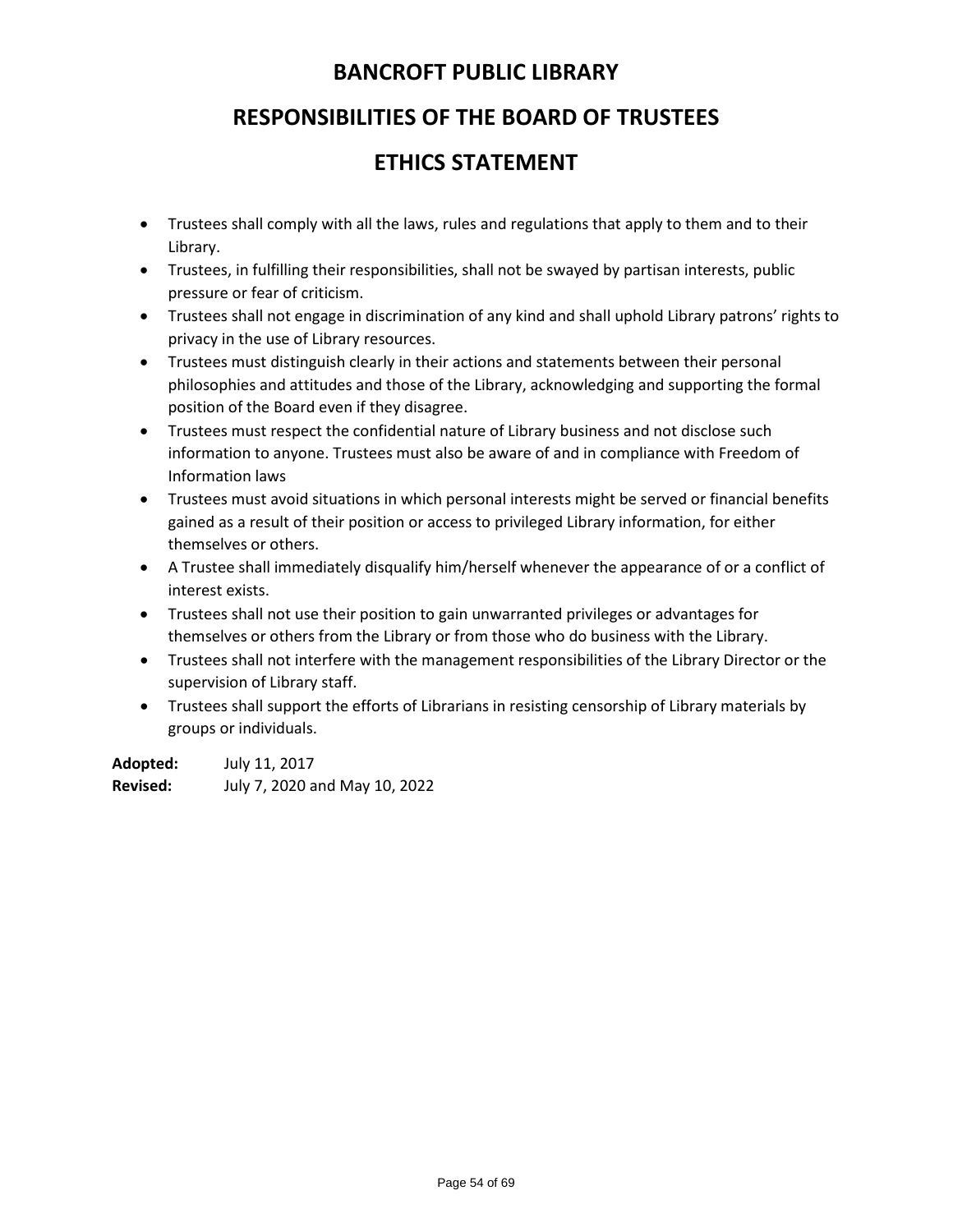# BANCROFT PUBLIC LIBRARY

## RESPONSIBILITIES OF THE BOARD OF TRUSTEES

## ETHICS STATEMENT

- Trustees shall comply with all the laws, rules and regulations that apply to them and to their Library.
- Trustees, in fulfilling their responsibilities, shall not be swayed by partisan interests, public pressure or fear of criticism.
- Trustees shall not engage in discrimination of any kind and shall uphold Library patrons' rights to privacy in the use of Library resources.
- Trustees must distinguish clearly in their actions and statements between their personal philosophies and attitudes and those of the Library, acknowledging and supporting the formal position of the Board even if they disagree.
- Trustees must respect the confidential nature of Library business and not disclose such information to anyone. Trustees must also be aware of and in compliance with Freedom of Information laws
- Trustees must avoid situations in which personal interests might be served or financial benefits gained as a result of their position or access to privileged Library information, for either themselves or others.
- A Trustee shall immediately disqualify him/herself whenever the appearance of or a conflict of interest exists.
- Trustees shall not use their position to gain unwarranted privileges or advantages for themselves or others from the Library or from those who do business with the Library.
- Trustees shall not interfere with the management responsibilities of the Library Director or the supervision of Library staff.
- Trustees shall support the efforts of Librarians in resisting censorship of Library materials by groups or individuals.

**Adopted:** July 11, 2017
**Revised:** July 7, 2020 and May 10, 2022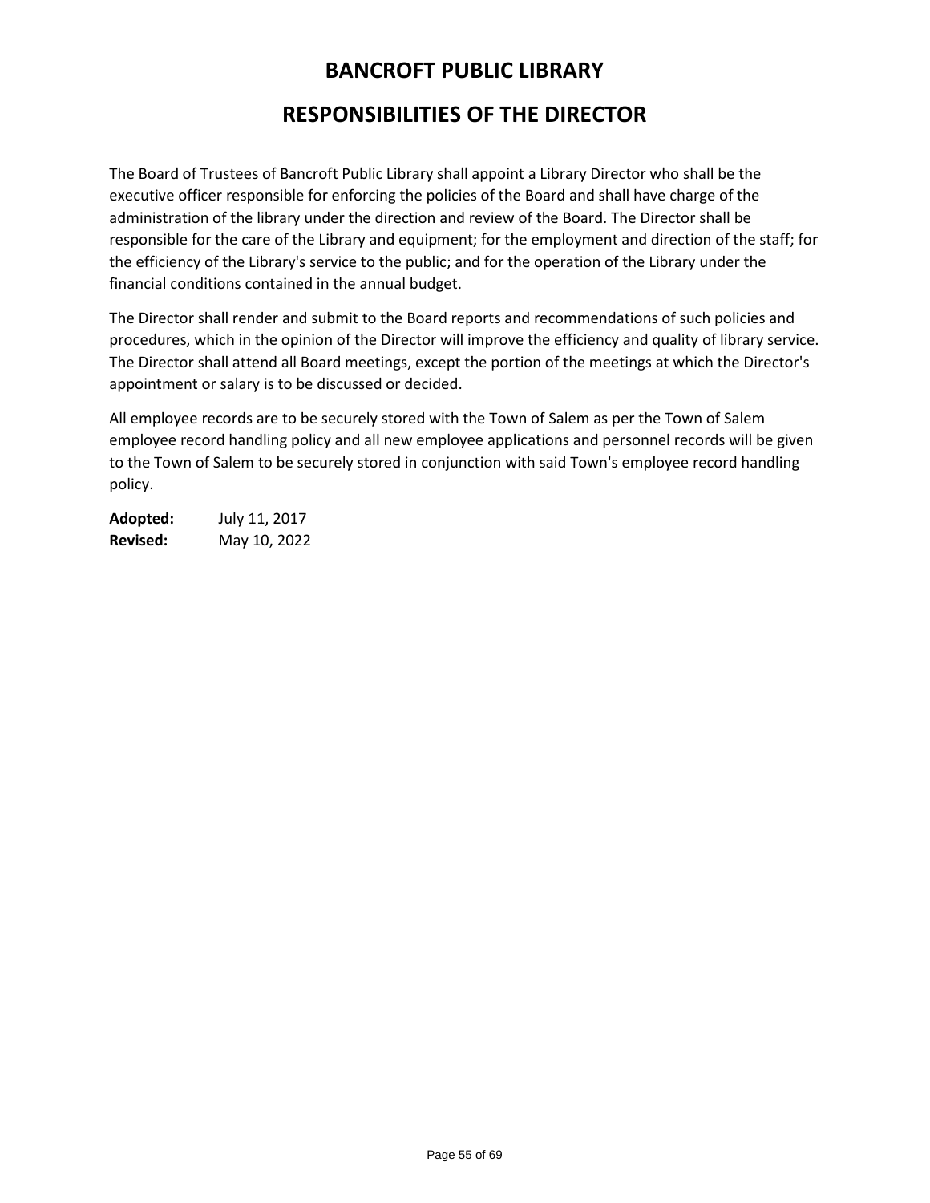# BANCROFT PUBLIC LIBRARY

## RESPONSIBILITIES OF THE DIRECTOR

The Board of Trustees of Bancroft Public Library shall appoint a Library Director who shall be the executive officer responsible for enforcing the policies of the Board and shall have charge of the administration of the library under the direction and review of the Board. The Director shall be responsible for the care of the Library and equipment; for the employment and direction of the staff; for the efficiency of the Library's service to the public; and for the operation of the Library under the financial conditions contained in the annual budget.

The Director shall render and submit to the Board reports and recommendations of such policies and procedures, which in the opinion of the Director will improve the efficiency and quality of library service. The Director shall attend all Board meetings, except the portion of the meetings at which the Director's appointment or salary is to be discussed or decided.

All employee records are to be securely stored with the Town of Salem as per the Town of Salem employee record handling policy and all new employee applications and personnel records will be given to the Town of Salem to be securely stored in conjunction with said Town's employee record handling policy.

**Adopted:** July 11, 2017
**Revised:** May 10, 2022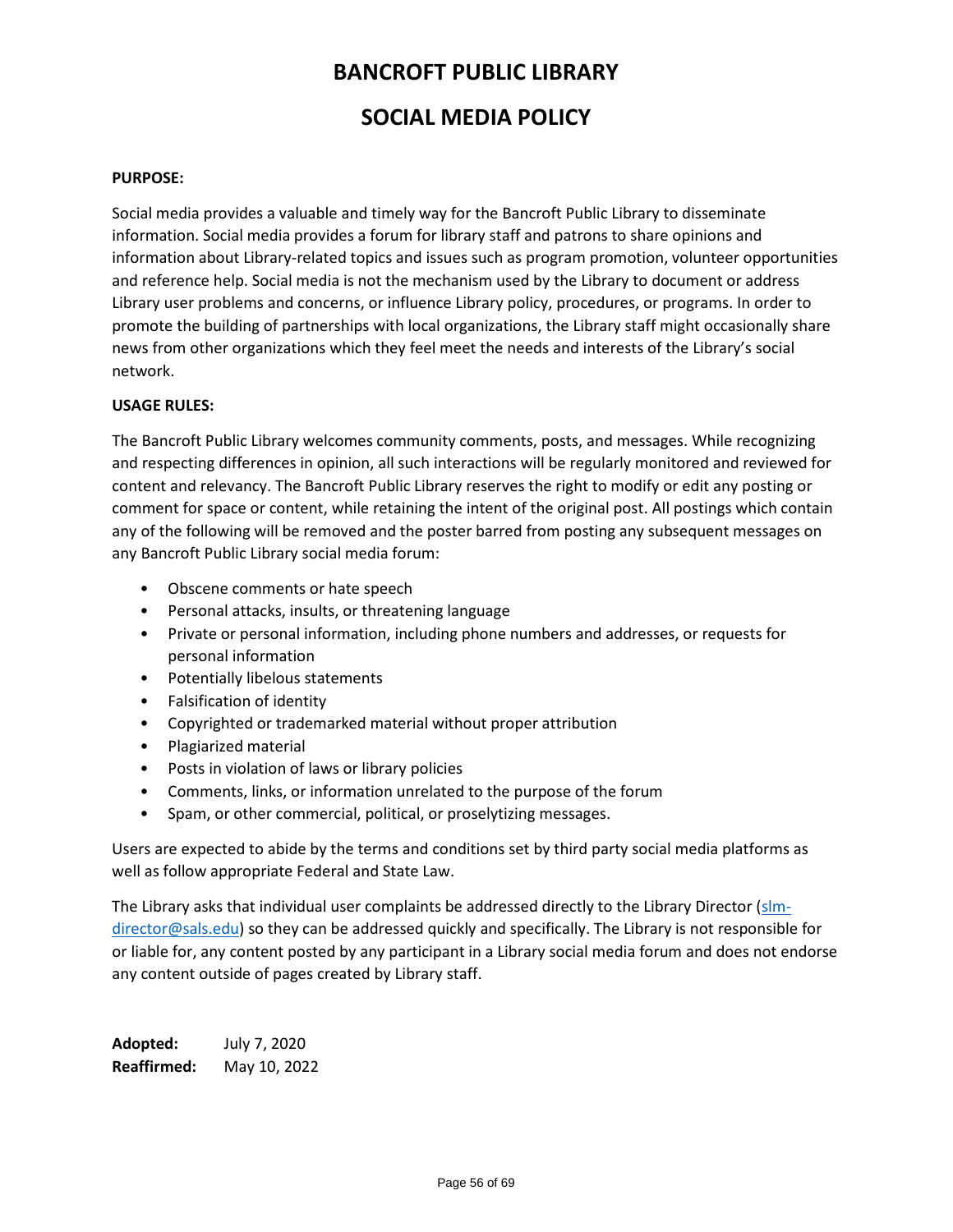# BANCROFT PUBLIC LIBRARY

## SOCIAL MEDIA POLICY

**PURPOSE:**

Social media provides a valuable and timely way for the Bancroft Public Library to disseminate information. Social media provides a forum for library staff and patrons to share opinions and information about Library-related topics and issues such as program promotion, volunteer opportunities and reference help. Social media is not the mechanism used by the Library to document or address Library user problems and concerns, or influence Library policy, procedures, or programs. In order to promote the building of partnerships with local organizations, the Library staff might occasionally share news from other organizations which they feel meet the needs and interests of the Library's social network.

**USAGE RULES:**

The Bancroft Public Library welcomes community comments, posts, and messages. While recognizing and respecting differences in opinion, all such interactions will be regularly monitored and reviewed for content and relevancy. The Bancroft Public Library reserves the right to modify or edit any posting or comment for space or content, while retaining the intent of the original post. All postings which contain any of the following will be removed and the poster barred from posting any subsequent messages on any Bancroft Public Library social media forum:

- Obscene comments or hate speech
- Personal attacks, insults, or threatening language
- Private or personal information, including phone numbers and addresses, or requests for personal information
- Potentially libelous statements
- Falsification of identity
- Copyrighted or trademarked material without proper attribution
- Plagiarized material
- Posts in violation of laws or library policies
- Comments, links, or information unrelated to the purpose of the forum
- Spam, or other commercial, political, or proselytizing messages.

Users are expected to abide by the terms and conditions set by third party social media platforms as well as follow appropriate Federal and State Law.

The Library asks that individual user complaints be addressed directly to the Library Director (slm-director@sals.edu) so they can be addressed quickly and specifically. The Library is not responsible for or liable for, any content posted by any participant in a Library social media forum and does not endorse any content outside of pages created by Library staff.

**Adopted:** July 7, 2020
**Reaffirmed:** May 10, 2022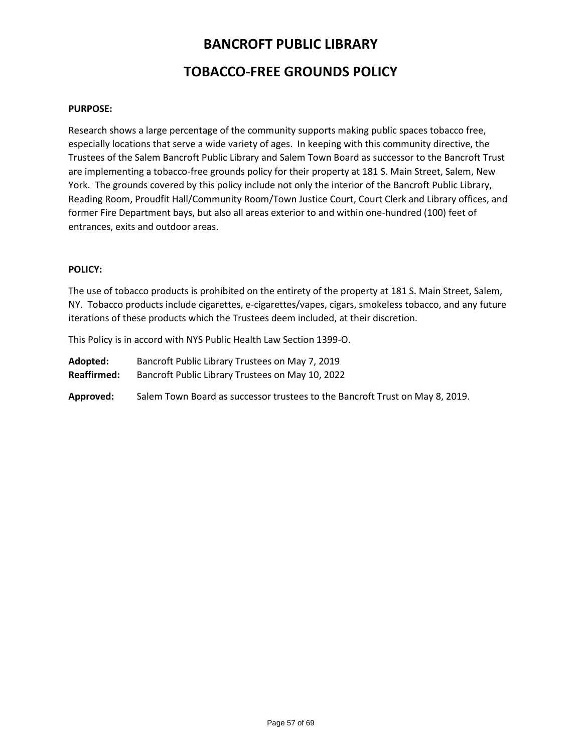# BANCROFT PUBLIC LIBRARY

# TOBACCO-FREE GROUNDS POLICY

**PURPOSE:**

Research shows a large percentage of the community supports making public spaces tobacco free, especially locations that serve a wide variety of ages. In keeping with this community directive, the Trustees of the Salem Bancroft Public Library and Salem Town Board as successor to the Bancroft Trust are implementing a tobacco-free grounds policy for their property at 181 S. Main Street, Salem, New York. The grounds covered by this policy include not only the interior of the Bancroft Public Library, Reading Room, Proudfit Hall/Community Room/Town Justice Court, Court Clerk and Library offices, and former Fire Department bays, but also all areas exterior to and within one-hundred (100) feet of entrances, exits and outdoor areas.

**POLICY:**

The use of tobacco products is prohibited on the entirety of the property at 181 S. Main Street, Salem, NY. Tobacco products include cigarettes, e-cigarettes/vapes, cigars, smokeless tobacco, and any future iterations of these products which the Trustees deem included, at their discretion.

This Policy is in accord with NYS Public Health Law Section 1399-O.

**Adopted:** Bancroft Public Library Trustees on May 7, 2019
**Reaffirmed:** Bancroft Public Library Trustees on May 10, 2022

**Approved:** Salem Town Board as successor trustees to the Bancroft Trust on May 8, 2019.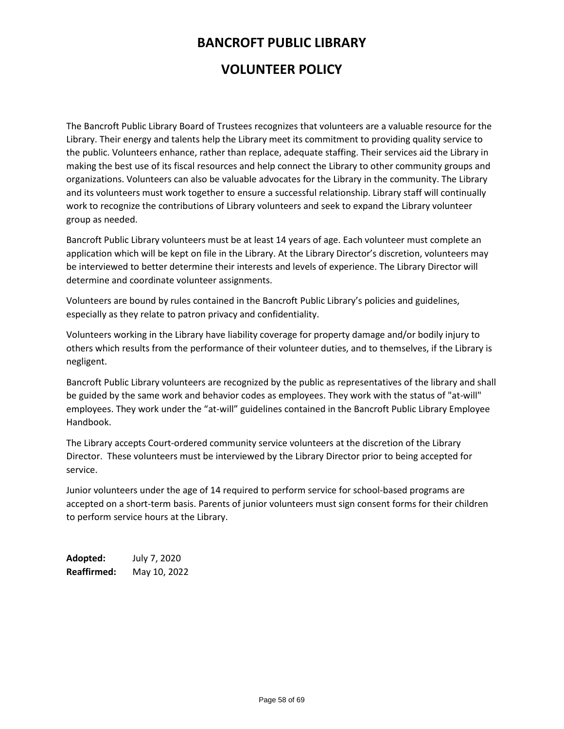# BANCROFT PUBLIC LIBRARY

# VOLUNTEER POLICY

The Bancroft Public Library Board of Trustees recognizes that volunteers are a valuable resource for the Library. Their energy and talents help the Library meet its commitment to providing quality service to the public. Volunteers enhance, rather than replace, adequate staffing. Their services aid the Library in making the best use of its fiscal resources and help connect the Library to other community groups and organizations. Volunteers can also be valuable advocates for the Library in the community. The Library and its volunteers must work together to ensure a successful relationship. Library staff will continually work to recognize the contributions of Library volunteers and seek to expand the Library volunteer group as needed.

Bancroft Public Library volunteers must be at least 14 years of age. Each volunteer must complete an application which will be kept on file in the Library. At the Library Director's discretion, volunteers may be interviewed to better determine their interests and levels of experience. The Library Director will determine and coordinate volunteer assignments.

Volunteers are bound by rules contained in the Bancroft Public Library's policies and guidelines, especially as they relate to patron privacy and confidentiality.

Volunteers working in the Library have liability coverage for property damage and/or bodily injury to others which results from the performance of their volunteer duties, and to themselves, if the Library is negligent.

Bancroft Public Library volunteers are recognized by the public as representatives of the library and shall be guided by the same work and behavior codes as employees. They work with the status of "at-will" employees. They work under the "at-will" guidelines contained in the Bancroft Public Library Employee Handbook.

The Library accepts Court-ordered community service volunteers at the discretion of the Library Director. These volunteers must be interviewed by the Library Director prior to being accepted for service.

Junior volunteers under the age of 14 required to perform service for school-based programs are accepted on a short-term basis. Parents of junior volunteers must sign consent forms for their children to perform service hours at the Library.

**Adopted:** July 7, 2020
**Reaffirmed:** May 10, 2022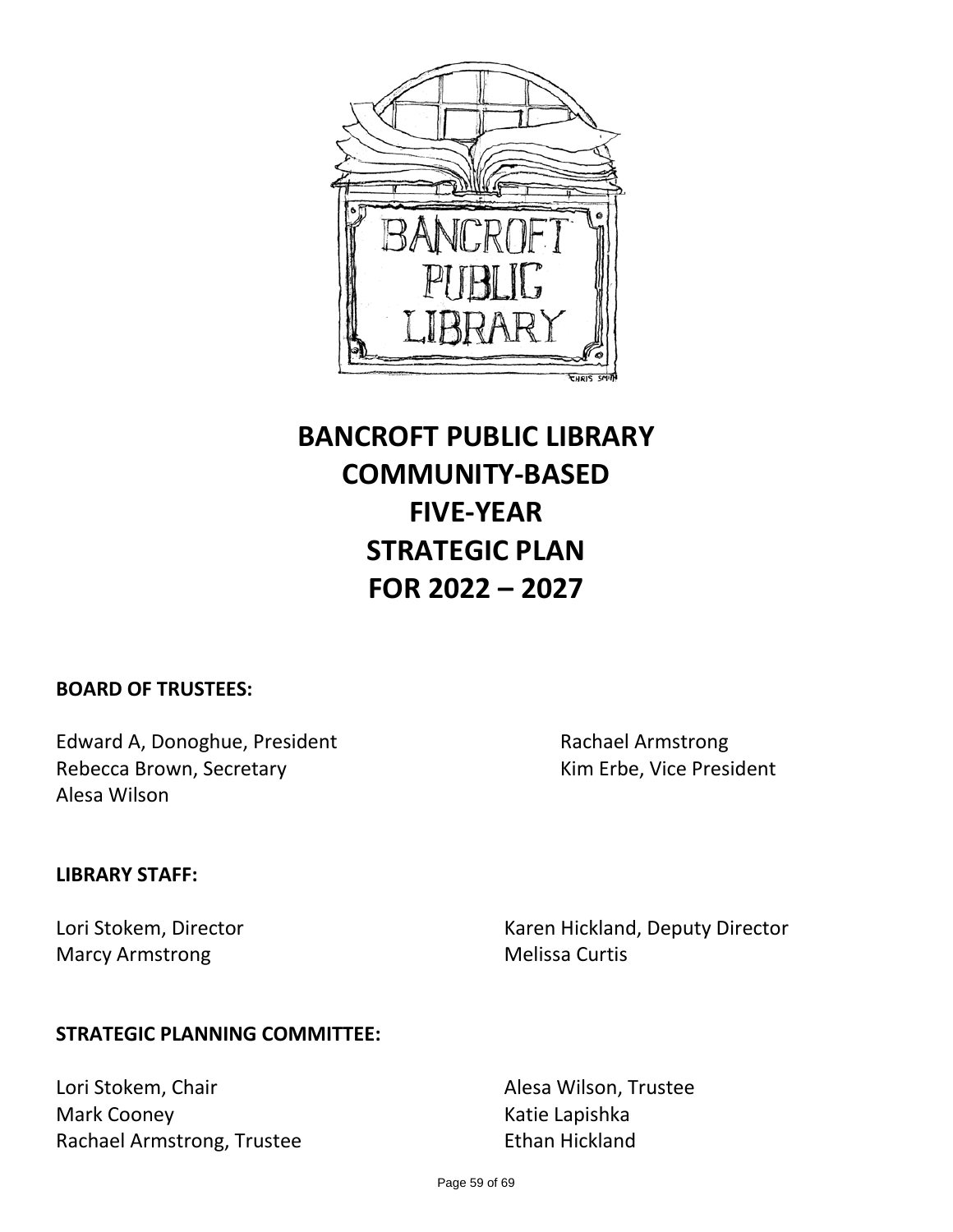# BANCROFT PUBLIC LIBRARY COMMUNITY-BASED FIVE-YEAR STRATEGIC PLAN FOR 2022 – 2027

**BOARD OF TRUSTEES:**

Edward A, Donoghue, President
Rebecca Brown, Secretary
Alesa Wilson
Rachael Armstrong
Kim Erbe, Vice President

**LIBRARY STAFF:**

Lori Stokem, Director
Marcy Armstrong
Karen Hickland, Deputy Director
Melissa Curtis

**STRATEGIC PLANNING COMMITTEE:**

Lori Stokem, Chair
Mark Cooney
Rachael Armstrong, Trustee
Alesa Wilson, Trustee
Katie Lapishka
Ethan Hickland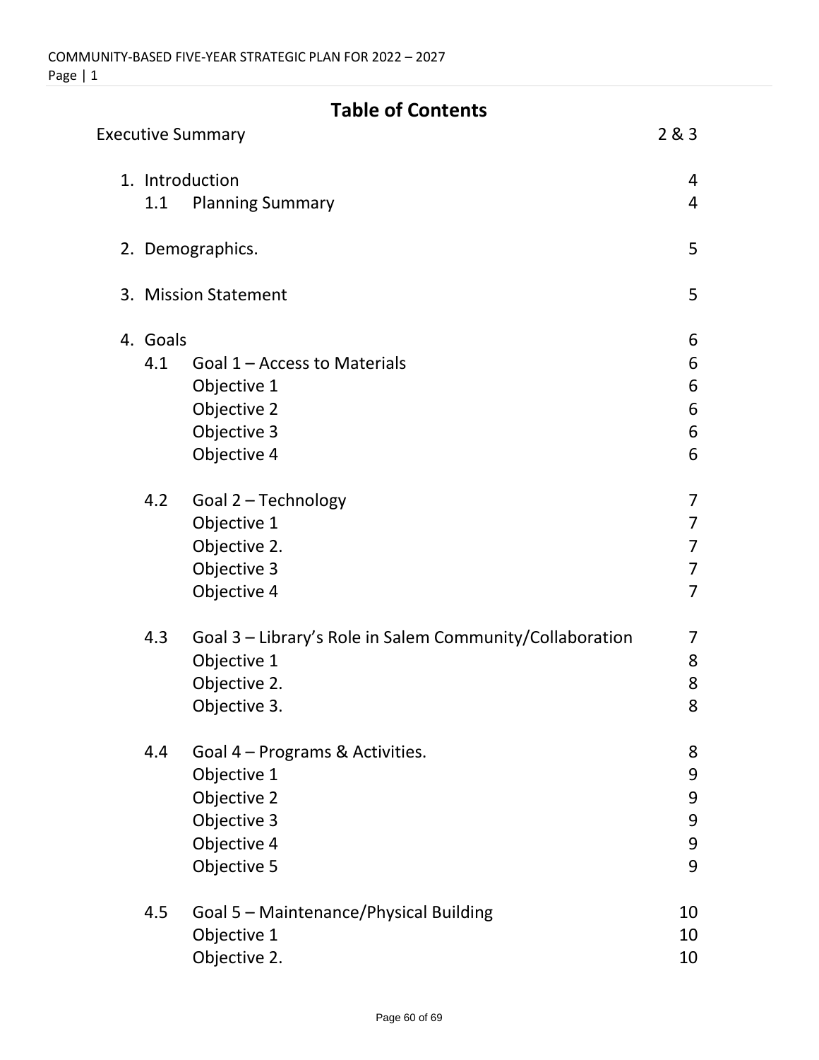# Table of Contents

| | | |
|---|---|---|
| Executive Summary | | 2 & 3 |
| 1. Introduction | | 4 |
| 1.1 | Planning Summary | 4 |
| 2. Demographics. | | 5 |
| 3. Mission Statement | | 5 |
| 4. Goals | | 6 |
| 4.1 | Goal 1 – Access to Materials | 6 |
| | Objective 1 | 6 |
| | Objective 2 | 6 |
| | Objective 3 | 6 |
| | Objective 4 | 6 |
| 4.2 | Goal 2 – Technology | 7 |
| | Objective 1 | 7 |
| | Objective 2. | 7 |
| | Objective 3 | 7 |
| | Objective 4 | 7 |
| 4.3 | Goal 3 – Library's Role in Salem Community/Collaboration | 7 |
| | Objective 1 | 8 |
| | Objective 2. | 8 |
| | Objective 3. | 8 |
| 4.4 | Goal 4 – Programs & Activities. | 8 |
| | Objective 1 | 9 |
| | Objective 2 | 9 |
| | Objective 3 | 9 |
| | Objective 4 | 9 |
| | Objective 5 | 9 |
| 4.5 | Goal 5 – Maintenance/Physical Building | 10 |
| | Objective 1 | 10 |
| | Objective 2. | 10 |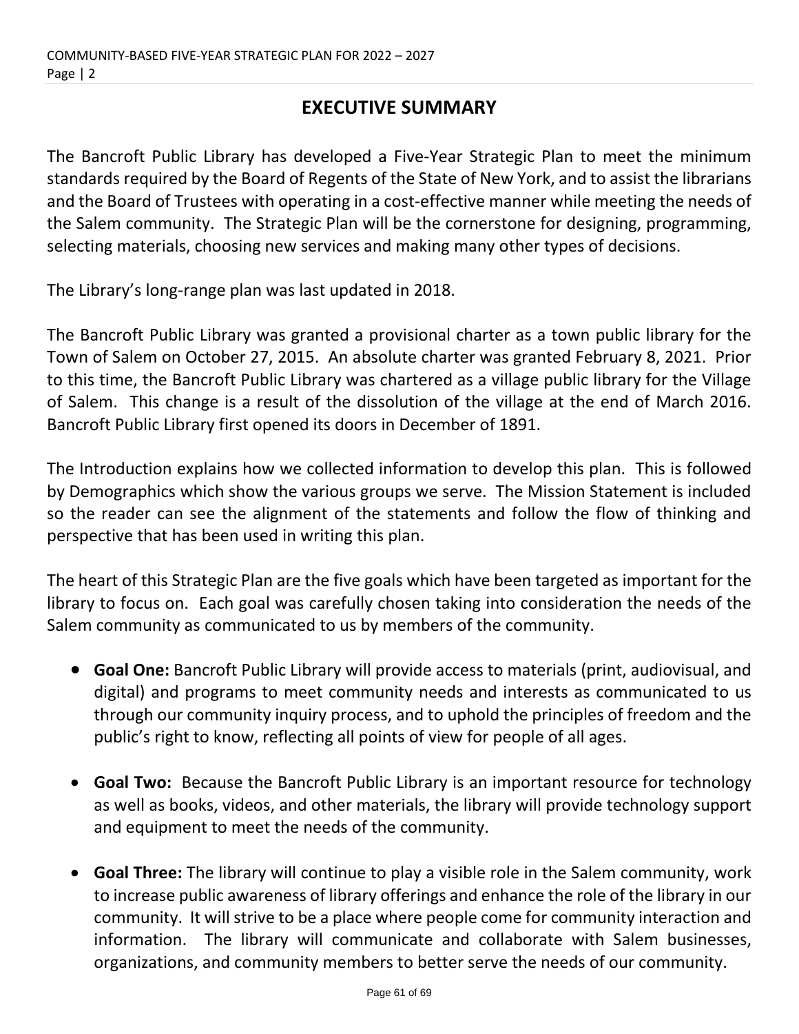# EXECUTIVE SUMMARY

The Bancroft Public Library has developed a Five-Year Strategic Plan to meet the minimum standards required by the Board of Regents of the State of New York, and to assist the librarians and the Board of Trustees with operating in a cost-effective manner while meeting the needs of the Salem community. The Strategic Plan will be the cornerstone for designing, programming, selecting materials, choosing new services and making many other types of decisions.

The Library's long-range plan was last updated in 2018.

The Bancroft Public Library was granted a provisional charter as a town public library for the Town of Salem on Octeber 27, 2015. An absolute charter was granted February 8, 2021. Prior to this time, the Bancroft Public Library was chartered as a village public library for the Village of Salem. This change is a result of the dissolution of the village at the end of March 2016. Bancroft Public Library first opened its doors in December of 1891.

The Introduction explains how we collected information to develop this plan. This is followed by Demographics which show the various groups we serve. The Mission Statement is included so the reader can see the alignment of the statements and follow the flow of thinking and perspective that has been used in writing this plan.

The heart of this Strategic Plan are the five goals which have been targeted as important for the library to focus on. Each goal was carefully chosen taking into consideration the needs of the Salem community as communicated to us by members of the community.

- **Goal One:** Bancroft Public Library will provide access to materials (print, audiovisual, and digital) and programs to meet community needs and interests as communicated to us through our community inquiry process, and to uphold the principles of freedom and the public's right to know, reflecting all points of view for people of all ages.
- **Goal Two:** Because the Bancroft Public Library is an important resource for technology as well as books, videos, and other materials, the library will provide technology support and equipment to meet the needs of the community.
- **Goal Three:** The library will continue to play a visible role in the Salem community, work to increase public awareness of library offerings and enhance the role of the library in our community. It will strive to be a place where people come for community interaction and information. The library will communicate and collaborate with Salem businesses, organizations, and community members to better serve the needs of our community.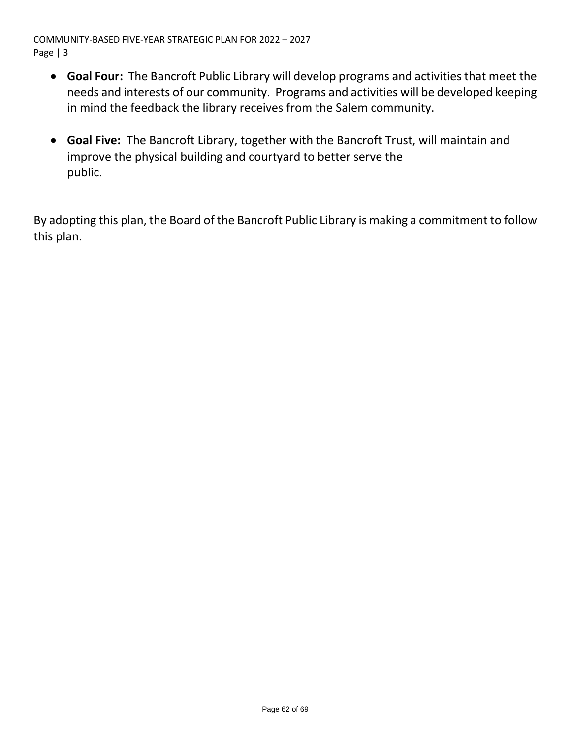- **Goal Four:** The Bancroft Public Library will develop programs and activities that meet the needs and interests of our community. Programs and activities will be developed keeping in mind the feedback the library receives from the Salem community.

- **Goal Five:** The Bancroft Library, together with the Bancroft Trust, will maintain and improve the physical building and courtyard to better serve the public.

By adopting this plan, the Board of the Bancroft Public Library is making a commitment to follow this plan.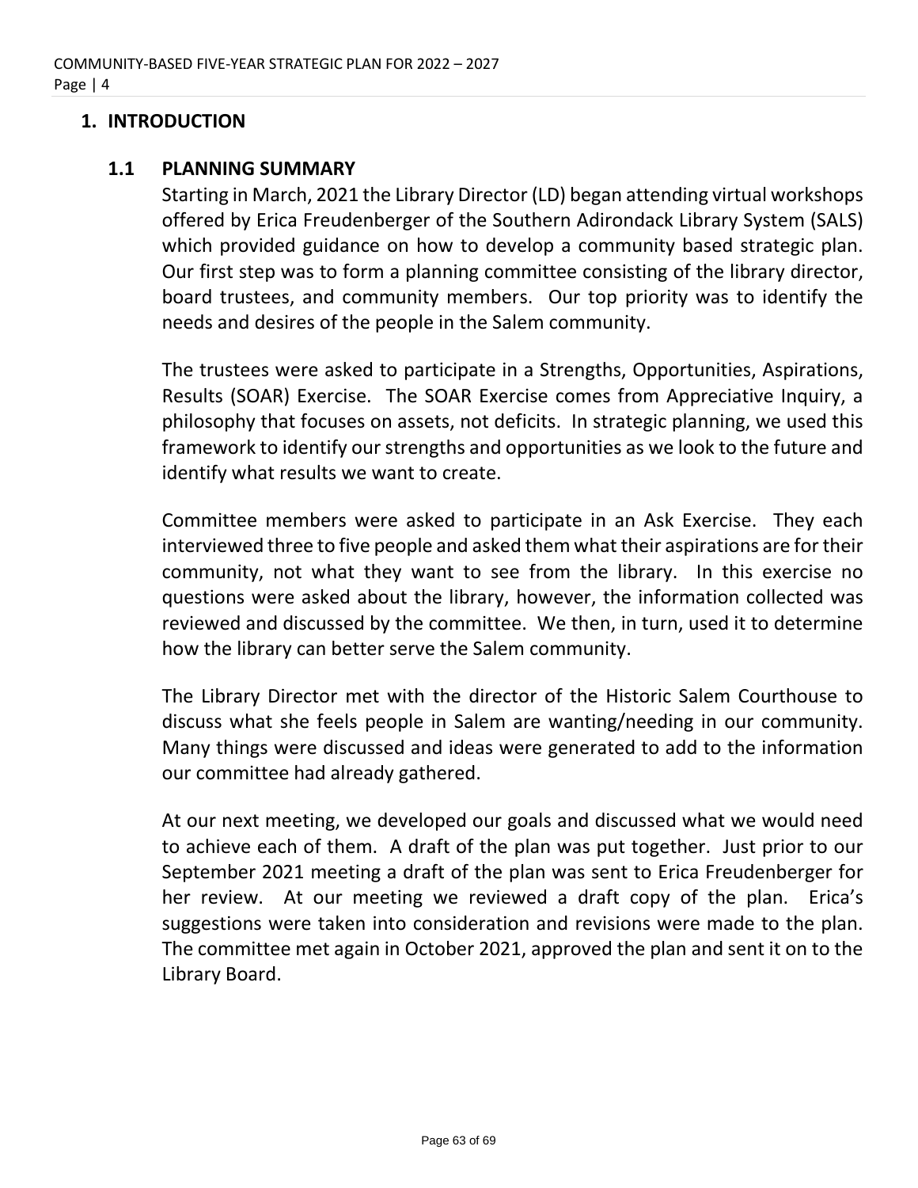# 1. INTRODUCTION

## 1.1 PLANNING SUMMARY

Starting in March, 2021 the Library Director (LD) began attending virtual workshops offered by Erica Freudenberger of the Southern Adirondack Library System (SALS) which provided guidance on how to develop a community based strategic plan. Our first step was to form a planning committee consisting of the library director, board trustees, and community members. Our top priority was to identify the needs and desires of the people in the Salem community.

The trustees were asked to participate in a Strengths, Opportunities, Aspirations, Results (SOAR) Exercise. The SOAR Exercise comes from Appreciative Inquiry, a philosophy that focuses on assets, not deficits. In strategic planning, we used this framework to identify our strengths and opportunities as we look to the future and identify what results we want to create.

Committee members were asked to participate in an Ask Exercise. They each interviewed three to five people and asked them what their aspirations are for their community, not what they want to see from the library. In this exercise no questions were asked about the library, however, the information collected was reviewed and discussed by the committee. We then, in turn, used it to determine how the library can better serve the Salem community.

The Library Director met with the director of the Historic Salem Courthouse to discuss what she feels people in Salem are wanting/needing in our community. Many things were discussed and ideas were generated to add to the information our committee had already gathered.

At our next meeting, we developed our goals and discussed what we would need to achieve each of them. A draft of the plan was put together. Just prior to our September 2021 meeting a draft of the plan was sent to Erica Freudenberger for her review. At our meeting we reviewed a draft copy of the plan. Erica's suggestions were taken into consideration and revisions were made to the plan. The committee met again in October 2021, approved the plan and sent it on to the Library Board.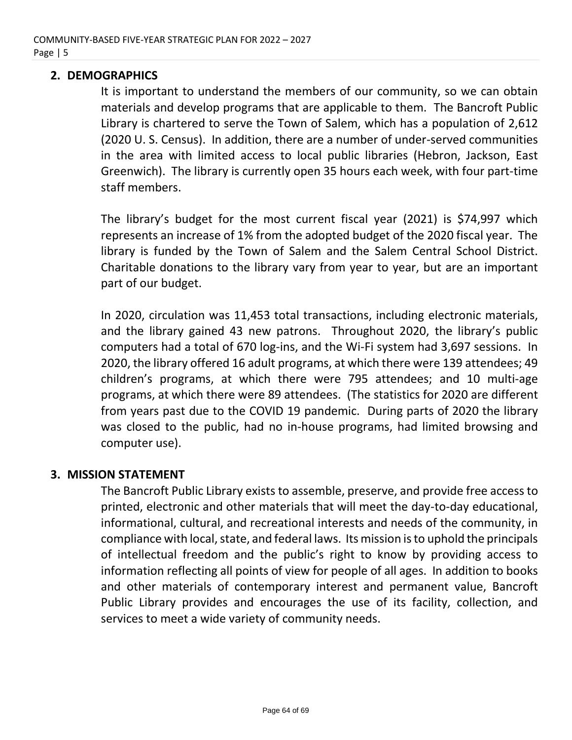## 2. DEMOGRAPHICS

It is important to understand the members of our community, so we can obtain materials and develop programs that are applicable to them. The Bancroft Public Library is chartered to serve the Town of Salem, which has a population of 2,612 (2020 U. S. Census). In addition, there are a number of under-served communities in the area with limited access to local public libraries (Hebron, Jackson, East Greenwich). The library is currently open 35 hours each week, with four part-time staff members.

The library's budget for the most current fiscal year (2021) is $74,997 which represents an increase of 1% from the adopted budget of the 2020 fiscal year. The library is funded by the Town of Salem and the Salem Central School District. Charitable donations to the library vary from year to year, but are an important part of our budget.

In 2020, circulation was 11,453 total transactions, including electronic materials, and the library gained 43 new patrons. Throughout 2020, the library's public computers had a total of 670 log-ins, and the Wi-Fi system had 3,697 sessions. In 2020, the library offered 16 adult programs, at which there were 139 attendees; 49 children's programs, at which there were 795 attendees; and 10 multi-age programs, at which there were 89 attendees. (The statistics for 2020 are different from years past due to the COVID 19 pandemic. During parts of 2020 the library was closed to the public, had no in-house programs, had limited browsing and computer use).

## 3. MISSION STATEMENT

The Bancroft Public Library exists to assemble, preserve, and provide free access to printed, electronic and other materials that will meet the day-to-day educational, informational, cultural, and recreational interests and needs of the community, in compliance with local, state, and federal laws. Its mission is to uphold the principals of intellectual freedom and the public's right to know by providing access to information reflecting all points of view for people of all ages. In addition to books and other materials of contemporary interest and permanent value, Bancroft Public Library provides and encourages the use of its facility, collection, and services to meet a wide variety of community needs.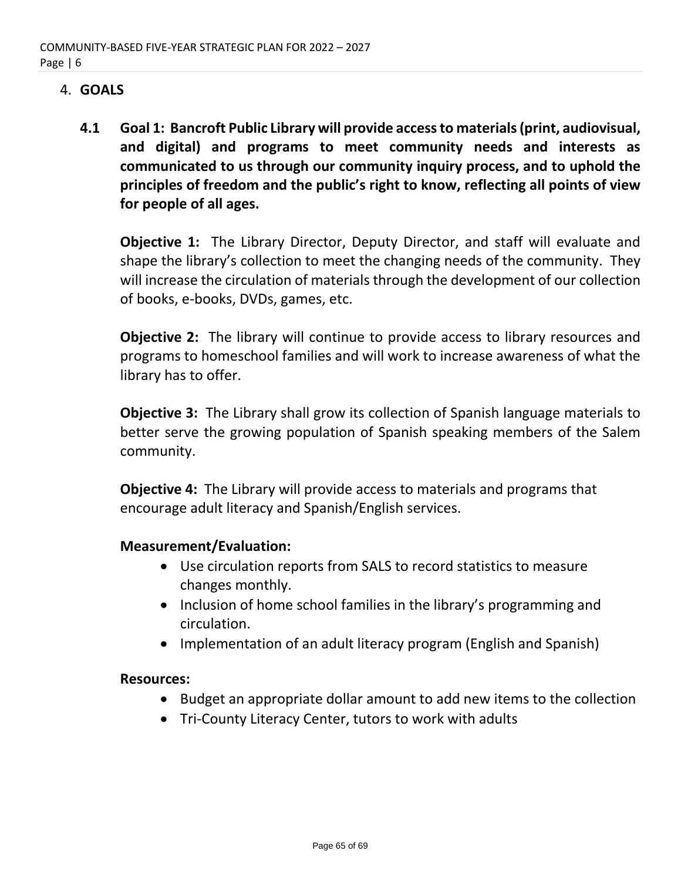## 4. GOALS

### 4.1 Goal 1: Bancroft Public Library will provide access to materials (print, audiovisual, and digital) and programs to meet community needs and interests as communicated to us through our community inquiry process, and to uphold the principles of freedom and the public's right to know, reflecting all points of view for people of all ages.

**Objective 1:** The Library Director, Deputy Director, and staff will evaluate and shape the library's collection to meet the changing needs of the community. They will increase the circulation of materials through the development of our collection of books, e-books, DVDs, games, etc.

**Objective 2:** The library will continue to provide access to library resources and programs to homeschool families and will work to increase awareness of what the library has to offer.

**Objective 3:** The Library shall grow its collection of Spanish language materials to better serve the growing population of Spanish speaking members of the Salem community.

**Objective 4:** The Library will provide access to materials and programs that encourage adult literacy and Spanish/English services.

**Measurement/Evaluation:**

- Use circulation reports from SALS to record statistics to measure changes monthly.
- Inclusion of home school families in the library's programming and circulation.
- Implementation of an adult literacy program (English and Spanish)

**Resources:**

- Budget an appropriate dollar amount to add new items to the collection
- Tri-County Literacy Center, tutors to work with adults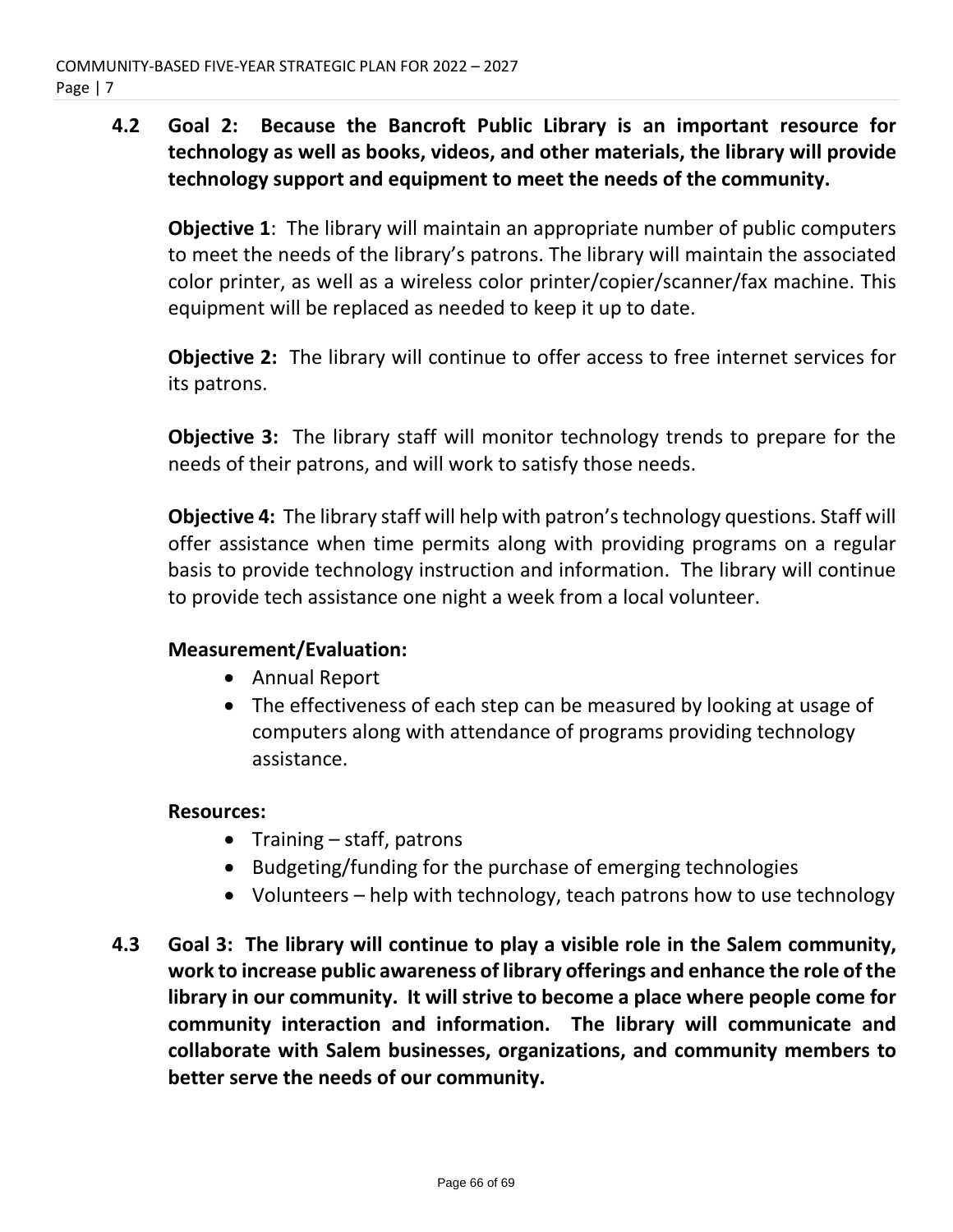### 4.2 Goal 2: Because the Bancroft Public Library is an important resource for technology as well as books, videos, and other materials, the library will provide technology support and equipment to meet the needs of the community.

**Objective 1**: The library will maintain an appropriate number of public computers to meet the needs of the library's patrons. The library will maintain the associated color printer, as well as a wireless color printer/copier/scanner/fax machine. This equipment will be replaced as needed to keep it up to date.

**Objective 2:** The library will continue to offer access to free internet services for its patrons.

**Objective 3:** The library staff will monitor technology trends to prepare for the needs of their patrons, and will work to satisfy those needs.

**Objective 4:** The library staff will help with patron's technology questions. Staff will offer assistance when time permits along with providing programs on a regular basis to provide technology instruction and information. The library will continue to provide tech assistance one night a week from a local volunteer.

**Measurement/Evaluation:**

- Annual Report
- The effectiveness of each step can be measured by looking at usage of computers along with attendance of programs providing technology assistance.

**Resources:**

- Training – staff, patrons
- Budgeting/funding for the purchase of emerging technologies
- Volunteers – help with technology, teach patrons how to use technology

### 4.3 Goal 3: The library will continue to play a visible role in the Salem community, work to increase public awareness of library offerings and enhance the role of the library in our community. It will strive to become a place where people come for community interaction and information. The library will communicate and collaborate with Salem businesses, organizations, and community members to better serve the needs of our community.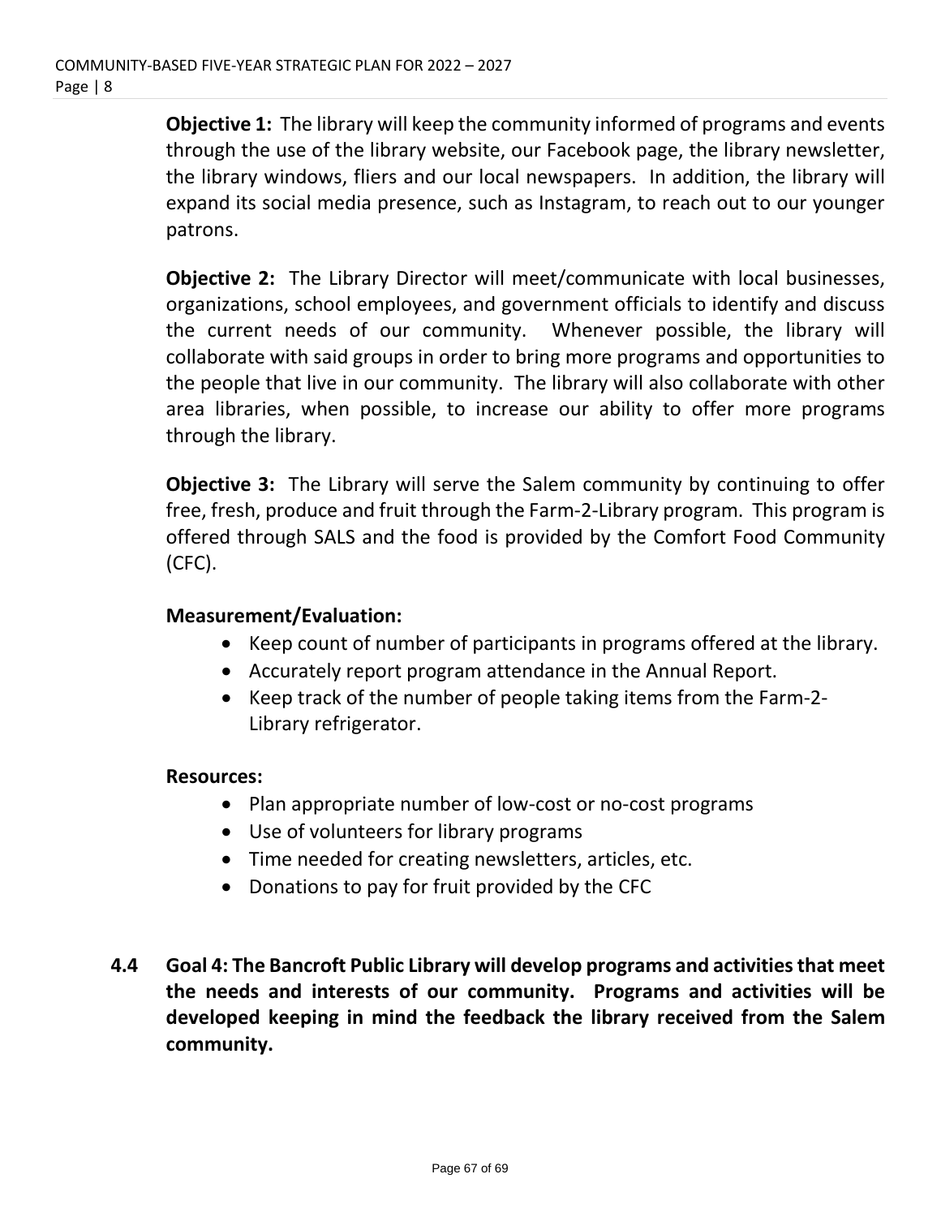**Objective 1:** The library will keep the community informed of programs and events through the use of the library website, our Facebook page, the library newsletter, the library windows, fliers and our local newspapers. In addition, the library will expand its social media presence, such as Instagram, to reach out to our younger patrons.

**Objective 2:** The Library Director will meet/communicate with local businesses, organizations, school employees, and government officials to identify and discuss the current needs of our community. Whenever possible, the library will collaborate with said groups in order to bring more programs and opportunities to the people that live in our community. The library will also collaborate with other area libraries, when possible, to increase our ability to offer more programs through the library.

**Objective 3:** The Library will serve the Salem community by continuing to offer free, fresh, produce and fruit through the Farm-2-Library program. This program is offered through SALS and the food is provided by the Comfort Food Community (CFC).

**Measurement/Evaluation:**

- Keep count of number of participants in programs offered at the library.
- Accurately report program attendance in the Annual Report.
- Keep track of the number of people taking items from the Farm-2-Library refrigerator.

**Resources:**

- Plan appropriate number of low-cost or no-cost programs
- Use of volunteers for library programs
- Time needed for creating newsletters, articles, etc.
- Donations to pay for fruit provided by the CFC

### 4.4 Goal 4: The Bancroft Public Library will develop programs and activities that meet the needs and interests of our community. Programs and activities will be developed keeping in mind the feedback the library received from the Salem community.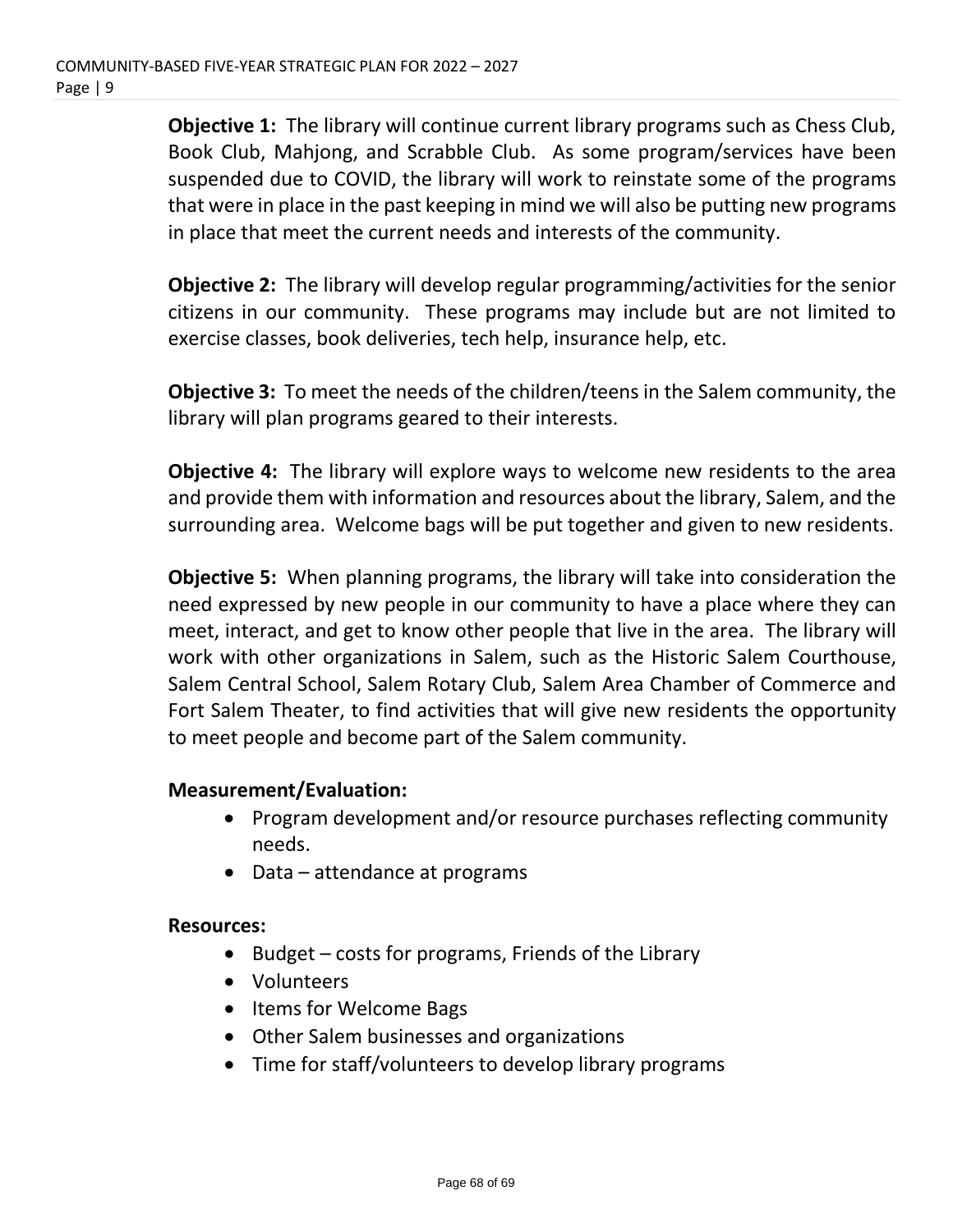**Objective 1:** The library will continue current library programs such as Chess Club, Book Club, Mahjong, and Scrabble Club. As some program/services have been suspended due to COVID, the library will work to reinstate some of the programs that were in place in the past keeping in mind we will also be putting new programs in place that meet the current needs and interests of the community.

**Objective 2:** The library will develop regular programming/activities for the senior citizens in our community. These programs may include but are not limited to exercise classes, book deliveries, tech help, insurance help, etc.

**Objective 3:** To meet the needs of the children/teens in the Salem community, the library will plan programs geared to their interests.

**Objective 4:** The library will explore ways to welcome new residents to the area and provide them with information and resources about the library, Salem, and the surrounding area. Welcome bags will be put together and given to new residents.

**Objective 5:** When planning programs, the library will take into consideration the need expressed by new people in our community to have a place where they can meet, interact, and get to know other people that live in the area. The library will work with other organizations in Salem, such as the Historic Salem Courthouse, Salem Central School, Salem Rotary Club, Salem Area Chamber of Commerce and Fort Salem Theater, to find activities that will give new residents the opportunity to meet people and become part of the Salem community.

**Measurement/Evaluation:**

- Program development and/or resource purchases reflecting community needs.
- Data – attendance at programs

**Resources:**

- Budget – costs for programs, Friends of the Library
- Volunteers
- Items for Welcome Bags
- Other Salem businesses and organizations
- Time for staff/volunteers to develop library programs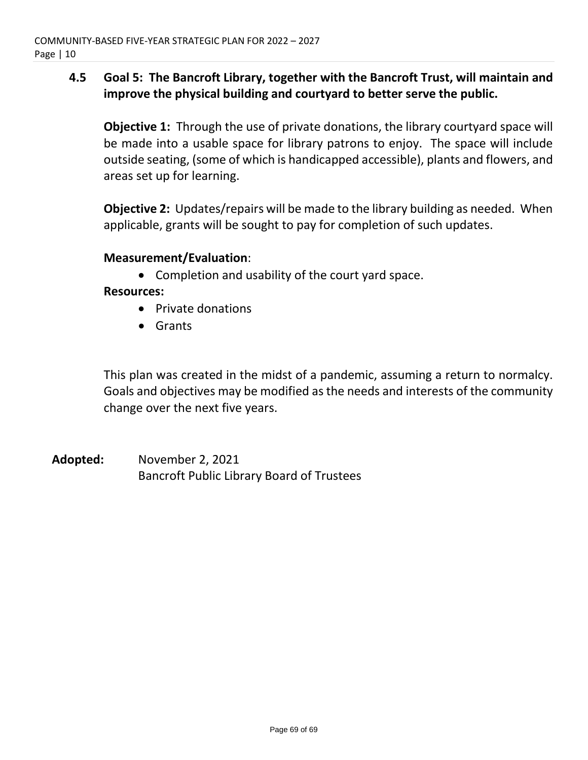## 4.5 Goal 5: The Bancroft Library, together with the Bancroft Trust, will maintain and improve the physical building and courtyard to better serve the public.

**Objective 1:** Through the use of private donations, the library courtyard space will be made into a usable space for library patrons to enjoy. The space will include outside seating, (some of which is handicapped accessible), plants and flowers, and areas set up for learning.

**Objective 2:** Updates/repairs will be made to the library building as needed. When applicable, grants will be sought to pay for completion of such updates.

**Measurement/Evaluation**:

- Completion and usability of the court yard space.

**Resources:**

- Private donations
- Grants

This plan was created in the midst of a pandemic, assuming a return to normalcy. Goals and objectives may be modified as the needs and interests of the community change over the next five years.

**Adopted:** November 2, 2021
Bancroft Public Library Board of Trustees